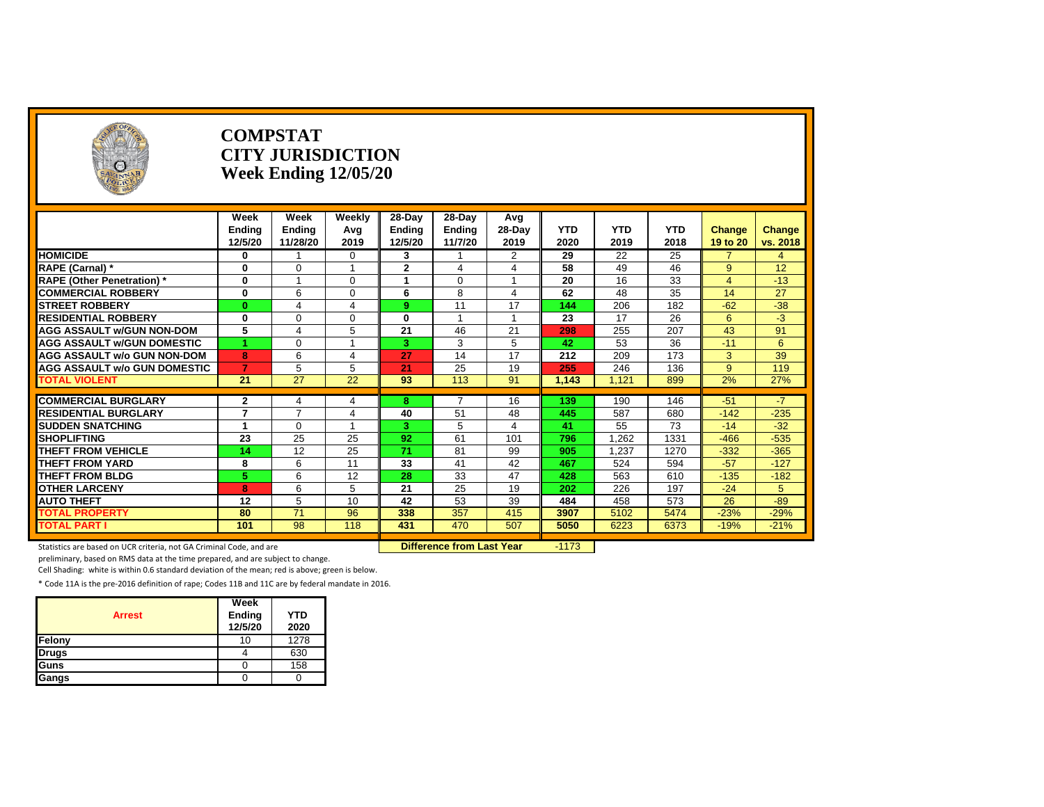# COMPSTAT
# CITY JURISDICTION
# Week Ending 12/05/20

| | Week Ending 12/5/20 | Week Ending 11/28/20 | Weekly Avg 2019 | 28-Day Ending 12/5/20 | 28-Day Ending 11/7/20 | Avg 28-Day 2019 | YTD 2020 | YTD 2019 | YTD 2018 | Change 19 to 20 | Change vs. 2018 |
|---|---|---|---|---|---|---|---|---|---|---|---|
| **HOMICIDE** | 0 | 1 | 0 | 3 | 1 | 2 | 29 | 22 | 25 | 7 | 4 |
| **RAPE (Carnal) *** | 0 | 0 | 1 | 2 | 4 | 4 | 58 | 49 | 46 | 9 | 12 |
| **RAPE (Other Penetration) *** | 0 | 1 | 0 | 1 | 0 | 1 | 20 | 16 | 33 | 4 | -13 |
| **COMMERCIAL ROBBERY** | 0 | 6 | 0 | 6 | 8 | 4 | 62 | 48 | 35 | 14 | 27 |
| **STREET ROBBERY** | 0 | 4 | 4 | 9 | 11 | 17 | 144 | 206 | 182 | -62 | -38 |
| **RESIDENTIAL ROBBERY** | 0 | 0 | 0 | 0 | 1 | 1 | 23 | 17 | 26 | 6 | -3 |
| **AGG ASSAULT w/GUN NON-DOM** | 5 | 4 | 5 | 21 | 46 | 21 | 298 | 255 | 207 | 43 | 91 |
| **AGG ASSAULT w/GUN DOMESTIC** | 1 | 0 | 1 | 3 | 3 | 5 | 42 | 53 | 36 | -11 | 6 |
| **AGG ASSAULT w/o GUN NON-DOM** | 8 | 6 | 4 | 27 | 14 | 17 | 212 | 209 | 173 | 3 | 39 |
| **AGG ASSAULT w/o GUN DOMESTIC** | 7 | 5 | 5 | 21 | 25 | 19 | 255 | 246 | 136 | 9 | 119 |
| **TOTAL VIOLENT** | 21 | 27 | 22 | 93 | 113 | 91 | 1,143 | 1,121 | 899 | 2% | 27% |
| **COMMERCIAL BURGLARY** | 2 | 4 | 4 | 8 | 7 | 16 | 139 | 190 | 146 | -51 | -7 |
| **RESIDENTIAL BURGLARY** | 7 | 7 | 4 | 40 | 51 | 48 | 445 | 587 | 680 | -142 | -235 |
| **SUDDEN SNATCHING** | 1 | 0 | 1 | 3 | 5 | 4 | 41 | 55 | 73 | -14 | -32 |
| **SHOPLIFTING** | 23 | 25 | 25 | 92 | 61 | 101 | 796 | 1,262 | 1331 | -466 | -535 |
| **THEFT FROM VEHICLE** | 14 | 12 | 25 | 71 | 81 | 99 | 905 | 1,237 | 1270 | -332 | -365 |
| **THEFT FROM YARD** | 8 | 6 | 11 | 33 | 41 | 42 | 467 | 524 | 594 | -57 | -127 |
| **THEFT FROM BLDG** | 5 | 6 | 12 | 28 | 33 | 47 | 428 | 563 | 610 | -135 | -182 |
| **OTHER LARCENY** | 8 | 6 | 5 | 21 | 25 | 19 | 202 | 226 | 197 | -24 | 5 |
| **AUTO THEFT** | 12 | 5 | 10 | 42 | 53 | 39 | 484 | 458 | 573 | 26 | -89 |
| **TOTAL PROPERTY** | 80 | 71 | 96 | 338 | 357 | 415 | 3907 | 5102 | 5474 | -23% | -29% |
| **TOTAL PART I** | 101 | 98 | 118 | 431 | 470 | 507 | 5050 | 6223 | 6373 | -19% | -21% |

**Difference from Last Year** -1173

Statistics are based on UCR criteria, not GA Criminal Code, and are preliminary, based on RMS data at the time prepared, and are subject to change.

Cell Shading: white is within 0.6 standard deviation of the mean; red is above; green is below.

* Code 11A is the pre-2016 definition of rape; Codes 11B and 11C are by federal mandate in 2016.

| Arrest | Week Ending 12/5/20 | YTD 2020 |
|---|---|---|
| **Felony** | 10 | 1278 |
| **Drugs** | 4 | 630 |
| **Guns** | 0 | 158 |
| **Gangs** | 0 | 0 |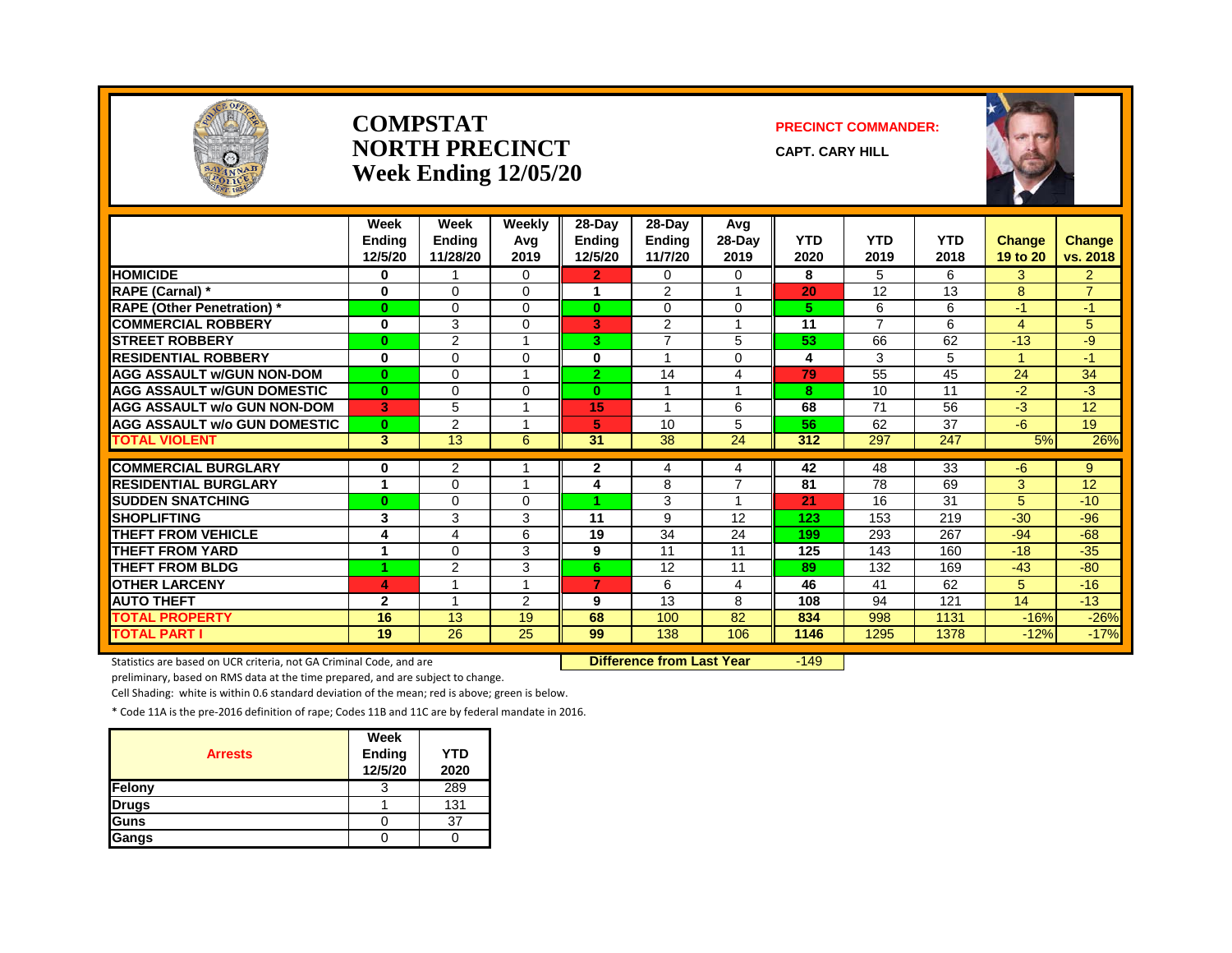# COMPSTAT
# NORTH PRECINCT
# Week Ending 12/05/20

**PRECINCT COMMANDER:**

**CAPT. CARY HILL**

| | Week Ending 12/5/20 | Week Ending 11/28/20 | Weekly Avg 2019 | 28-Day Ending 12/5/20 | 28-Day Ending 11/7/20 | Avg 28-Day 2019 | YTD 2020 | YTD 2019 | YTD 2018 | Change 19 to 20 | Change vs. 2018 |
|---|---|---|---|---|---|---|---|---|---|---|---|
| HOMICIDE | 0 | 1 | 0 | 2 | 0 | 0 | 8 | 5 | 6 | 3 | 2 |
| RAPE (Carnal) * | 0 | 0 | 0 | 1 | 2 | 1 | 20 | 12 | 13 | 8 | 7 |
| RAPE (Other Penetration) * | 0 | 0 | 0 | 0 | 0 | 0 | 5 | 6 | 6 | -1 | -1 |
| COMMERCIAL ROBBERY | 0 | 3 | 0 | 3 | 2 | 1 | 11 | 7 | 6 | 4 | 5 |
| STREET ROBBERY | 0 | 2 | 1 | 3 | 7 | 5 | 53 | 66 | 62 | -13 | -9 |
| RESIDENTIAL ROBBERY | 0 | 0 | 0 | 0 | 1 | 0 | 4 | 3 | 5 | 1 | -1 |
| AGG ASSAULT w/GUN NON-DOM | 0 | 0 | 1 | 2 | 14 | 4 | 79 | 55 | 45 | 24 | 34 |
| AGG ASSAULT w/GUN DOMESTIC | 0 | 0 | 0 | 0 | 1 | 1 | 8 | 10 | 11 | -2 | -3 |
| AGG ASSAULT w/o GUN NON-DOM | 3 | 5 | 1 | 15 | 1 | 6 | 68 | 71 | 56 | -3 | 12 |
| AGG ASSAULT w/o GUN DOMESTIC | 0 | 2 | 1 | 5 | 10 | 5 | 56 | 62 | 37 | -6 | 19 |
| TOTAL VIOLENT | 3 | 13 | 6 | 31 | 38 | 24 | 312 | 297 | 247 | 5% | 26% |
| COMMERCIAL BURGLARY | 0 | 2 | 1 | 2 | 4 | 4 | 42 | 48 | 33 | -6 | 9 |
| RESIDENTIAL BURGLARY | 1 | 0 | 1 | 4 | 8 | 7 | 81 | 78 | 69 | 3 | 12 |
| SUDDEN SNATCHING | 0 | 0 | 0 | 1 | 3 | 1 | 21 | 16 | 31 | 5 | -10 |
| SHOPLIFTING | 3 | 3 | 3 | 11 | 9 | 12 | 123 | 153 | 219 | -30 | -96 |
| THEFT FROM VEHICLE | 4 | 4 | 6 | 19 | 34 | 24 | 199 | 293 | 267 | -94 | -68 |
| THEFT FROM YARD | 1 | 0 | 3 | 9 | 11 | 11 | 125 | 143 | 160 | -18 | -35 |
| THEFT FROM BLDG | 1 | 2 | 3 | 6 | 12 | 11 | 89 | 132 | 169 | -43 | -80 |
| OTHER LARCENY | 4 | 1 | 1 | 7 | 6 | 4 | 46 | 41 | 62 | 5 | -16 |
| AUTO THEFT | 2 | 1 | 2 | 9 | 13 | 8 | 108 | 94 | 121 | 14 | -13 |
| TOTAL PROPERTY | 16 | 13 | 19 | 68 | 100 | 82 | 834 | 998 | 1131 | -16% | -26% |
| TOTAL PART I | 19 | 26 | 25 | 99 | 138 | 106 | 1146 | 1295 | 1378 | -12% | -17% |

**Difference from Last Year** -149

Statistics are based on UCR criteria, not GA Criminal Code, and are preliminary, based on RMS data at the time prepared, and are subject to change.

Cell Shading: white is within 0.6 standard deviation of the mean; red is above; green is below.

* Code 11A is the pre-2016 definition of rape; Codes 11B and 11C are by federal mandate in 2016.

| Arrests | Week Ending 12/5/20 | YTD 2020 |
|---|---|---|
| Felony | 3 | 289 |
| Drugs | 1 | 131 |
| Guns | 0 | 37 |
| Gangs | 0 | 0 |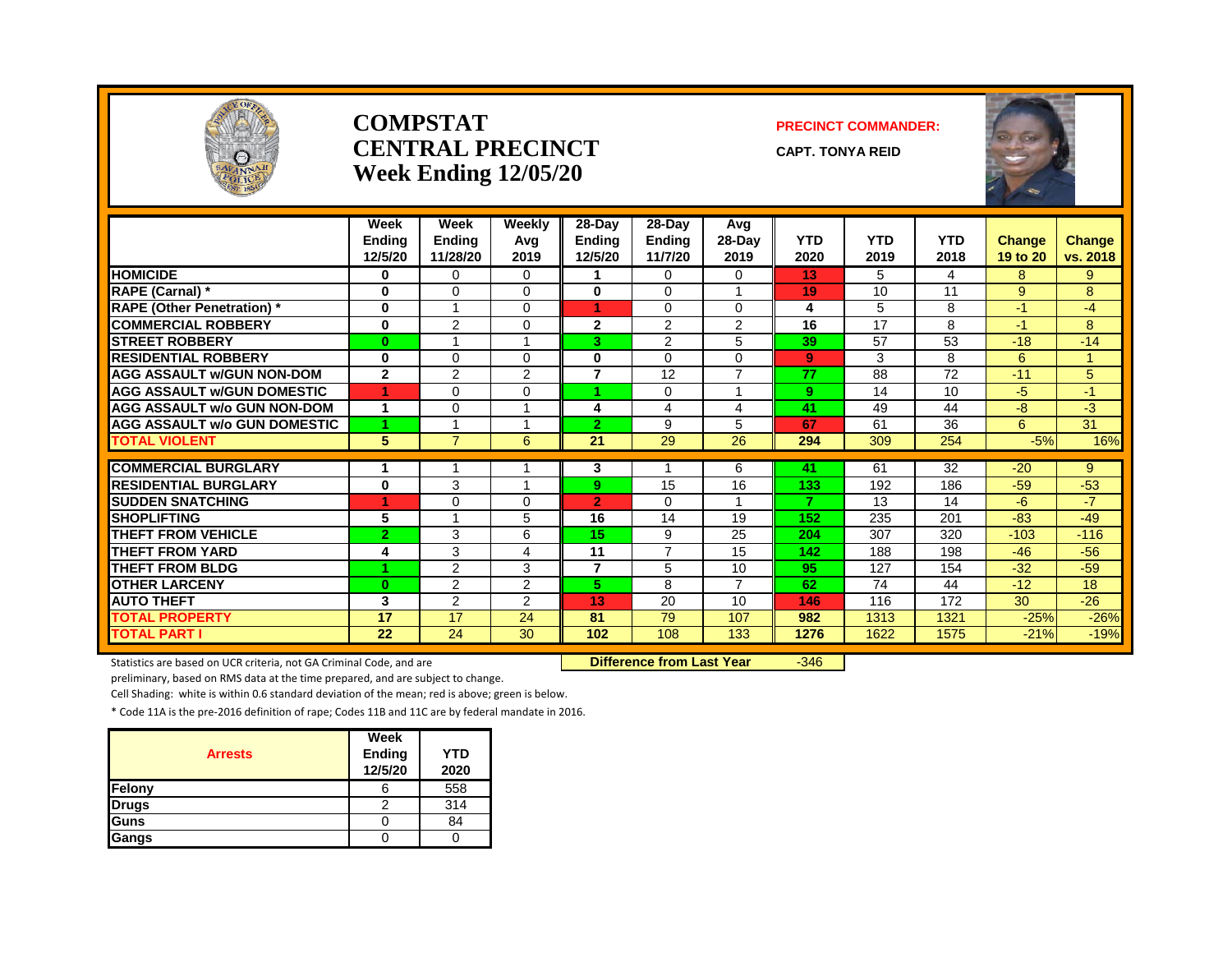# COMPSTAT
# CENTRAL PRECINCT
# Week Ending 12/05/20

**PRECINCT COMMANDER:**

**CAPT. TONYA REID**

| | Week Ending 12/5/20 | Week Ending 11/28/20 | Weekly Avg 2019 | 28-Day Ending 12/5/20 | 28-Day Ending 11/7/20 | Avg 28-Day 2019 | YTD 2020 | YTD 2019 | YTD 2018 | Change 19 to 20 | Change vs. 2018 |
|---|---|---|---|---|---|---|---|---|---|---|---|
| HOMICIDE | 0 | 0 | 0 | 1 | 0 | 0 | 13 | 5 | 4 | 8 | 9 |
| RAPE (Carnal) * | 0 | 0 | 0 | 0 | 0 | 1 | 19 | 10 | 11 | 9 | 8 |
| RAPE (Other Penetration) * | 0 | 1 | 0 | 1 | 0 | 0 | 4 | 5 | 8 | -1 | -4 |
| COMMERCIAL ROBBERY | 0 | 2 | 0 | 2 | 2 | 2 | 16 | 17 | 8 | -1 | 8 |
| STREET ROBBERY | 0 | 1 | 1 | 3 | 2 | 5 | 39 | 57 | 53 | -18 | -14 |
| RESIDENTIAL ROBBERY | 0 | 0 | 0 | 0 | 0 | 0 | 9 | 3 | 8 | 6 | 1 |
| AGG ASSAULT w/GUN NON-DOM | 2 | 2 | 2 | 7 | 12 | 7 | 77 | 88 | 72 | -11 | 5 |
| AGG ASSAULT w/GUN DOMESTIC | 1 | 0 | 0 | 1 | 0 | 1 | 9 | 14 | 10 | -5 | -1 |
| AGG ASSAULT w/o GUN NON-DOM | 1 | 0 | 1 | 4 | 4 | 4 | 41 | 49 | 44 | -8 | -3 |
| AGG ASSAULT w/o GUN DOMESTIC | 1 | 1 | 1 | 2 | 9 | 5 | 67 | 61 | 36 | 6 | 31 |
| TOTAL VIOLENT | 5 | 7 | 6 | 21 | 29 | 26 | 294 | 309 | 254 | -5% | 16% |
| COMMERCIAL BURGLARY | 1 | 1 | 1 | 3 | 1 | 6 | 41 | 61 | 32 | -20 | 9 |
| RESIDENTIAL BURGLARY | 0 | 3 | 1 | 9 | 15 | 16 | 133 | 192 | 186 | -59 | -53 |
| SUDDEN SNATCHING | 1 | 0 | 0 | 2 | 0 | 1 | 7 | 13 | 14 | -6 | -7 |
| SHOPLIFTING | 5 | 1 | 5 | 16 | 14 | 19 | 152 | 235 | 201 | -83 | -49 |
| THEFT FROM VEHICLE | 2 | 3 | 6 | 15 | 9 | 25 | 204 | 307 | 320 | -103 | -116 |
| THEFT FROM YARD | 4 | 3 | 4 | 11 | 7 | 15 | 142 | 188 | 198 | -46 | -56 |
| THEFT FROM BLDG | 1 | 2 | 3 | 7 | 5 | 10 | 95 | 127 | 154 | -32 | -59 |
| OTHER LARCENY | 0 | 2 | 2 | 5 | 8 | 7 | 62 | 74 | 44 | -12 | 18 |
| AUTO THEFT | 3 | 2 | 2 | 13 | 20 | 10 | 146 | 116 | 172 | 30 | -26 |
| TOTAL PROPERTY | 17 | 17 | 24 | 81 | 79 | 107 | 982 | 1313 | 1321 | -25% | -26% |
| TOTAL PART I | 22 | 24 | 30 | 102 | 108 | 133 | 1276 | 1622 | 1575 | -21% | -19% |

**Difference from Last Year** -346

Statistics are based on UCR criteria, not GA Criminal Code, and are preliminary, based on RMS data at the time prepared, and are subject to change.

Cell Shading: white is within 0.6 standard deviation of the mean; red is above; green is below.

* Code 11A is the pre-2016 definition of rape; Codes 11B and 11C are by federal mandate in 2016.

| Arrests | Week Ending 12/5/20 | YTD 2020 |
|---|---|---|
| Felony | 6 | 558 |
| Drugs | 2 | 314 |
| Guns | 0 | 84 |
| Gangs | 0 | 0 |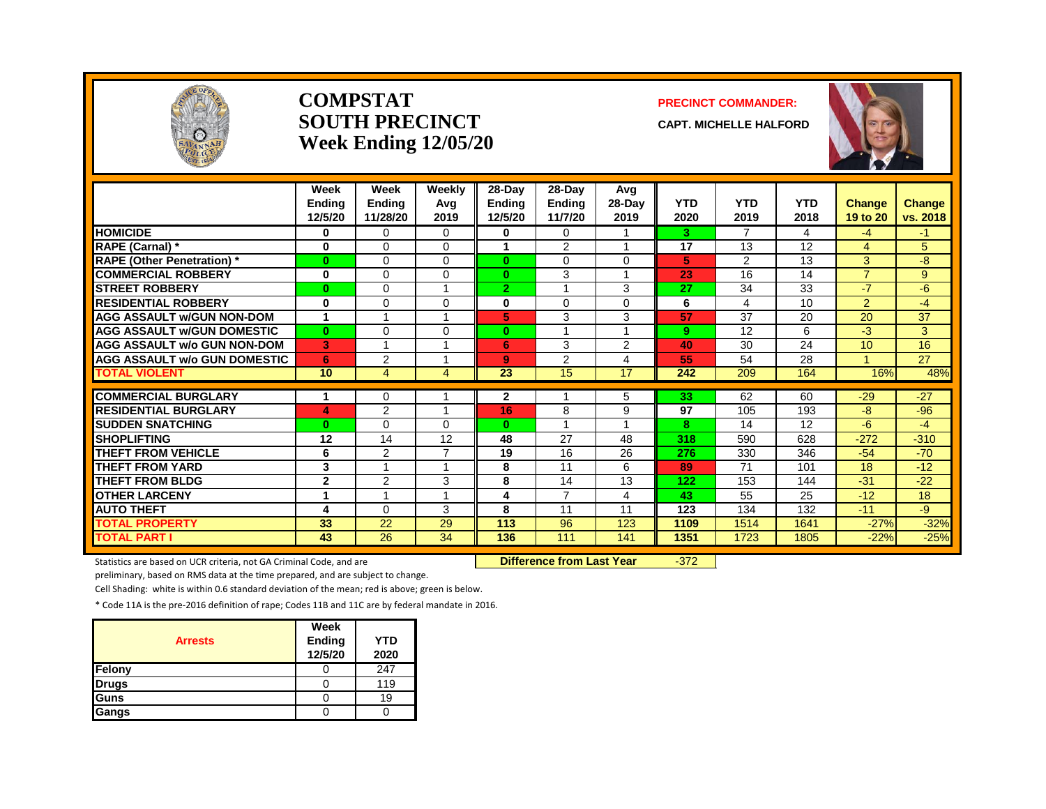# COMPSTAT
# SOUTH PRECINCT
## Week Ending 12/05/20

**PRECINCT COMMANDER:**

**CAPT. MICHELLE HALFORD**

| | Week Ending 12/5/20 | Week Ending 11/28/20 | Weekly Avg 2019 | 28-Day Ending 12/5/20 | 28-Day Ending 11/7/20 | Avg 28-Day 2019 | YTD 2020 | YTD 2019 | YTD 2018 | Change 19 to 20 | Change vs. 2018 |
|---|---|---|---|---|---|---|---|---|---|---|---|
| HOMICIDE | 0 | 0 | 0 | 0 | 0 | 1 | 3 | 7 | 4 | -4 | -1 |
| RAPE (Carnal) * | 0 | 0 | 0 | 1 | 2 | 1 | 17 | 13 | 12 | 4 | 5 |
| RAPE (Other Penetration) * | 0 | 0 | 0 | 0 | 0 | 0 | 5 | 2 | 13 | 3 | -8 |
| COMMERCIAL ROBBERY | 0 | 0 | 0 | 0 | 3 | 1 | 23 | 16 | 14 | 7 | 9 |
| STREET ROBBERY | 0 | 0 | 1 | 2 | 1 | 3 | 27 | 34 | 33 | -7 | -6 |
| RESIDENTIAL ROBBERY | 0 | 0 | 0 | 0 | 0 | 0 | 6 | 4 | 10 | 2 | -4 |
| AGG ASSAULT w/GUN NON-DOM | 1 | 1 | 1 | 5 | 3 | 3 | 57 | 37 | 20 | 20 | 37 |
| AGG ASSAULT w/GUN DOMESTIC | 0 | 0 | 0 | 0 | 1 | 1 | 9 | 12 | 6 | -3 | 3 |
| AGG ASSAULT w/o GUN NON-DOM | 3 | 1 | 1 | 6 | 3 | 2 | 40 | 30 | 24 | 10 | 16 |
| AGG ASSAULT w/o GUN DOMESTIC | 6 | 2 | 1 | 9 | 2 | 4 | 55 | 54 | 28 | 1 | 27 |
| TOTAL VIOLENT | 10 | 4 | 4 | 23 | 15 | 17 | 242 | 209 | 164 | 16% | 48% |
| COMMERCIAL BURGLARY | 1 | 0 | 1 | 2 | 1 | 5 | 33 | 62 | 60 | -29 | -27 |
| RESIDENTIAL BURGLARY | 4 | 2 | 1 | 16 | 8 | 9 | 97 | 105 | 193 | -8 | -96 |
| SUDDEN SNATCHING | 0 | 0 | 0 | 0 | 1 | 1 | 8 | 14 | 12 | -6 | -4 |
| SHOPLIFTING | 12 | 14 | 12 | 48 | 27 | 48 | 318 | 590 | 628 | -272 | -310 |
| THEFT FROM VEHICLE | 6 | 2 | 7 | 19 | 16 | 26 | 276 | 330 | 346 | -54 | -70 |
| THEFT FROM YARD | 3 | 1 | 1 | 8 | 11 | 6 | 89 | 71 | 101 | 18 | -12 |
| THEFT FROM BLDG | 2 | 2 | 3 | 8 | 14 | 13 | 122 | 153 | 144 | -31 | -22 |
| OTHER LARCENY | 1 | 1 | 1 | 4 | 7 | 4 | 43 | 55 | 25 | -12 | 18 |
| AUTO THEFT | 4 | 0 | 3 | 8 | 11 | 11 | 123 | 134 | 132 | -11 | -9 |
| TOTAL PROPERTY | 33 | 22 | 29 | 113 | 96 | 123 | 1109 | 1514 | 1641 | -27% | -32% |
| TOTAL PART I | 43 | 26 | 34 | 136 | 111 | 141 | 1351 | 1723 | 1805 | -22% | -25% |

**Difference from Last Year** -372

Statistics are based on UCR criteria, not GA Criminal Code, and are preliminary, based on RMS data at the time prepared, and are subject to change.

Cell Shading: white is within 0.6 standard deviation of the mean; red is above; green is below.

* Code 11A is the pre-2016 definition of rape; Codes 11B and 11C are by federal mandate in 2016.

| Arrests | Week Ending 12/5/20 | YTD 2020 |
|---|---|---|
| Felony | 0 | 247 |
| Drugs | 0 | 119 |
| Guns | 0 | 19 |
| Gangs | 0 | 0 |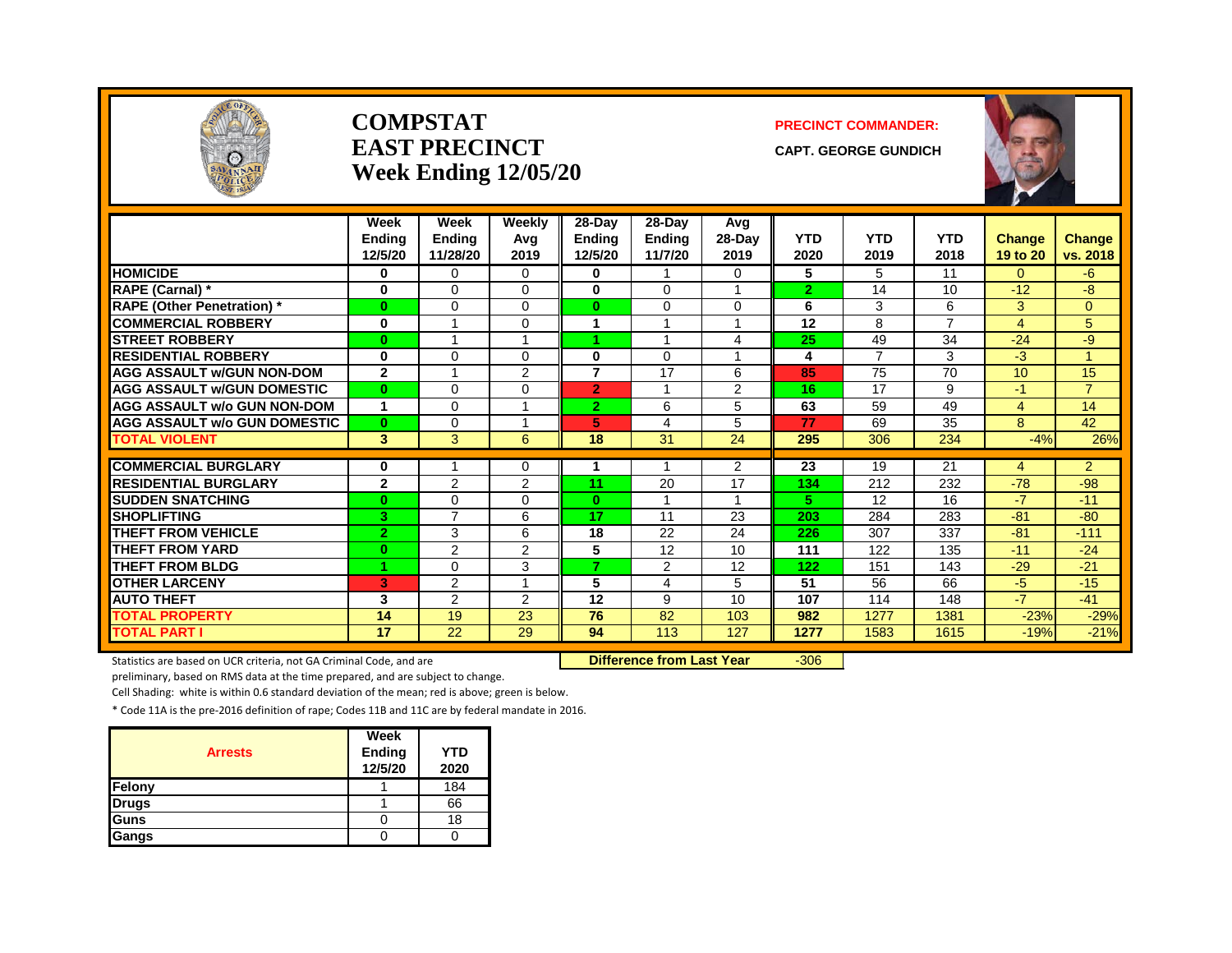# COMPSTAT
## EAST PRECINCT
## Week Ending 12/05/20

**PRECINCT COMMANDER:**

**CAPT. GEORGE GUNDICH**

| | Week Ending 12/5/20 | Week Ending 11/28/20 | Weekly Avg 2019 | 28-Day Ending 12/5/20 | 28-Day Ending 11/7/20 | Avg 28-Day 2019 | YTD 2020 | YTD 2019 | YTD 2018 | Change 19 to 20 | Change vs. 2018 |
|---|---|---|---|---|---|---|---|---|---|---|---|
| HOMICIDE | 0 | 0 | 0 | 0 | 1 | 0 | 5 | 5 | 11 | 0 | -6 |
| RAPE (Carnal) * | 0 | 0 | 0 | 0 | 0 | 1 | 2 | 14 | 10 | -12 | -8 |
| RAPE (Other Penetration) * | 0 | 0 | 0 | 0 | 0 | 0 | 6 | 3 | 6 | 3 | 0 |
| COMMERCIAL ROBBERY | 0 | 1 | 0 | 1 | 1 | 1 | 12 | 8 | 7 | 4 | 5 |
| STREET ROBBERY | 0 | 1 | 1 | 1 | 1 | 4 | 25 | 49 | 34 | -24 | -9 |
| RESIDENTIAL ROBBERY | 0 | 0 | 0 | 0 | 0 | 1 | 4 | 7 | 3 | -3 | 1 |
| AGG ASSAULT w/GUN NON-DOM | 2 | 1 | 2 | 7 | 17 | 6 | 85 | 75 | 70 | 10 | 15 |
| AGG ASSAULT w/GUN DOMESTIC | 0 | 0 | 0 | 2 | 1 | 2 | 16 | 17 | 9 | -1 | 7 |
| AGG ASSAULT w/o GUN NON-DOM | 1 | 0 | 1 | 2 | 6 | 5 | 63 | 59 | 49 | 4 | 14 |
| AGG ASSAULT w/o GUN DOMESTIC | 0 | 0 | 1 | 5 | 4 | 5 | 77 | 69 | 35 | 8 | 42 |
| TOTAL VIOLENT | 3 | 3 | 6 | 18 | 31 | 24 | 295 | 306 | 234 | -4% | 26% |
| COMMERCIAL BURGLARY | 0 | 1 | 0 | 1 | 1 | 2 | 23 | 19 | 21 | 4 | 2 |
| RESIDENTIAL BURGLARY | 2 | 2 | 2 | 11 | 20 | 17 | 134 | 212 | 232 | -78 | -98 |
| SUDDEN SNATCHING | 0 | 0 | 0 | 0 | 1 | 1 | 5 | 12 | 16 | -7 | -11 |
| SHOPLIFTING | 3 | 7 | 6 | 17 | 11 | 23 | 203 | 284 | 283 | -81 | -80 |
| THEFT FROM VEHICLE | 2 | 3 | 6 | 18 | 22 | 24 | 226 | 307 | 337 | -81 | -111 |
| THEFT FROM YARD | 0 | 2 | 2 | 5 | 12 | 10 | 111 | 122 | 135 | -11 | -24 |
| THEFT FROM BLDG | 1 | 0 | 3 | 7 | 2 | 12 | 122 | 151 | 143 | -29 | -21 |
| OTHER LARCENY | 3 | 2 | 1 | 5 | 4 | 5 | 51 | 56 | 66 | -5 | -15 |
| AUTO THEFT | 3 | 2 | 2 | 12 | 9 | 10 | 107 | 114 | 148 | -7 | -41 |
| TOTAL PROPERTY | 14 | 19 | 23 | 76 | 82 | 103 | 982 | 1277 | 1381 | -23% | -29% |
| TOTAL PART I | 17 | 22 | 29 | 94 | 113 | 127 | 1277 | 1583 | 1615 | -19% | -21% |

Statistics are based on UCR criteria, not GA Criminal Code, and are preliminary, based on RMS data at the time prepared, and are subject to change.

**Difference from Last Year** -306

Cell Shading: white is within 0.6 standard deviation of the mean; red is above; green is below.

* Code 11A is the pre-2016 definition of rape; Codes 11B and 11C are by federal mandate in 2016.

| Arrests | Week Ending 12/5/20 | YTD 2020 |
|---|---|---|
| Felony | 1 | 184 |
| Drugs | 1 | 66 |
| Guns | 0 | 18 |
| Gangs | 0 | 0 |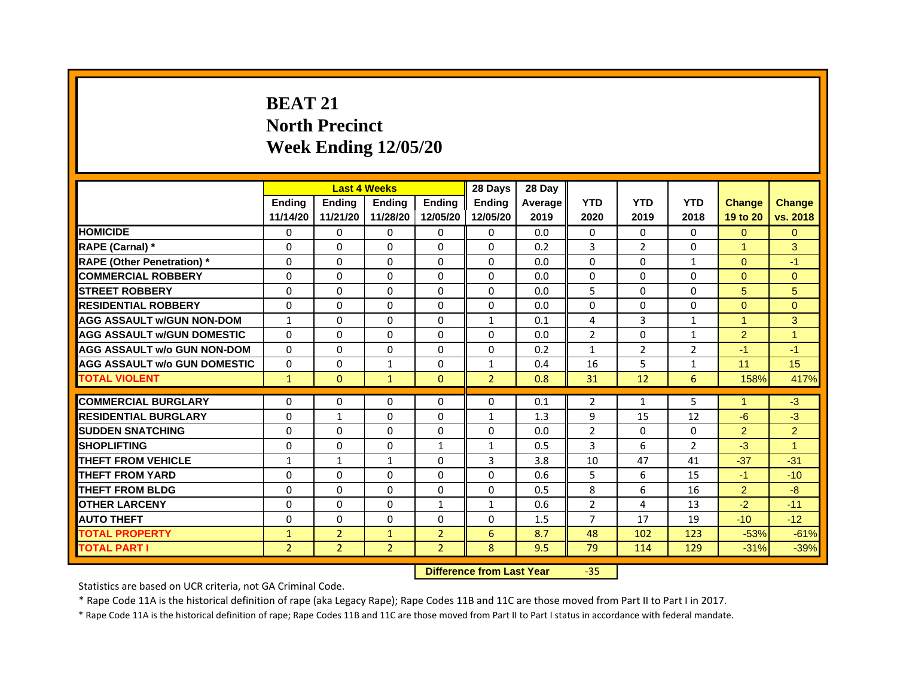# BEAT 21
# North Precinct
# Week Ending 12/05/20

| | Last 4 Weeks | | | | 28 Days | 28 Day | | | | | |
|---|---|---|---|---|---|---|---|---|---|---|---|
| | Ending 11/14/20 | Ending 11/21/20 | Ending 11/28/20 | Ending 12/05/20 | Ending 12/05/20 | Average 2019 | YTD 2020 | YTD 2019 | YTD 2018 | Change 19 to 20 | Change vs. 2018 |
| HOMICIDE | 0 | 0 | 0 | 0 | 0 | 0.0 | 0 | 0 | 0 | 0 | 0 |
| RAPE (Carnal) * | 0 | 0 | 0 | 0 | 0 | 0.2 | 3 | 2 | 0 | 1 | 3 |
| RAPE (Other Penetration) * | 0 | 0 | 0 | 0 | 0 | 0.0 | 0 | 0 | 1 | 0 | -1 |
| COMMERCIAL ROBBERY | 0 | 0 | 0 | 0 | 0 | 0.0 | 0 | 0 | 0 | 0 | 0 |
| STREET ROBBERY | 0 | 0 | 0 | 0 | 0 | 0.0 | 5 | 0 | 0 | 5 | 5 |
| RESIDENTIAL ROBBERY | 0 | 0 | 0 | 0 | 0 | 0.0 | 0 | 0 | 0 | 0 | 0 |
| AGG ASSAULT w/GUN NON-DOM | 1 | 0 | 0 | 0 | 1 | 0.1 | 4 | 3 | 1 | 1 | 3 |
| AGG ASSAULT w/GUN DOMESTIC | 0 | 0 | 0 | 0 | 0 | 0.0 | 2 | 0 | 1 | 2 | 1 |
| AGG ASSAULT w/o GUN NON-DOM | 0 | 0 | 0 | 0 | 0 | 0.2 | 1 | 2 | 2 | -1 | -1 |
| AGG ASSAULT w/o GUN DOMESTIC | 0 | 0 | 1 | 0 | 1 | 0.4 | 16 | 5 | 1 | 11 | 15 |
| TOTAL VIOLENT | 1 | 0 | 1 | 0 | 2 | 0.8 | 31 | 12 | 6 | 158% | 417% |
| COMMERCIAL BURGLARY | 0 | 0 | 0 | 0 | 0 | 0.1 | 2 | 1 | 5 | 1 | -3 |
| RESIDENTIAL BURGLARY | 0 | 1 | 0 | 0 | 1 | 1.3 | 9 | 15 | 12 | -6 | -3 |
| SUDDEN SNATCHING | 0 | 0 | 0 | 0 | 0 | 0.0 | 2 | 0 | 0 | 2 | 2 |
| SHOPLIFTING | 0 | 0 | 0 | 1 | 1 | 0.5 | 3 | 6 | 2 | -3 | 1 |
| THEFT FROM VEHICLE | 1 | 1 | 1 | 0 | 3 | 3.8 | 10 | 47 | 41 | -37 | -31 |
| THEFT FROM YARD | 0 | 0 | 0 | 0 | 0 | 0.6 | 5 | 6 | 15 | -1 | -10 |
| THEFT FROM BLDG | 0 | 0 | 0 | 0 | 0 | 0.5 | 8 | 6 | 16 | 2 | -8 |
| OTHER LARCENY | 0 | 0 | 0 | 1 | 1 | 0.6 | 2 | 4 | 13 | -2 | -11 |
| AUTO THEFT | 0 | 0 | 0 | 0 | 0 | 1.5 | 7 | 17 | 19 | -10 | -12 |
| TOTAL PROPERTY | 1 | 2 | 1 | 2 | 6 | 8.7 | 48 | 102 | 123 | -53% | -61% |
| TOTAL PART I | 2 | 2 | 2 | 2 | 8 | 9.5 | 79 | 114 | 129 | -31% | -39% |

**Difference from Last Year** -35

Statistics are based on UCR criteria, not GA Criminal Code.

* Rape Code 11A is the historical definition of rape (aka Legacy Rape); Rape Codes 11B and 11C are those moved from Part II to Part I in 2017.

* Rape Code 11A is the historical definition of rape; Rape Codes 11B and 11C are those moved from Part II to Part I status in accordance with federal mandate.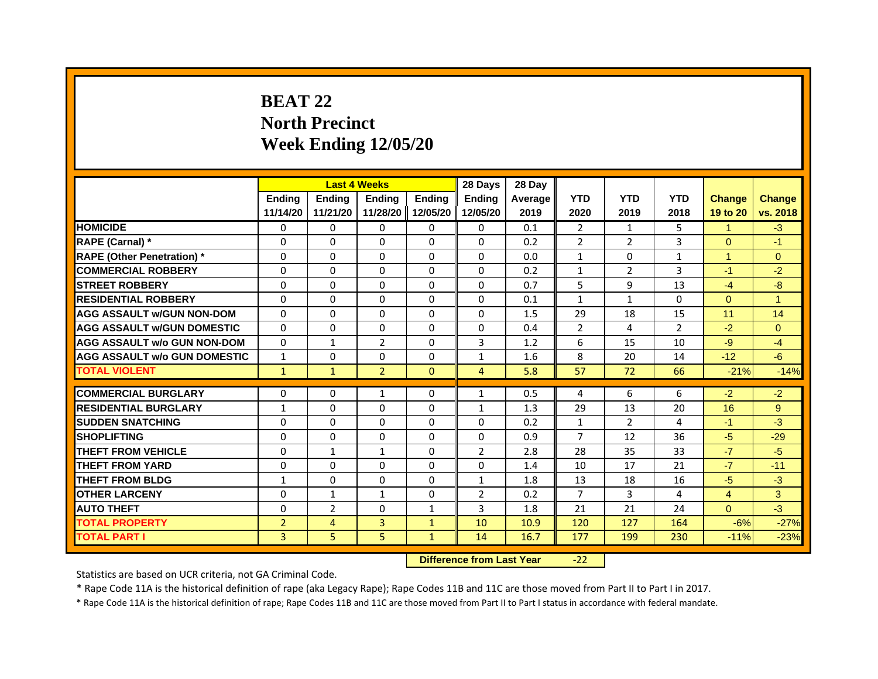# BEAT 22
# North Precinct
# Week Ending 12/05/20

| | Last 4 Weeks | | | | 28 Days | 28 Day | | | | | |
|---|---|---|---|---|---|---|---|---|---|---|---|
| | Ending 11/14/20 | Ending 11/21/20 | Ending 11/28/20 | Ending 12/05/20 | Ending 12/05/20 | Average 2019 | YTD 2020 | YTD 2019 | YTD 2018 | Change 19 to 20 | Change vs. 2018 |
| HOMICIDE | 0 | 0 | 0 | 0 | 0 | 0.1 | 2 | 1 | 5 | 1 | -3 |
| RAPE (Carnal) * | 0 | 0 | 0 | 0 | 0 | 0.2 | 2 | 2 | 3 | 0 | -1 |
| RAPE (Other Penetration) * | 0 | 0 | 0 | 0 | 0 | 0.0 | 1 | 0 | 1 | 1 | 0 |
| COMMERCIAL ROBBERY | 0 | 0 | 0 | 0 | 0 | 0.2 | 1 | 2 | 3 | -1 | -2 |
| STREET ROBBERY | 0 | 0 | 0 | 0 | 0 | 0.7 | 5 | 9 | 13 | -4 | -8 |
| RESIDENTIAL ROBBERY | 0 | 0 | 0 | 0 | 0 | 0.1 | 1 | 1 | 0 | 0 | 1 |
| AGG ASSAULT w/GUN NON-DOM | 0 | 0 | 0 | 0 | 0 | 1.5 | 29 | 18 | 15 | 11 | 14 |
| AGG ASSAULT w/GUN DOMESTIC | 0 | 0 | 0 | 0 | 0 | 0.4 | 2 | 4 | 2 | -2 | 0 |
| AGG ASSAULT w/o GUN NON-DOM | 0 | 1 | 2 | 0 | 3 | 1.2 | 6 | 15 | 10 | -9 | -4 |
| AGG ASSAULT w/o GUN DOMESTIC | 1 | 0 | 0 | 0 | 1 | 1.6 | 8 | 20 | 14 | -12 | -6 |
| TOTAL VIOLENT | 1 | 1 | 2 | 0 | 4 | 5.8 | 57 | 72 | 66 | -21% | -14% |
| COMMERCIAL BURGLARY | 0 | 0 | 1 | 0 | 1 | 0.5 | 4 | 6 | 6 | -2 | -2 |
| RESIDENTIAL BURGLARY | 1 | 0 | 0 | 0 | 1 | 1.3 | 29 | 13 | 20 | 16 | 9 |
| SUDDEN SNATCHING | 0 | 0 | 0 | 0 | 0 | 0.2 | 1 | 2 | 4 | -1 | -3 |
| SHOPLIFTING | 0 | 0 | 0 | 0 | 0 | 0.9 | 7 | 12 | 36 | -5 | -29 |
| THEFT FROM VEHICLE | 0 | 1 | 1 | 0 | 2 | 2.8 | 28 | 35 | 33 | -7 | -5 |
| THEFT FROM YARD | 0 | 0 | 0 | 0 | 0 | 1.4 | 10 | 17 | 21 | -7 | -11 |
| THEFT FROM BLDG | 1 | 0 | 0 | 0 | 1 | 1.8 | 13 | 18 | 16 | -5 | -3 |
| OTHER LARCENY | 0 | 1 | 1 | 0 | 2 | 0.2 | 7 | 3 | 4 | 4 | 3 |
| AUTO THEFT | 0 | 2 | 0 | 1 | 3 | 1.8 | 21 | 21 | 24 | 0 | -3 |
| TOTAL PROPERTY | 2 | 4 | 3 | 1 | 10 | 10.9 | 120 | 127 | 164 | -6% | -27% |
| TOTAL PART I | 3 | 5 | 5 | 1 | 14 | 16.7 | 177 | 199 | 230 | -11% | -23% |

**Difference from Last Year** -22

Statistics are based on UCR criteria, not GA Criminal Code.

* Rape Code 11A is the historical definition of rape (aka Legacy Rape); Rape Codes 11B and 11C are those moved from Part II to Part I in 2017.

* Rape Code 11A is the historical definition of rape; Rape Codes 11B and 11C are those moved from Part II to Part I status in accordance with federal mandate.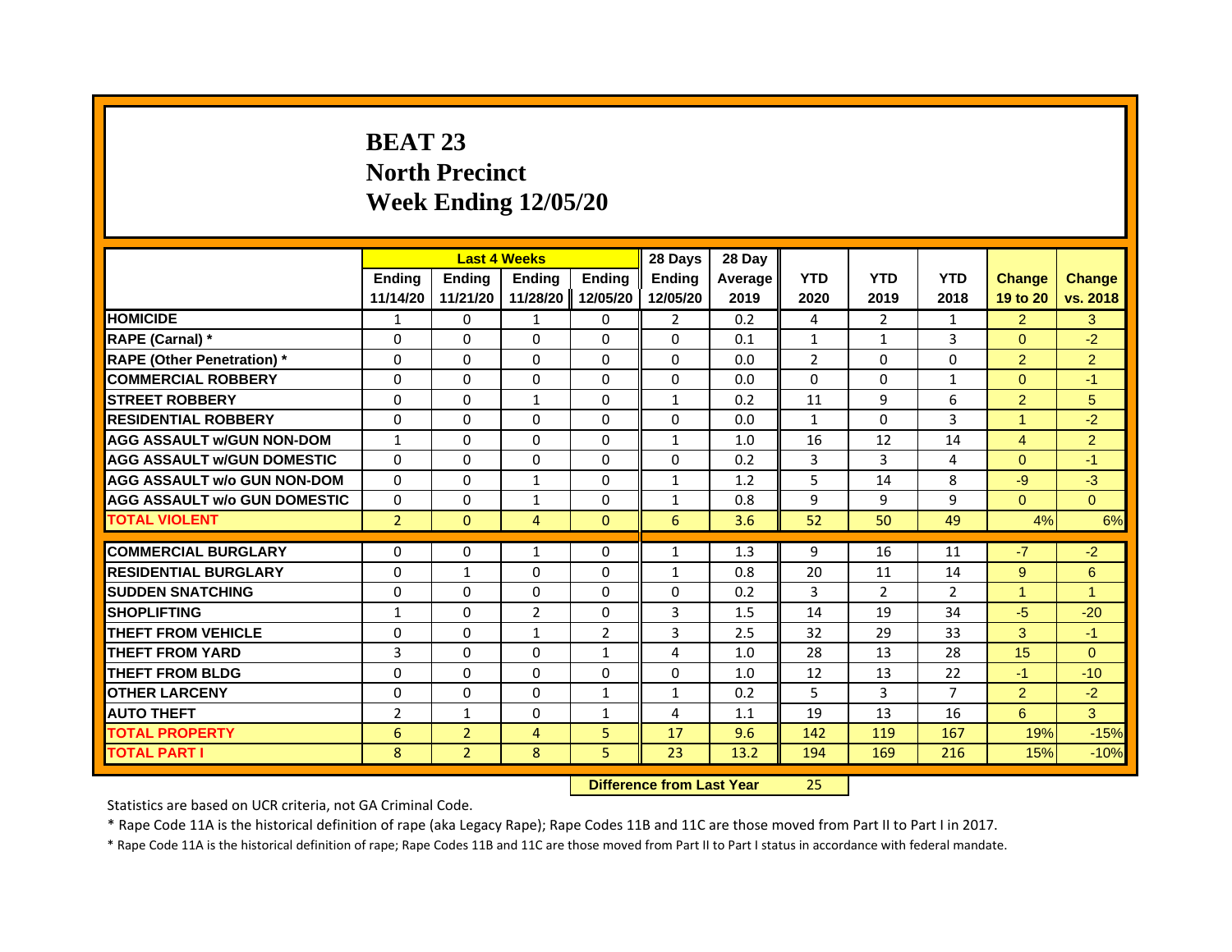# BEAT 23
## North Precinct
## Week Ending 12/05/20

| | Last 4 Weeks | | | | 28 Days | 28 Day | | | | | |
|---|---|---|---|---|---|---|---|---|---|---|---|
| | Ending 11/14/20 | Ending 11/21/20 | Ending 11/28/20 | Ending 12/05/20 | Ending 12/05/20 | Average 2019 | YTD 2020 | YTD 2019 | YTD 2018 | Change 19 to 20 | Change vs. 2018 |
| HOMICIDE | 1 | 0 | 1 | 0 | 2 | 0.2 | 4 | 2 | 1 | 2 | 3 |
| RAPE (Carnal) * | 0 | 0 | 0 | 0 | 0 | 0.1 | 1 | 1 | 3 | 0 | -2 |
| RAPE (Other Penetration) * | 0 | 0 | 0 | 0 | 0 | 0.0 | 2 | 0 | 0 | 2 | 2 |
| COMMERCIAL ROBBERY | 0 | 0 | 0 | 0 | 0 | 0.0 | 0 | 0 | 1 | 0 | -1 |
| STREET ROBBERY | 0 | 0 | 1 | 0 | 1 | 0.2 | 11 | 9 | 6 | 2 | 5 |
| RESIDENTIAL ROBBERY | 0 | 0 | 0 | 0 | 0 | 0.0 | 1 | 0 | 3 | 1 | -2 |
| AGG ASSAULT w/GUN NON-DOM | 1 | 0 | 0 | 0 | 1 | 1.0 | 16 | 12 | 14 | 4 | 2 |
| AGG ASSAULT w/GUN DOMESTIC | 0 | 0 | 0 | 0 | 0 | 0.2 | 3 | 3 | 4 | 0 | -1 |
| AGG ASSAULT w/o GUN NON-DOM | 0 | 0 | 1 | 0 | 1 | 1.2 | 5 | 14 | 8 | -9 | -3 |
| AGG ASSAULT w/o GUN DOMESTIC | 0 | 0 | 1 | 0 | 1 | 0.8 | 9 | 9 | 9 | 0 | 0 |
| TOTAL VIOLENT | 2 | 0 | 4 | 0 | 6 | 3.6 | 52 | 50 | 49 | 4% | 6% |
| COMMERCIAL BURGLARY | 0 | 0 | 1 | 0 | 1 | 1.3 | 9 | 16 | 11 | -7 | -2 |
| RESIDENTIAL BURGLARY | 0 | 1 | 0 | 0 | 1 | 0.8 | 20 | 11 | 14 | 9 | 6 |
| SUDDEN SNATCHING | 0 | 0 | 0 | 0 | 0 | 0.2 | 3 | 2 | 2 | 1 | 1 |
| SHOPLIFTING | 1 | 0 | 2 | 0 | 3 | 1.5 | 14 | 19 | 34 | -5 | -20 |
| THEFT FROM VEHICLE | 0 | 0 | 1 | 2 | 3 | 2.5 | 32 | 29 | 33 | 3 | -1 |
| THEFT FROM YARD | 3 | 0 | 0 | 1 | 4 | 1.0 | 28 | 13 | 28 | 15 | 0 |
| THEFT FROM BLDG | 0 | 0 | 0 | 0 | 0 | 1.0 | 12 | 13 | 22 | -1 | -10 |
| OTHER LARCENY | 0 | 0 | 0 | 1 | 1 | 0.2 | 5 | 3 | 7 | 2 | -2 |
| AUTO THEFT | 2 | 1 | 0 | 1 | 4 | 1.1 | 19 | 13 | 16 | 6 | 3 |
| TOTAL PROPERTY | 6 | 2 | 4 | 5 | 17 | 9.6 | 142 | 119 | 167 | 19% | -15% |
| TOTAL PART I | 8 | 2 | 8 | 5 | 23 | 13.2 | 194 | 169 | 216 | 15% | -10% |

**Difference from Last Year** 25

Statistics are based on UCR criteria, not GA Criminal Code.

* Rape Code 11A is the historical definition of rape (aka Legacy Rape); Rape Codes 11B and 11C are those moved from Part II to Part I in 2017.

* Rape Code 11A is the historical definition of rape; Rape Codes 11B and 11C are those moved from Part II to Part I status in accordance with federal mandate.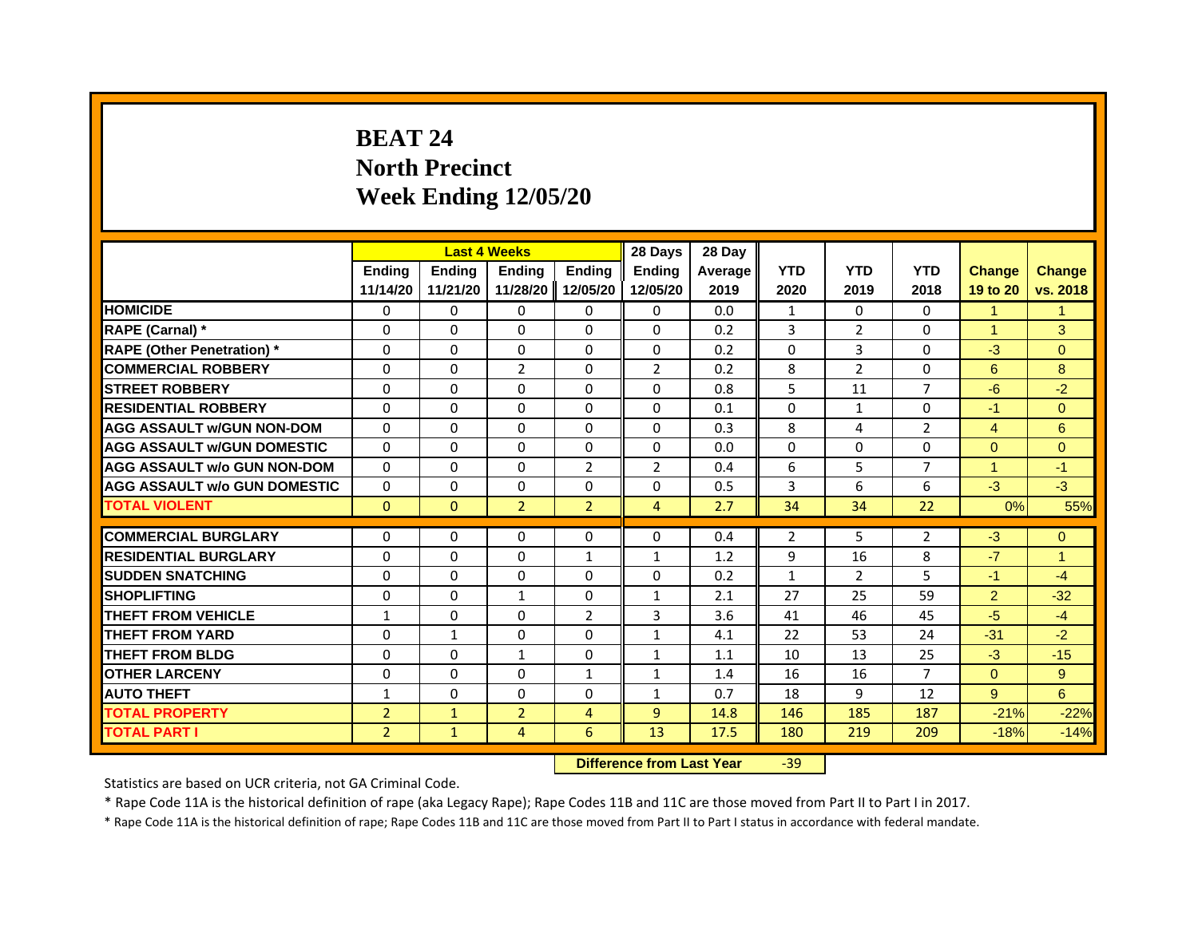# BEAT 24
# North Precinct
# Week Ending 12/05/20

| | Last 4 Weeks | | | | 28 Days | 28 Day | | | | | |
|---|---|---|---|---|---|---|---|---|---|---|---|
| | Ending 11/14/20 | Ending 11/21/20 | Ending 11/28/20 | Ending 12/05/20 | Ending 12/05/20 | Average 2019 | YTD 2020 | YTD 2019 | YTD 2018 | Change 19 to 20 | Change vs. 2018 |
| HOMICIDE | 0 | 0 | 0 | 0 | 0 | 0.0 | 1 | 0 | 0 | 1 | 1 |
| RAPE (Carnal) * | 0 | 0 | 0 | 0 | 0 | 0.2 | 3 | 2 | 0 | 1 | 3 |
| RAPE (Other Penetration) * | 0 | 0 | 0 | 0 | 0 | 0.2 | 0 | 3 | 0 | -3 | 0 |
| COMMERCIAL ROBBERY | 0 | 0 | 2 | 0 | 2 | 0.2 | 8 | 2 | 0 | 6 | 8 |
| STREET ROBBERY | 0 | 0 | 0 | 0 | 0 | 0.8 | 5 | 11 | 7 | -6 | -2 |
| RESIDENTIAL ROBBERY | 0 | 0 | 0 | 0 | 0 | 0.1 | 0 | 1 | 0 | -1 | 0 |
| AGG ASSAULT w/GUN NON-DOM | 0 | 0 | 0 | 0 | 0 | 0.3 | 8 | 4 | 2 | 4 | 6 |
| AGG ASSAULT w/GUN DOMESTIC | 0 | 0 | 0 | 0 | 0 | 0.0 | 0 | 0 | 0 | 0 | 0 |
| AGG ASSAULT w/o GUN NON-DOM | 0 | 0 | 0 | 2 | 2 | 0.4 | 6 | 5 | 7 | 1 | -1 |
| AGG ASSAULT w/o GUN DOMESTIC | 0 | 0 | 0 | 0 | 0 | 0.5 | 3 | 6 | 6 | -3 | -3 |
| TOTAL VIOLENT | 0 | 0 | 2 | 2 | 4 | 2.7 | 34 | 34 | 22 | 0% | 55% |
| COMMERCIAL BURGLARY | 0 | 0 | 0 | 0 | 0 | 0.4 | 2 | 5 | 2 | -3 | 0 |
| RESIDENTIAL BURGLARY | 0 | 0 | 0 | 1 | 1 | 1.2 | 9 | 16 | 8 | -7 | 1 |
| SUDDEN SNATCHING | 0 | 0 | 0 | 0 | 0 | 0.2 | 1 | 2 | 5 | -1 | -4 |
| SHOPLIFTING | 0 | 0 | 1 | 0 | 1 | 2.1 | 27 | 25 | 59 | 2 | -32 |
| THEFT FROM VEHICLE | 1 | 0 | 0 | 2 | 3 | 3.6 | 41 | 46 | 45 | -5 | -4 |
| THEFT FROM YARD | 0 | 1 | 0 | 0 | 1 | 4.1 | 22 | 53 | 24 | -31 | -2 |
| THEFT FROM BLDG | 0 | 0 | 1 | 0 | 1 | 1.1 | 10 | 13 | 25 | -3 | -15 |
| OTHER LARCENY | 0 | 0 | 0 | 1 | 1 | 1.4 | 16 | 16 | 7 | 0 | 9 |
| AUTO THEFT | 1 | 0 | 0 | 0 | 1 | 0.7 | 18 | 9 | 12 | 9 | 6 |
| TOTAL PROPERTY | 2 | 1 | 2 | 4 | 9 | 14.8 | 146 | 185 | 187 | -21% | -22% |
| TOTAL PART I | 2 | 1 | 4 | 6 | 13 | 17.5 | 180 | 219 | 209 | -18% | -14% |

**Difference from Last Year** -39

Statistics are based on UCR criteria, not GA Criminal Code.

* Rape Code 11A is the historical definition of rape (aka Legacy Rape); Rape Codes 11B and 11C are those moved from Part II to Part I in 2017.

* Rape Code 11A is the historical definition of rape; Rape Codes 11B and 11C are those moved from Part II to Part I status in accordance with federal mandate.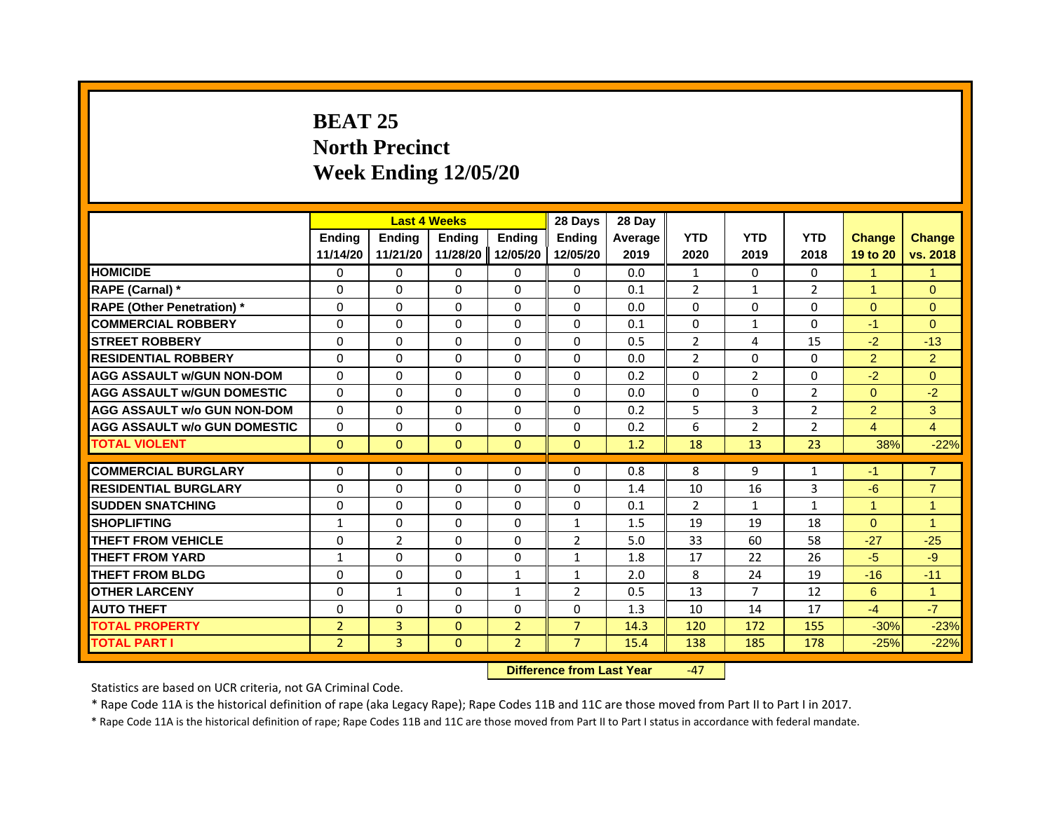# BEAT 25
## North Precinct
## Week Ending 12/05/20

| | Last 4 Weeks | | | | 28 Days | 28 Day | | | | | |
|---|---|---|---|---|---|---|---|---|---|---|---|
| | Ending 11/14/20 | Ending 11/21/20 | Ending 11/28/20 | Ending 12/05/20 | Ending 12/05/20 | Average 2019 | YTD 2020 | YTD 2019 | YTD 2018 | Change 19 to 20 | Change vs. 2018 |
| HOMICIDE | 0 | 0 | 0 | 0 | 0 | 0.0 | 1 | 0 | 0 | 1 | 1 |
| RAPE (Carnal) * | 0 | 0 | 0 | 0 | 0 | 0.1 | 2 | 1 | 2 | 1 | 0 |
| RAPE (Other Penetration) * | 0 | 0 | 0 | 0 | 0 | 0.0 | 0 | 0 | 0 | 0 | 0 |
| COMMERCIAL ROBBERY | 0 | 0 | 0 | 0 | 0 | 0.1 | 0 | 1 | 0 | -1 | 0 |
| STREET ROBBERY | 0 | 0 | 0 | 0 | 0 | 0.5 | 2 | 4 | 15 | -2 | -13 |
| RESIDENTIAL ROBBERY | 0 | 0 | 0 | 0 | 0 | 0.0 | 2 | 0 | 0 | 2 | 2 |
| AGG ASSAULT w/GUN NON-DOM | 0 | 0 | 0 | 0 | 0 | 0.2 | 0 | 2 | 0 | -2 | 0 |
| AGG ASSAULT w/GUN DOMESTIC | 0 | 0 | 0 | 0 | 0 | 0.0 | 0 | 0 | 2 | 0 | -2 |
| AGG ASSAULT w/o GUN NON-DOM | 0 | 0 | 0 | 0 | 0 | 0.2 | 5 | 3 | 2 | 2 | 3 |
| AGG ASSAULT w/o GUN DOMESTIC | 0 | 0 | 0 | 0 | 0 | 0.2 | 6 | 2 | 2 | 4 | 4 |
| TOTAL VIOLENT | 0 | 0 | 0 | 0 | 0 | 1.2 | 18 | 13 | 23 | 38% | -22% |
| COMMERCIAL BURGLARY | 0 | 0 | 0 | 0 | 0 | 0.8 | 8 | 9 | 1 | -1 | 7 |
| RESIDENTIAL BURGLARY | 0 | 0 | 0 | 0 | 0 | 1.4 | 10 | 16 | 3 | -6 | 7 |
| SUDDEN SNATCHING | 0 | 0 | 0 | 0 | 0 | 0.1 | 2 | 1 | 1 | 1 | 1 |
| SHOPLIFTING | 1 | 0 | 0 | 0 | 1 | 1.5 | 19 | 19 | 18 | 0 | 1 |
| THEFT FROM VEHICLE | 0 | 2 | 0 | 0 | 2 | 5.0 | 33 | 60 | 58 | -27 | -25 |
| THEFT FROM YARD | 1 | 0 | 0 | 0 | 1 | 1.8 | 17 | 22 | 26 | -5 | -9 |
| THEFT FROM BLDG | 0 | 0 | 0 | 1 | 1 | 2.0 | 8 | 24 | 19 | -16 | -11 |
| OTHER LARCENY | 0 | 1 | 0 | 1 | 2 | 0.5 | 13 | 7 | 12 | 6 | 1 |
| AUTO THEFT | 0 | 0 | 0 | 0 | 0 | 1.3 | 10 | 14 | 17 | -4 | -7 |
| TOTAL PROPERTY | 2 | 3 | 0 | 2 | 7 | 14.3 | 120 | 172 | 155 | -30% | -23% |
| TOTAL PART I | 2 | 3 | 0 | 2 | 7 | 15.4 | 138 | 185 | 178 | -25% | -22% |

**Difference from Last Year** -47

Statistics are based on UCR criteria, not GA Criminal Code.

* Rape Code 11A is the historical definition of rape (aka Legacy Rape); Rape Codes 11B and 11C are those moved from Part II to Part I in 2017.

* Rape Code 11A is the historical definition of rape; Rape Codes 11B and 11C are those moved from Part II to Part I status in accordance with federal mandate.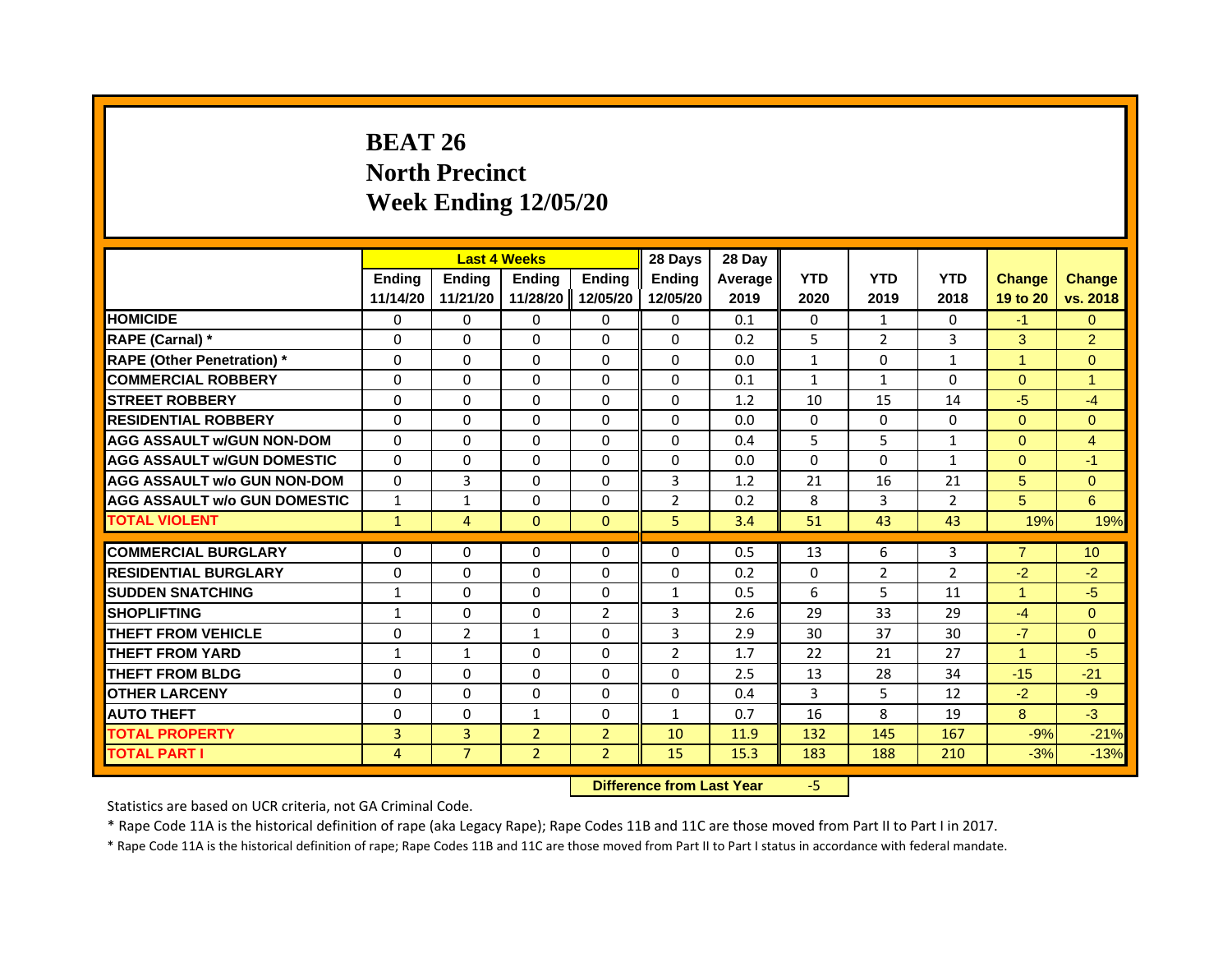# BEAT 26
# North Precinct
# Week Ending 12/05/20

| | Last 4 Weeks | | | | 28 Days | 28 Day | | | | | |
|---|---|---|---|---|---|---|---|---|---|---|---|
| | Ending 11/14/20 | Ending 11/21/20 | Ending 11/28/20 | Ending 12/05/20 | Ending 12/05/20 | Average 2019 | YTD 2020 | YTD 2019 | YTD 2018 | Change 19 to 20 | Change vs. 2018 |
| HOMICIDE | 0 | 0 | 0 | 0 | 0 | 0.1 | 0 | 1 | 0 | -1 | 0 |
| RAPE (Carnal) * | 0 | 0 | 0 | 0 | 0 | 0.2 | 5 | 2 | 3 | 3 | 2 |
| RAPE (Other Penetration) * | 0 | 0 | 0 | 0 | 0 | 0.0 | 1 | 0 | 1 | 1 | 0 |
| COMMERCIAL ROBBERY | 0 | 0 | 0 | 0 | 0 | 0.1 | 1 | 1 | 0 | 0 | 1 |
| STREET ROBBERY | 0 | 0 | 0 | 0 | 0 | 1.2 | 10 | 15 | 14 | -5 | -4 |
| RESIDENTIAL ROBBERY | 0 | 0 | 0 | 0 | 0 | 0.0 | 0 | 0 | 0 | 0 | 0 |
| AGG ASSAULT w/GUN NON-DOM | 0 | 0 | 0 | 0 | 0 | 0.4 | 5 | 5 | 1 | 0 | 4 |
| AGG ASSAULT w/GUN DOMESTIC | 0 | 0 | 0 | 0 | 0 | 0.0 | 0 | 0 | 1 | 0 | -1 |
| AGG ASSAULT w/o GUN NON-DOM | 0 | 3 | 0 | 0 | 3 | 1.2 | 21 | 16 | 21 | 5 | 0 |
| AGG ASSAULT w/o GUN DOMESTIC | 1 | 1 | 0 | 0 | 2 | 0.2 | 8 | 3 | 2 | 5 | 6 |
| TOTAL VIOLENT | 1 | 4 | 0 | 0 | 5 | 3.4 | 51 | 43 | 43 | 19% | 19% |
| COMMERCIAL BURGLARY | 0 | 0 | 0 | 0 | 0 | 0.5 | 13 | 6 | 3 | 7 | 10 |
| RESIDENTIAL BURGLARY | 0 | 0 | 0 | 0 | 0 | 0.2 | 0 | 2 | 2 | -2 | -2 |
| SUDDEN SNATCHING | 1 | 0 | 0 | 0 | 1 | 0.5 | 6 | 5 | 11 | 1 | -5 |
| SHOPLIFTING | 1 | 0 | 0 | 2 | 3 | 2.6 | 29 | 33 | 29 | -4 | 0 |
| THEFT FROM VEHICLE | 0 | 2 | 1 | 0 | 3 | 2.9 | 30 | 37 | 30 | -7 | 0 |
| THEFT FROM YARD | 1 | 1 | 0 | 0 | 2 | 1.7 | 22 | 21 | 27 | 1 | -5 |
| THEFT FROM BLDG | 0 | 0 | 0 | 0 | 0 | 2.5 | 13 | 28 | 34 | -15 | -21 |
| OTHER LARCENY | 0 | 0 | 0 | 0 | 0 | 0.4 | 3 | 5 | 12 | -2 | -9 |
| AUTO THEFT | 0 | 0 | 1 | 0 | 1 | 0.7 | 16 | 8 | 19 | 8 | -3 |
| TOTAL PROPERTY | 3 | 3 | 2 | 2 | 10 | 11.9 | 132 | 145 | 167 | -9% | -21% |
| TOTAL PART I | 4 | 7 | 2 | 2 | 15 | 15.3 | 183 | 188 | 210 | -3% | -13% |

**Difference from Last Year** -5

Statistics are based on UCR criteria, not GA Criminal Code.

* Rape Code 11A is the historical definition of rape (aka Legacy Rape); Rape Codes 11B and 11C are those moved from Part II to Part I in 2017.

* Rape Code 11A is the historical definition of rape; Rape Codes 11B and 11C are those moved from Part II to Part I status in accordance with federal mandate.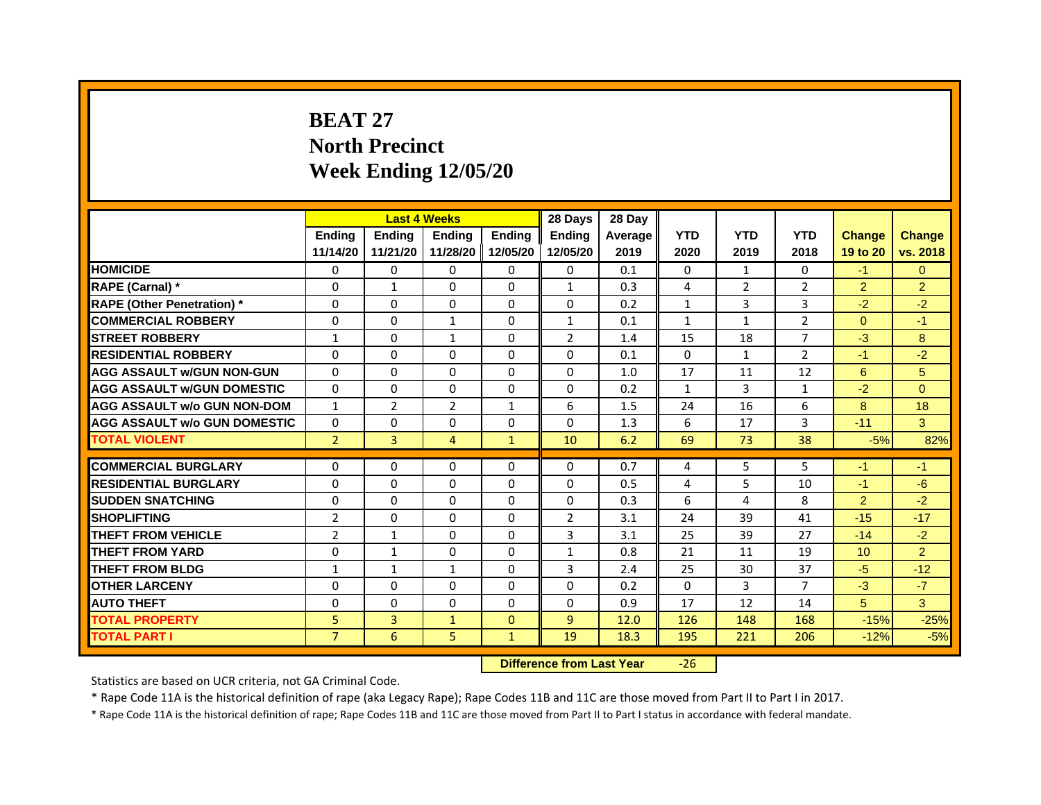# BEAT 27
# North Precinct
# Week Ending 12/05/20

| | Last 4 Weeks | | | | 28 Days | 28 Day | | | | | |
|---|---|---|---|---|---|---|---|---|---|---|---|
| | Ending 11/14/20 | Ending 11/21/20 | Ending 11/28/20 | Ending 12/05/20 | Ending 12/05/20 | Average 2019 | YTD 2020 | YTD 2019 | YTD 2018 | Change 19 to 20 | Change vs. 2018 |
| HOMICIDE | 0 | 0 | 0 | 0 | 0 | 0.1 | 0 | 1 | 0 | -1 | 0 |
| RAPE (Carnal) * | 0 | 1 | 0 | 0 | 1 | 0.3 | 4 | 2 | 2 | 2 | 2 |
| RAPE (Other Penetration) * | 0 | 0 | 0 | 0 | 0 | 0.2 | 1 | 3 | 3 | -2 | -2 |
| COMMERCIAL ROBBERY | 0 | 0 | 1 | 0 | 1 | 0.1 | 1 | 1 | 2 | 0 | -1 |
| STREET ROBBERY | 1 | 0 | 1 | 0 | 2 | 1.4 | 15 | 18 | 7 | -3 | 8 |
| RESIDENTIAL ROBBERY | 0 | 0 | 0 | 0 | 0 | 0.1 | 0 | 1 | 2 | -1 | -2 |
| AGG ASSAULT w/GUN NON-GUN | 0 | 0 | 0 | 0 | 0 | 1.0 | 17 | 11 | 12 | 6 | 5 |
| AGG ASSAULT w/GUN DOMESTIC | 0 | 0 | 0 | 0 | 0 | 0.2 | 1 | 3 | 1 | -2 | 0 |
| AGG ASSAULT w/o GUN NON-DOM | 1 | 2 | 2 | 1 | 6 | 1.5 | 24 | 16 | 6 | 8 | 18 |
| AGG ASSAULT w/o GUN DOMESTIC | 0 | 0 | 0 | 0 | 0 | 1.3 | 6 | 17 | 3 | -11 | 3 |
| TOTAL VIOLENT | 2 | 3 | 4 | 1 | 10 | 6.2 | 69 | 73 | 38 | -5% | 82% |
| COMMERCIAL BURGLARY | 0 | 0 | 0 | 0 | 0 | 0.7 | 4 | 5 | 5 | -1 | -1 |
| RESIDENTIAL BURGLARY | 0 | 0 | 0 | 0 | 0 | 0.5 | 4 | 5 | 10 | -1 | -6 |
| SUDDEN SNATCHING | 0 | 0 | 0 | 0 | 0 | 0.3 | 6 | 4 | 8 | 2 | -2 |
| SHOPLIFTING | 2 | 0 | 0 | 0 | 2 | 3.1 | 24 | 39 | 41 | -15 | -17 |
| THEFT FROM VEHICLE | 2 | 1 | 0 | 0 | 3 | 3.1 | 25 | 39 | 27 | -14 | -2 |
| THEFT FROM YARD | 0 | 1 | 0 | 0 | 1 | 0.8 | 21 | 11 | 19 | 10 | 2 |
| THEFT FROM BLDG | 1 | 1 | 1 | 0 | 3 | 2.4 | 25 | 30 | 37 | -5 | -12 |
| OTHER LARCENY | 0 | 0 | 0 | 0 | 0 | 0.2 | 0 | 3 | 7 | -3 | -7 |
| AUTO THEFT | 0 | 0 | 0 | 0 | 0 | 0.9 | 17 | 12 | 14 | 5 | 3 |
| TOTAL PROPERTY | 5 | 3 | 1 | 0 | 9 | 12.0 | 126 | 148 | 168 | -15% | -25% |
| TOTAL PART I | 7 | 6 | 5 | 1 | 19 | 18.3 | 195 | 221 | 206 | -12% | -5% |

**Difference from Last Year** -26

Statistics are based on UCR criteria, not GA Criminal Code.

* Rape Code 11A is the historical definition of rape (aka Legacy Rape); Rape Codes 11B and 11C are those moved from Part II to Part I in 2017.

* Rape Code 11A is the historical definition of rape; Rape Codes 11B and 11C are those moved from Part II to Part I status in accordance with federal mandate.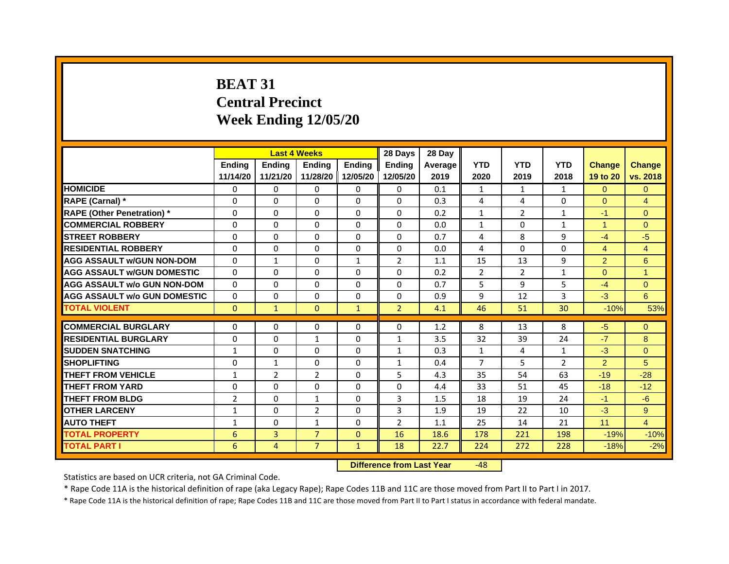# BEAT 31
# Central Precinct
# Week Ending 12/05/20

| | Last 4 Weeks | | | | 28 Days | 28 Day | | | | | |
|---|---|---|---|---|---|---|---|---|---|---|---|
| | Ending 11/14/20 | Ending 11/21/20 | Ending 11/28/20 | Ending 12/05/20 | Ending 12/05/20 | Average 2019 | YTD 2020 | YTD 2019 | YTD 2018 | Change 19 to 20 | Change vs. 2018 |
| HOMICIDE | 0 | 0 | 0 | 0 | 0 | 0.1 | 1 | 1 | 1 | 0 | 0 |
| RAPE (Carnal) * | 0 | 0 | 0 | 0 | 0 | 0.3 | 4 | 4 | 0 | 0 | 4 |
| RAPE (Other Penetration) * | 0 | 0 | 0 | 0 | 0 | 0.2 | 1 | 2 | 1 | -1 | 0 |
| COMMERCIAL ROBBERY | 0 | 0 | 0 | 0 | 0 | 0.0 | 1 | 0 | 1 | 1 | 0 |
| STREET ROBBERY | 0 | 0 | 0 | 0 | 0 | 0.7 | 4 | 8 | 9 | -4 | -5 |
| RESIDENTIAL ROBBERY | 0 | 0 | 0 | 0 | 0 | 0.0 | 4 | 0 | 0 | 4 | 4 |
| AGG ASSAULT w/GUN NON-DOM | 0 | 1 | 0 | 1 | 2 | 1.1 | 15 | 13 | 9 | 2 | 6 |
| AGG ASSAULT w/GUN DOMESTIC | 0 | 0 | 0 | 0 | 0 | 0.2 | 2 | 2 | 1 | 0 | 1 |
| AGG ASSAULT w/o GUN NON-DOM | 0 | 0 | 0 | 0 | 0 | 0.7 | 5 | 9 | 5 | -4 | 0 |
| AGG ASSAULT w/o GUN DOMESTIC | 0 | 0 | 0 | 0 | 0 | 0.9 | 9 | 12 | 3 | -3 | 6 |
| TOTAL VIOLENT | 0 | 1 | 0 | 1 | 2 | 4.1 | 46 | 51 | 30 | -10% | 53% |
| COMMERCIAL BURGLARY | 0 | 0 | 0 | 0 | 0 | 1.2 | 8 | 13 | 8 | -5 | 0 |
| RESIDENTIAL BURGLARY | 0 | 0 | 1 | 0 | 1 | 3.5 | 32 | 39 | 24 | -7 | 8 |
| SUDDEN SNATCHING | 1 | 0 | 0 | 0 | 1 | 0.3 | 1 | 4 | 1 | -3 | 0 |
| SHOPLIFTING | 0 | 1 | 0 | 0 | 1 | 0.4 | 7 | 5 | 2 | 2 | 5 |
| THEFT FROM VEHICLE | 1 | 2 | 2 | 0 | 5 | 4.3 | 35 | 54 | 63 | -19 | -28 |
| THEFT FROM YARD | 0 | 0 | 0 | 0 | 0 | 4.4 | 33 | 51 | 45 | -18 | -12 |
| THEFT FROM BLDG | 2 | 0 | 1 | 0 | 3 | 1.5 | 18 | 19 | 24 | -1 | -6 |
| OTHER LARCENY | 1 | 0 | 2 | 0 | 3 | 1.9 | 19 | 22 | 10 | -3 | 9 |
| AUTO THEFT | 1 | 0 | 1 | 0 | 2 | 1.1 | 25 | 14 | 21 | 11 | 4 |
| TOTAL PROPERTY | 6 | 3 | 7 | 0 | 16 | 18.6 | 178 | 221 | 198 | -19% | -10% |
| TOTAL PART I | 6 | 4 | 7 | 1 | 18 | 22.7 | 224 | 272 | 228 | -18% | -2% |

**Difference from Last Year** -48

Statistics are based on UCR criteria, not GA Criminal Code.

* Rape Code 11A is the historical definition of rape (aka Legacy Rape); Rape Codes 11B and 11C are those moved from Part II to Part I in 2017.

* Rape Code 11A is the historical definition of rape; Rape Codes 11B and 11C are those moved from Part II to Part I status in accordance with federal mandate.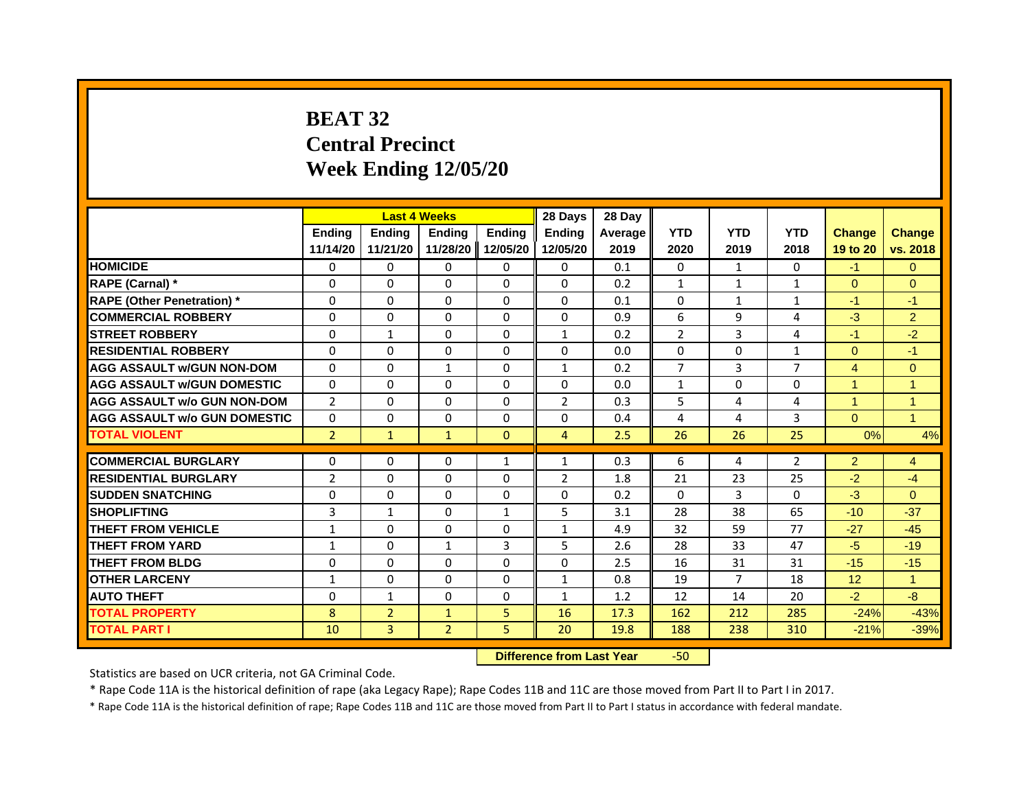# BEAT 32
## Central Precinct
## Week Ending 12/05/20

| | Last 4 Weeks | | | | 28 Days | 28 Day | | | | | |
|---|---|---|---|---|---|---|---|---|---|---|---|
| | Ending 11/14/20 | Ending 11/21/20 | Ending 11/28/20 | Ending 12/05/20 | Ending 12/05/20 | Average 2019 | YTD 2020 | YTD 2019 | YTD 2018 | Change 19 to 20 | Change vs. 2018 |
| HOMICIDE | 0 | 0 | 0 | 0 | 0 | 0.1 | 0 | 1 | 0 | -1 | 0 |
| RAPE (Carnal) * | 0 | 0 | 0 | 0 | 0 | 0.2 | 1 | 1 | 1 | 0 | 0 |
| RAPE (Other Penetration) * | 0 | 0 | 0 | 0 | 0 | 0.1 | 0 | 1 | 1 | -1 | -1 |
| COMMERCIAL ROBBERY | 0 | 0 | 0 | 0 | 0 | 0.9 | 6 | 9 | 4 | -3 | 2 |
| STREET ROBBERY | 0 | 1 | 0 | 0 | 1 | 0.2 | 2 | 3 | 4 | -1 | -2 |
| RESIDENTIAL ROBBERY | 0 | 0 | 0 | 0 | 0 | 0.0 | 0 | 0 | 1 | 0 | -1 |
| AGG ASSAULT w/GUN NON-DOM | 0 | 0 | 1 | 0 | 1 | 0.2 | 7 | 3 | 7 | 4 | 0 |
| AGG ASSAULT w/GUN DOMESTIC | 0 | 0 | 0 | 0 | 0 | 0.0 | 1 | 0 | 0 | 1 | 1 |
| AGG ASSAULT w/o GUN NON-DOM | 2 | 0 | 0 | 0 | 2 | 0.3 | 5 | 4 | 4 | 1 | 1 |
| AGG ASSAULT w/o GUN DOMESTIC | 0 | 0 | 0 | 0 | 0 | 0.4 | 4 | 4 | 3 | 0 | 1 |
| TOTAL VIOLENT | 2 | 1 | 1 | 0 | 4 | 2.5 | 26 | 26 | 25 | 0% | 4% |
| COMMERCIAL BURGLARY | 0 | 0 | 0 | 1 | 1 | 0.3 | 6 | 4 | 2 | 2 | 4 |
| RESIDENTIAL BURGLARY | 2 | 0 | 0 | 0 | 2 | 1.8 | 21 | 23 | 25 | -2 | -4 |
| SUDDEN SNATCHING | 0 | 0 | 0 | 0 | 0 | 0.2 | 0 | 3 | 0 | -3 | 0 |
| SHOPLIFTING | 3 | 1 | 0 | 1 | 5 | 3.1 | 28 | 38 | 65 | -10 | -37 |
| THEFT FROM VEHICLE | 1 | 0 | 0 | 0 | 1 | 4.9 | 32 | 59 | 77 | -27 | -45 |
| THEFT FROM YARD | 1 | 0 | 1 | 3 | 5 | 2.6 | 28 | 33 | 47 | -5 | -19 |
| THEFT FROM BLDG | 0 | 0 | 0 | 0 | 0 | 2.5 | 16 | 31 | 31 | -15 | -15 |
| OTHER LARCENY | 1 | 0 | 0 | 0 | 1 | 0.8 | 19 | 7 | 18 | 12 | 1 |
| AUTO THEFT | 0 | 1 | 0 | 0 | 1 | 1.2 | 12 | 14 | 20 | -2 | -8 |
| TOTAL PROPERTY | 8 | 2 | 1 | 5 | 16 | 17.3 | 162 | 212 | 285 | -24% | -43% |
| TOTAL PART I | 10 | 3 | 2 | 5 | 20 | 19.8 | 188 | 238 | 310 | -21% | -39% |

**Difference from Last Year** -50

Statistics are based on UCR criteria, not GA Criminal Code.

* Rape Code 11A is the historical definition of rape (aka Legacy Rape); Rape Codes 11B and 11C are those moved from Part II to Part I in 2017.

* Rape Code 11A is the historical definition of rape; Rape Codes 11B and 11C are those moved from Part II to Part I status in accordance with federal mandate.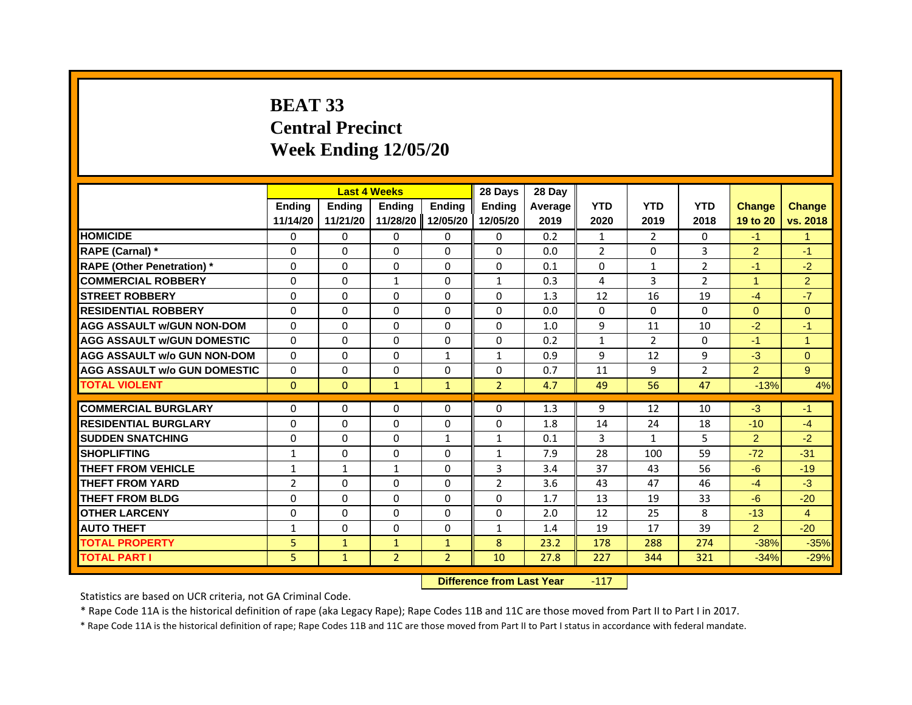# BEAT 33
# Central Precinct
# Week Ending 12/05/20

| | Last 4 Weeks | | | | 28 Days | 28 Day | | | | | |
|---|---|---|---|---|---|---|---|---|---|---|---|
| | Ending 11/14/20 | Ending 11/21/20 | Ending 11/28/20 | Ending 12/05/20 | Ending 12/05/20 | Average 2019 | YTD 2020 | YTD 2019 | YTD 2018 | Change 19 to 20 | Change vs. 2018 |
| **HOMICIDE** | 0 | 0 | 0 | 0 | 0 | 0.2 | 1 | 2 | 0 | -1 | 1 |
| **RAPE (Carnal) *** | 0 | 0 | 0 | 0 | 0 | 0.0 | 2 | 0 | 3 | 2 | -1 |
| **RAPE (Other Penetration) *** | 0 | 0 | 0 | 0 | 0 | 0.1 | 0 | 1 | 2 | -1 | -2 |
| **COMMERCIAL ROBBERY** | 0 | 0 | 1 | 0 | 1 | 0.3 | 4 | 3 | 2 | 1 | 2 |
| **STREET ROBBERY** | 0 | 0 | 0 | 0 | 0 | 1.3 | 12 | 16 | 19 | -4 | -7 |
| **RESIDENTIAL ROBBERY** | 0 | 0 | 0 | 0 | 0 | 0.0 | 0 | 0 | 0 | 0 | 0 |
| **AGG ASSAULT w/GUN NON-DOM** | 0 | 0 | 0 | 0 | 0 | 1.0 | 9 | 11 | 10 | -2 | -1 |
| **AGG ASSAULT w/GUN DOMESTIC** | 0 | 0 | 0 | 0 | 0 | 0.2 | 1 | 2 | 0 | -1 | 1 |
| **AGG ASSAULT w/o GUN NON-DOM** | 0 | 0 | 0 | 1 | 1 | 0.9 | 9 | 12 | 9 | -3 | 0 |
| **AGG ASSAULT w/o GUN DOMESTIC** | 0 | 0 | 0 | 0 | 0 | 0.7 | 11 | 9 | 2 | 2 | 9 |
| **TOTAL VIOLENT** | 0 | 0 | 1 | 1 | 2 | 4.7 | 49 | 56 | 47 | -13% | 4% |
| **COMMERCIAL BURGLARY** | 0 | 0 | 0 | 0 | 0 | 1.3 | 9 | 12 | 10 | -3 | -1 |
| **RESIDENTIAL BURGLARY** | 0 | 0 | 0 | 0 | 0 | 1.8 | 14 | 24 | 18 | -10 | -4 |
| **SUDDEN SNATCHING** | 0 | 0 | 0 | 1 | 1 | 0.1 | 3 | 1 | 5 | 2 | -2 |
| **SHOPLIFTING** | 1 | 0 | 0 | 0 | 1 | 7.9 | 28 | 100 | 59 | -72 | -31 |
| **THEFT FROM VEHICLE** | 1 | 1 | 1 | 0 | 3 | 3.4 | 37 | 43 | 56 | -6 | -19 |
| **THEFT FROM YARD** | 2 | 0 | 0 | 0 | 2 | 3.6 | 43 | 47 | 46 | -4 | -3 |
| **THEFT FROM BLDG** | 0 | 0 | 0 | 0 | 0 | 1.7 | 13 | 19 | 33 | -6 | -20 |
| **OTHER LARCENY** | 0 | 0 | 0 | 0 | 0 | 2.0 | 12 | 25 | 8 | -13 | 4 |
| **AUTO THEFT** | 1 | 0 | 0 | 0 | 1 | 1.4 | 19 | 17 | 39 | 2 | -20 |
| **TOTAL PROPERTY** | 5 | 1 | 1 | 1 | 8 | 23.2 | 178 | 288 | 274 | -38% | -35% |
| **TOTAL PART I** | 5 | 1 | 2 | 2 | 10 | 27.8 | 227 | 344 | 321 | -34% | -29% |

**Difference from Last Year** -117

Statistics are based on UCR criteria, not GA Criminal Code.

* Rape Code 11A is the historical definition of rape (aka Legacy Rape); Rape Codes 11B and 11C are those moved from Part II to Part I in 2017.

* Rape Code 11A is the historical definition of rape; Rape Codes 11B and 11C are those moved from Part II to Part I status in accordance with federal mandate.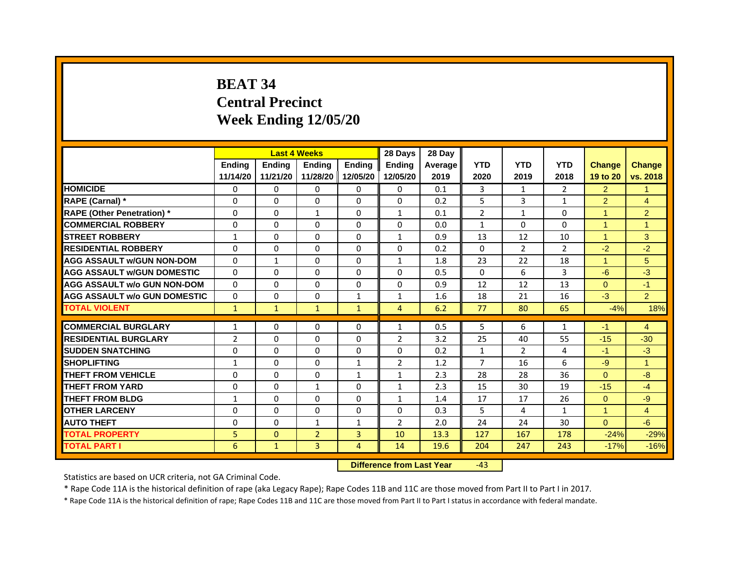# BEAT 34
# Central Precinct
# Week Ending 12/05/20

| | Last 4 Weeks | | | | 28 Days | 28 Day | | | | | |
|---|---|---|---|---|---|---|---|---|---|---|---|
| | Ending 11/14/20 | Ending 11/21/20 | Ending 11/28/20 | Ending 12/05/20 | Ending 12/05/20 | Average 2019 | YTD 2020 | YTD 2019 | YTD 2018 | Change 19 to 20 | Change vs. 2018 |
| HOMICIDE | 0 | 0 | 0 | 0 | 0 | 0.1 | 3 | 1 | 2 | 2 | 1 |
| RAPE (Carnal) * | 0 | 0 | 0 | 0 | 0 | 0.2 | 5 | 3 | 1 | 2 | 4 |
| RAPE (Other Penetration) * | 0 | 0 | 1 | 0 | 1 | 0.1 | 2 | 1 | 0 | 1 | 2 |
| COMMERCIAL ROBBERY | 0 | 0 | 0 | 0 | 0 | 0.0 | 1 | 0 | 0 | 1 | 1 |
| STREET ROBBERY | 1 | 0 | 0 | 0 | 1 | 0.9 | 13 | 12 | 10 | 1 | 3 |
| RESIDENTIAL ROBBERY | 0 | 0 | 0 | 0 | 0 | 0.2 | 0 | 2 | 2 | -2 | -2 |
| AGG ASSAULT w/GUN NON-DOM | 0 | 1 | 0 | 0 | 1 | 1.8 | 23 | 22 | 18 | 1 | 5 |
| AGG ASSAULT w/GUN DOMESTIC | 0 | 0 | 0 | 0 | 0 | 0.5 | 0 | 6 | 3 | -6 | -3 |
| AGG ASSAULT w/o GUN NON-DOM | 0 | 0 | 0 | 0 | 0 | 0.9 | 12 | 12 | 13 | 0 | -1 |
| AGG ASSAULT w/o GUN DOMESTIC | 0 | 0 | 0 | 1 | 1 | 1.6 | 18 | 21 | 16 | -3 | 2 |
| TOTAL VIOLENT | 1 | 1 | 1 | 1 | 4 | 6.2 | 77 | 80 | 65 | -4% | 18% |
| COMMERCIAL BURGLARY | 1 | 0 | 0 | 0 | 1 | 0.5 | 5 | 6 | 1 | -1 | 4 |
| RESIDENTIAL BURGLARY | 2 | 0 | 0 | 0 | 2 | 3.2 | 25 | 40 | 55 | -15 | -30 |
| SUDDEN SNATCHING | 0 | 0 | 0 | 0 | 0 | 0.2 | 1 | 2 | 4 | -1 | -3 |
| SHOPLIFTING | 1 | 0 | 0 | 1 | 2 | 1.2 | 7 | 16 | 6 | -9 | 1 |
| THEFT FROM VEHICLE | 0 | 0 | 0 | 1 | 1 | 2.3 | 28 | 28 | 36 | 0 | -8 |
| THEFT FROM YARD | 0 | 0 | 1 | 0 | 1 | 2.3 | 15 | 30 | 19 | -15 | -4 |
| THEFT FROM BLDG | 1 | 0 | 0 | 0 | 1 | 1.4 | 17 | 17 | 26 | 0 | -9 |
| OTHER LARCENY | 0 | 0 | 0 | 0 | 0 | 0.3 | 5 | 4 | 1 | 1 | 4 |
| AUTO THEFT | 0 | 0 | 1 | 1 | 2 | 2.0 | 24 | 24 | 30 | 0 | -6 |
| TOTAL PROPERTY | 5 | 0 | 2 | 3 | 10 | 13.3 | 127 | 167 | 178 | -24% | -29% |
| TOTAL PART I | 6 | 1 | 3 | 4 | 14 | 19.6 | 204 | 247 | 243 | -17% | -16% |

**Difference from Last Year** -43

Statistics are based on UCR criteria, not GA Criminal Code.

* Rape Code 11A is the historical definition of rape (aka Legacy Rape); Rape Codes 11B and 11C are those moved from Part II to Part I in 2017.

* Rape Code 11A is the historical definition of rape; Rape Codes 11B and 11C are those moved from Part II to Part I status in accordance with federal mandate.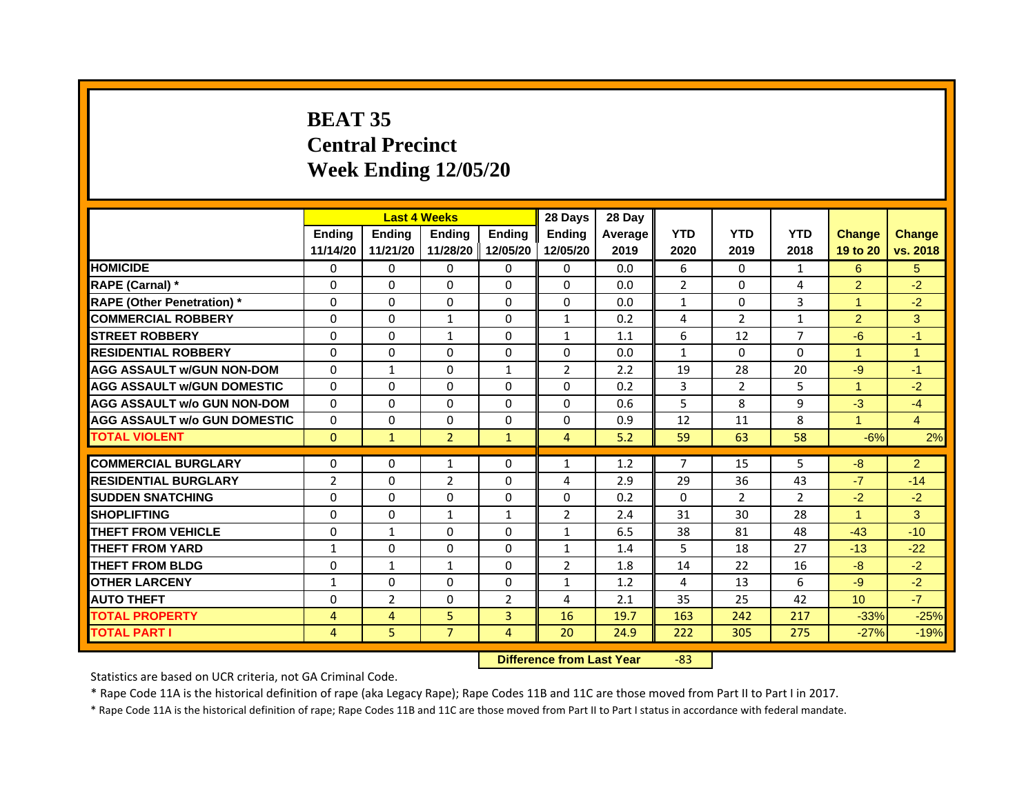# BEAT 35
## Central Precinct
## Week Ending 12/05/20

| | Last 4 Weeks | | | | 28 Days | 28 Day | | | | | |
|---|---|---|---|---|---|---|---|---|---|---|---|
| | Ending 11/14/20 | Ending 11/21/20 | Ending 11/28/20 | Ending 12/05/20 | Ending 12/05/20 | Average 2019 | YTD 2020 | YTD 2019 | YTD 2018 | Change 19 to 20 | Change vs. 2018 |
| HOMICIDE | 0 | 0 | 0 | 0 | 0 | 0.0 | 6 | 0 | 1 | 6 | 5 |
| RAPE (Carnal) * | 0 | 0 | 0 | 0 | 0 | 0.0 | 2 | 0 | 4 | 2 | -2 |
| RAPE (Other Penetration) * | 0 | 0 | 0 | 0 | 0 | 0.0 | 1 | 0 | 3 | 1 | -2 |
| COMMERCIAL ROBBERY | 0 | 0 | 1 | 0 | 1 | 0.2 | 4 | 2 | 1 | 2 | 3 |
| STREET ROBBERY | 0 | 0 | 1 | 0 | 1 | 1.1 | 6 | 12 | 7 | -6 | -1 |
| RESIDENTIAL ROBBERY | 0 | 0 | 0 | 0 | 0 | 0.0 | 1 | 0 | 0 | 1 | 1 |
| AGG ASSAULT w/GUN NON-DOM | 0 | 1 | 0 | 1 | 2 | 2.2 | 19 | 28 | 20 | -9 | -1 |
| AGG ASSAULT w/GUN DOMESTIC | 0 | 0 | 0 | 0 | 0 | 0.2 | 3 | 2 | 5 | 1 | -2 |
| AGG ASSAULT w/o GUN NON-DOM | 0 | 0 | 0 | 0 | 0 | 0.6 | 5 | 8 | 9 | -3 | -4 |
| AGG ASSAULT w/o GUN DOMESTIC | 0 | 0 | 0 | 0 | 0 | 0.9 | 12 | 11 | 8 | 1 | 4 |
| TOTAL VIOLENT | 0 | 1 | 2 | 1 | 4 | 5.2 | 59 | 63 | 58 | -6% | 2% |
| COMMERCIAL BURGLARY | 0 | 0 | 1 | 0 | 1 | 1.2 | 7 | 15 | 5 | -8 | 2 |
| RESIDENTIAL BURGLARY | 2 | 0 | 2 | 0 | 4 | 2.9 | 29 | 36 | 43 | -7 | -14 |
| SUDDEN SNATCHING | 0 | 0 | 0 | 0 | 0 | 0.2 | 0 | 2 | 2 | -2 | -2 |
| SHOPLIFTING | 0 | 0 | 1 | 1 | 2 | 2.4 | 31 | 30 | 28 | 1 | 3 |
| THEFT FROM VEHICLE | 0 | 1 | 0 | 0 | 1 | 6.5 | 38 | 81 | 48 | -43 | -10 |
| THEFT FROM YARD | 1 | 0 | 0 | 0 | 1 | 1.4 | 5 | 18 | 27 | -13 | -22 |
| THEFT FROM BLDG | 0 | 1 | 1 | 0 | 2 | 1.8 | 14 | 22 | 16 | -8 | -2 |
| OTHER LARCENY | 1 | 0 | 0 | 0 | 1 | 1.2 | 4 | 13 | 6 | -9 | -2 |
| AUTO THEFT | 0 | 2 | 0 | 2 | 4 | 2.1 | 35 | 25 | 42 | 10 | -7 |
| TOTAL PROPERTY | 4 | 4 | 5 | 3 | 16 | 19.7 | 163 | 242 | 217 | -33% | -25% |
| TOTAL PART I | 4 | 5 | 7 | 4 | 20 | 24.9 | 222 | 305 | 275 | -27% | -19% |

**Difference from Last Year** -83

Statistics are based on UCR criteria, not GA Criminal Code.

* Rape Code 11A is the historical definition of rape (aka Legacy Rape); Rape Codes 11B and 11C are those moved from Part II to Part I in 2017.

* Rape Code 11A is the historical definition of rape; Rape Codes 11B and 11C are those moved from Part II to Part I status in accordance with federal mandate.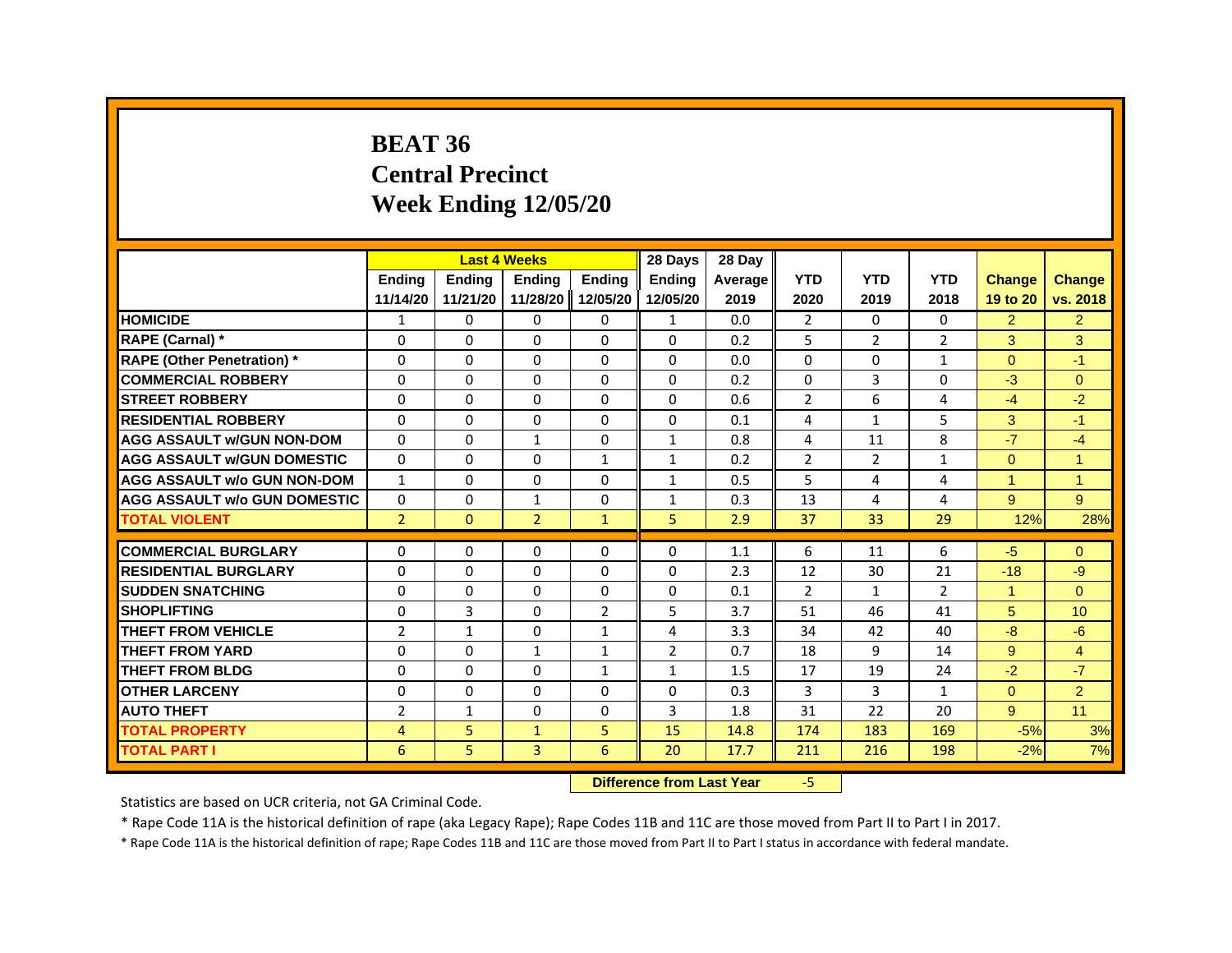# BEAT 36
# Central Precinct
# Week Ending 12/05/20

| | Last 4 Weeks | | | | 28 Days | 28 Day | | | | | |
|---|---|---|---|---|---|---|---|---|---|---|---|
| | Ending 11/14/20 | Ending 11/21/20 | Ending 11/28/20 | Ending 12/05/20 | Ending 12/05/20 | Average 2019 | YTD 2020 | YTD 2019 | YTD 2018 | Change 19 to 20 | Change vs. 2018 |
| HOMICIDE | 1 | 0 | 0 | 0 | 1 | 0.0 | 2 | 0 | 0 | 2 | 2 |
| RAPE (Carnal) * | 0 | 0 | 0 | 0 | 0 | 0.2 | 5 | 2 | 2 | 3 | 3 |
| RAPE (Other Penetration) * | 0 | 0 | 0 | 0 | 0 | 0.0 | 0 | 0 | 1 | 0 | -1 |
| COMMERCIAL ROBBERY | 0 | 0 | 0 | 0 | 0 | 0.2 | 0 | 3 | 0 | -3 | 0 |
| STREET ROBBERY | 0 | 0 | 0 | 0 | 0 | 0.6 | 2 | 6 | 4 | -4 | -2 |
| RESIDENTIAL ROBBERY | 0 | 0 | 0 | 0 | 0 | 0.1 | 4 | 1 | 5 | 3 | -1 |
| AGG ASSAULT w/GUN NON-DOM | 0 | 0 | 1 | 0 | 1 | 0.8 | 4 | 11 | 8 | -7 | -4 |
| AGG ASSAULT w/GUN DOMESTIC | 0 | 0 | 0 | 1 | 1 | 0.2 | 2 | 2 | 1 | 0 | 1 |
| AGG ASSAULT w/o GUN NON-DOM | 1 | 0 | 0 | 0 | 1 | 0.5 | 5 | 4 | 4 | 1 | 1 |
| AGG ASSAULT w/o GUN DOMESTIC | 0 | 0 | 1 | 0 | 1 | 0.3 | 13 | 4 | 4 | 9 | 9 |
| TOTAL VIOLENT | 2 | 0 | 2 | 1 | 5 | 2.9 | 37 | 33 | 29 | 12% | 28% |
| COMMERCIAL BURGLARY | 0 | 0 | 0 | 0 | 0 | 1.1 | 6 | 11 | 6 | -5 | 0 |
| RESIDENTIAL BURGLARY | 0 | 0 | 0 | 0 | 0 | 2.3 | 12 | 30 | 21 | -18 | -9 |
| SUDDEN SNATCHING | 0 | 0 | 0 | 0 | 0 | 0.1 | 2 | 1 | 2 | 1 | 0 |
| SHOPLIFTING | 0 | 3 | 0 | 2 | 5 | 3.7 | 51 | 46 | 41 | 5 | 10 |
| THEFT FROM VEHICLE | 2 | 1 | 0 | 1 | 4 | 3.3 | 34 | 42 | 40 | -8 | -6 |
| THEFT FROM YARD | 0 | 0 | 1 | 1 | 2 | 0.7 | 18 | 9 | 14 | 9 | 4 |
| THEFT FROM BLDG | 0 | 0 | 0 | 1 | 1 | 1.5 | 17 | 19 | 24 | -2 | -7 |
| OTHER LARCENY | 0 | 0 | 0 | 0 | 0 | 0.3 | 3 | 3 | 1 | 0 | 2 |
| AUTO THEFT | 2 | 1 | 0 | 0 | 3 | 1.8 | 31 | 22 | 20 | 9 | 11 |
| TOTAL PROPERTY | 4 | 5 | 1 | 5 | 15 | 14.8 | 174 | 183 | 169 | -5% | 3% |
| TOTAL PART I | 6 | 5 | 3 | 6 | 20 | 17.7 | 211 | 216 | 198 | -2% | 7% |

**Difference from Last Year** -5

Statistics are based on UCR criteria, not GA Criminal Code.

* Rape Code 11A is the historical definition of rape (aka Legacy Rape); Rape Codes 11B and 11C are those moved from Part II to Part I in 2017.

* Rape Code 11A is the historical definition of rape; Rape Codes 11B and 11C are those moved from Part II to Part I status in accordance with federal mandate.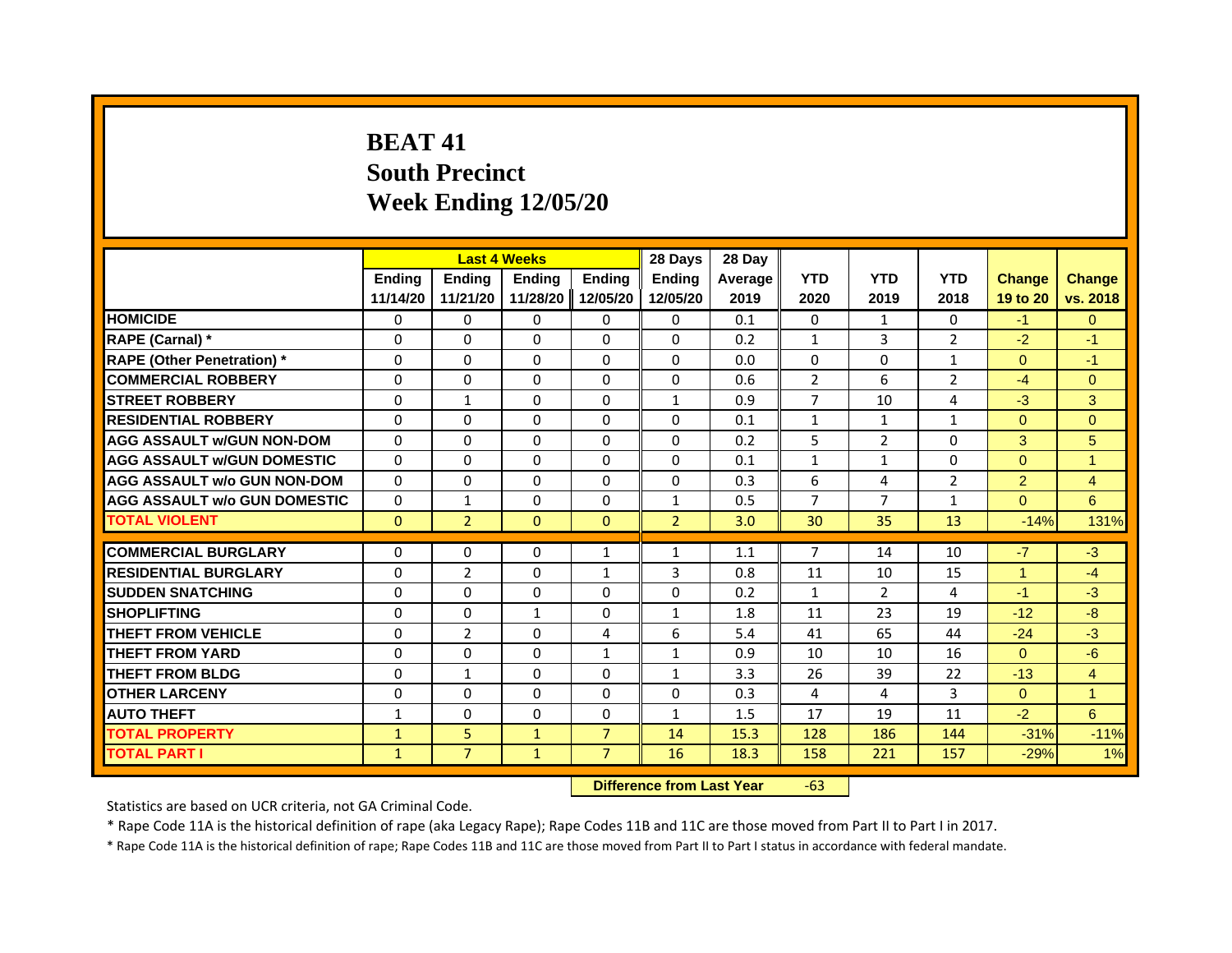# BEAT 41
## South Precinct
## Week Ending 12/05/20

| | Last 4 Weeks | | | | 28 Days | 28 Day | | | | | |
|---|---|---|---|---|---|---|---|---|---|---|---|
| | Ending 11/14/20 | Ending 11/21/20 | Ending 11/28/20 | Ending 12/05/20 | Ending 12/05/20 | Average 2019 | YTD 2020 | YTD 2019 | YTD 2018 | Change 19 to 20 | Change vs. 2018 |
| HOMICIDE | 0 | 0 | 0 | 0 | 0 | 0.1 | 0 | 1 | 0 | -1 | 0 |
| RAPE (Carnal) * | 0 | 0 | 0 | 0 | 0 | 0.2 | 1 | 3 | 2 | -2 | -1 |
| RAPE (Other Penetration) * | 0 | 0 | 0 | 0 | 0 | 0.0 | 0 | 0 | 1 | 0 | -1 |
| COMMERCIAL ROBBERY | 0 | 0 | 0 | 0 | 0 | 0.6 | 2 | 6 | 2 | -4 | 0 |
| STREET ROBBERY | 0 | 1 | 0 | 0 | 1 | 0.9 | 7 | 10 | 4 | -3 | 3 |
| RESIDENTIAL ROBBERY | 0 | 0 | 0 | 0 | 0 | 0.1 | 1 | 1 | 1 | 0 | 0 |
| AGG ASSAULT w/GUN NON-DOM | 0 | 0 | 0 | 0 | 0 | 0.2 | 5 | 2 | 0 | 3 | 5 |
| AGG ASSAULT w/GUN DOMESTIC | 0 | 0 | 0 | 0 | 0 | 0.1 | 1 | 1 | 0 | 0 | 1 |
| AGG ASSAULT w/o GUN NON-DOM | 0 | 0 | 0 | 0 | 0 | 0.3 | 6 | 4 | 2 | 2 | 4 |
| AGG ASSAULT w/o GUN DOMESTIC | 0 | 1 | 0 | 0 | 1 | 0.5 | 7 | 7 | 1 | 0 | 6 |
| TOTAL VIOLENT | 0 | 2 | 0 | 0 | 2 | 3.0 | 30 | 35 | 13 | -14% | 131% |
| COMMERCIAL BURGLARY | 0 | 0 | 0 | 1 | 1 | 1.1 | 7 | 14 | 10 | -7 | -3 |
| RESIDENTIAL BURGLARY | 0 | 2 | 0 | 1 | 3 | 0.8 | 11 | 10 | 15 | 1 | -4 |
| SUDDEN SNATCHING | 0 | 0 | 0 | 0 | 0 | 0.2 | 1 | 2 | 4 | -1 | -3 |
| SHOPLIFTING | 0 | 0 | 1 | 0 | 1 | 1.8 | 11 | 23 | 19 | -12 | -8 |
| THEFT FROM VEHICLE | 0 | 2 | 0 | 4 | 6 | 5.4 | 41 | 65 | 44 | -24 | -3 |
| THEFT FROM YARD | 0 | 0 | 0 | 1 | 1 | 0.9 | 10 | 10 | 16 | 0 | -6 |
| THEFT FROM BLDG | 0 | 1 | 0 | 0 | 1 | 3.3 | 26 | 39 | 22 | -13 | 4 |
| OTHER LARCENY | 0 | 0 | 0 | 0 | 0 | 0.3 | 4 | 4 | 3 | 0 | 1 |
| AUTO THEFT | 1 | 0 | 0 | 0 | 1 | 1.5 | 17 | 19 | 11 | -2 | 6 |
| TOTAL PROPERTY | 1 | 5 | 1 | 7 | 14 | 15.3 | 128 | 186 | 144 | -31% | -11% |
| TOTAL PART I | 1 | 7 | 1 | 7 | 16 | 18.3 | 158 | 221 | 157 | -29% | 1% |

**Difference from Last Year** -63

Statistics are based on UCR criteria, not GA Criminal Code.

* Rape Code 11A is the historical definition of rape (aka Legacy Rape); Rape Codes 11B and 11C are those moved from Part II to Part I in 2017.

* Rape Code 11A is the historical definition of rape; Rape Codes 11B and 11C are those moved from Part II to Part I status in accordance with federal mandate.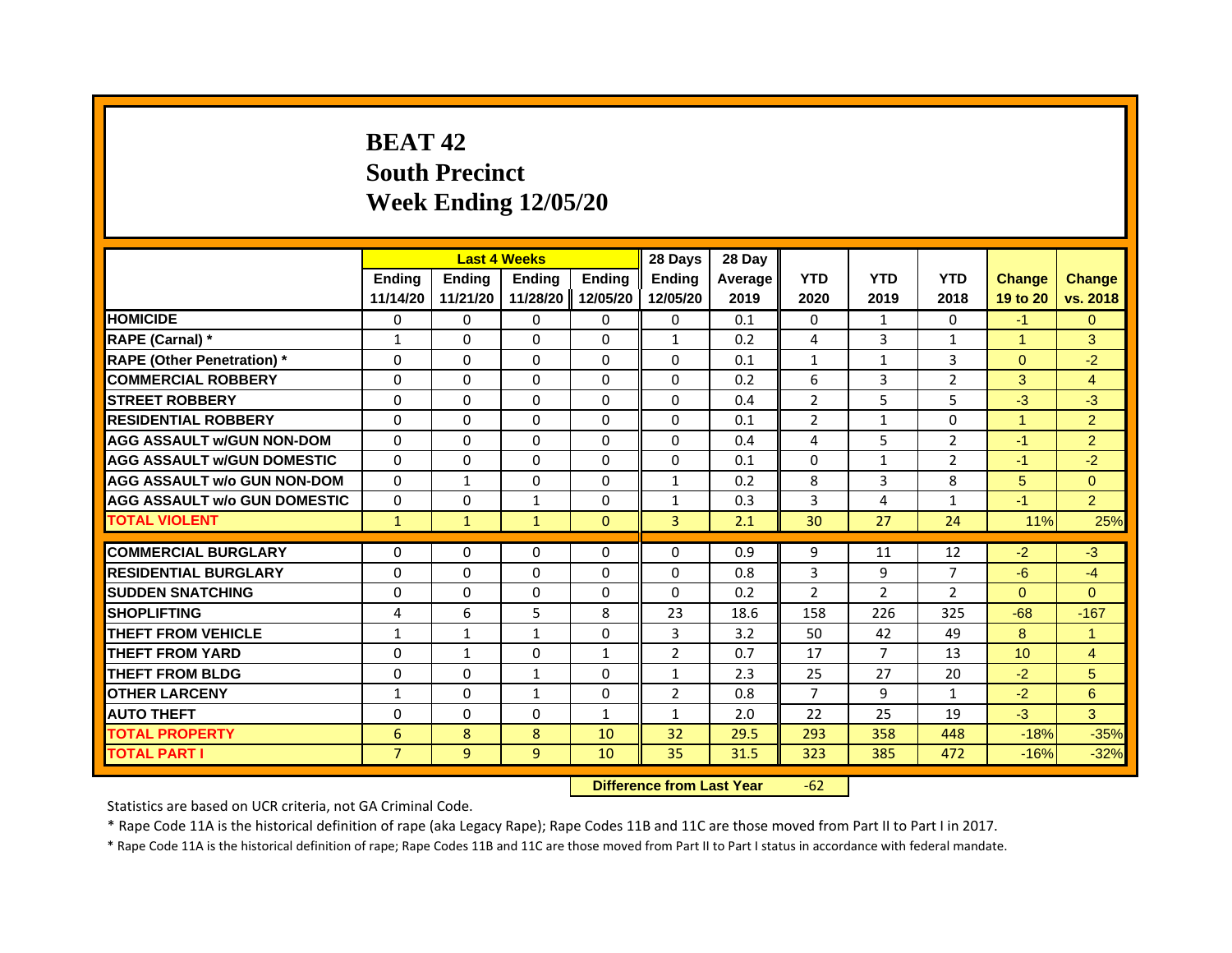# BEAT 42
## South Precinct
## Week Ending 12/05/20

| | Last 4 Weeks | | | | 28 Days | 28 Day | | | | | |
|---|---|---|---|---|---|---|---|---|---|---|---|
| | Ending 11/14/20 | Ending 11/21/20 | Ending 11/28/20 | Ending 12/05/20 | Ending 12/05/20 | Average 2019 | YTD 2020 | YTD 2019 | YTD 2018 | Change 19 to 20 | Change vs. 2018 |
| HOMICIDE | 0 | 0 | 0 | 0 | 0 | 0.1 | 0 | 1 | 0 | -1 | 0 |
| RAPE (Carnal) * | 1 | 0 | 0 | 0 | 1 | 0.2 | 4 | 3 | 1 | 1 | 3 |
| RAPE (Other Penetration) * | 0 | 0 | 0 | 0 | 0 | 0.1 | 1 | 1 | 3 | 0 | -2 |
| COMMERCIAL ROBBERY | 0 | 0 | 0 | 0 | 0 | 0.2 | 6 | 3 | 2 | 3 | 4 |
| STREET ROBBERY | 0 | 0 | 0 | 0 | 0 | 0.4 | 2 | 5 | 5 | -3 | -3 |
| RESIDENTIAL ROBBERY | 0 | 0 | 0 | 0 | 0 | 0.1 | 2 | 1 | 0 | 1 | 2 |
| AGG ASSAULT w/GUN NON-DOM | 0 | 0 | 0 | 0 | 0 | 0.4 | 4 | 5 | 2 | -1 | 2 |
| AGG ASSAULT w/GUN DOMESTIC | 0 | 0 | 0 | 0 | 0 | 0.1 | 0 | 1 | 2 | -1 | -2 |
| AGG ASSAULT w/o GUN NON-DOM | 0 | 1 | 0 | 0 | 1 | 0.2 | 8 | 3 | 8 | 5 | 0 |
| AGG ASSAULT w/o GUN DOMESTIC | 0 | 0 | 1 | 0 | 1 | 0.3 | 3 | 4 | 1 | -1 | 2 |
| TOTAL VIOLENT | 1 | 1 | 1 | 0 | 3 | 2.1 | 30 | 27 | 24 | 11% | 25% |
| COMMERCIAL BURGLARY | 0 | 0 | 0 | 0 | 0 | 0.9 | 9 | 11 | 12 | -2 | -3 |
| RESIDENTIAL BURGLARY | 0 | 0 | 0 | 0 | 0 | 0.8 | 3 | 9 | 7 | -6 | -4 |
| SUDDEN SNATCHING | 0 | 0 | 0 | 0 | 0 | 0.2 | 2 | 2 | 2 | 0 | 0 |
| SHOPLIFTING | 4 | 6 | 5 | 8 | 23 | 18.6 | 158 | 226 | 325 | -68 | -167 |
| THEFT FROM VEHICLE | 1 | 1 | 1 | 0 | 3 | 3.2 | 50 | 42 | 49 | 8 | 1 |
| THEFT FROM YARD | 0 | 1 | 0 | 1 | 2 | 0.7 | 17 | 7 | 13 | 10 | 4 |
| THEFT FROM BLDG | 0 | 0 | 1 | 0 | 1 | 2.3 | 25 | 27 | 20 | -2 | 5 |
| OTHER LARCENY | 1 | 0 | 1 | 0 | 2 | 0.8 | 7 | 9 | 1 | -2 | 6 |
| AUTO THEFT | 0 | 0 | 0 | 1 | 1 | 2.0 | 22 | 25 | 19 | -3 | 3 |
| TOTAL PROPERTY | 6 | 8 | 8 | 10 | 32 | 29.5 | 293 | 358 | 448 | -18% | -35% |
| TOTAL PART I | 7 | 9 | 9 | 10 | 35 | 31.5 | 323 | 385 | 472 | -16% | -32% |

**Difference from Last Year** -62

Statistics are based on UCR criteria, not GA Criminal Code.

* Rape Code 11A is the historical definition of rape (aka Legacy Rape); Rape Codes 11B and 11C are those moved from Part II to Part I in 2017.

* Rape Code 11A is the historical definition of rape; Rape Codes 11B and 11C are those moved from Part II to Part I status in accordance with federal mandate.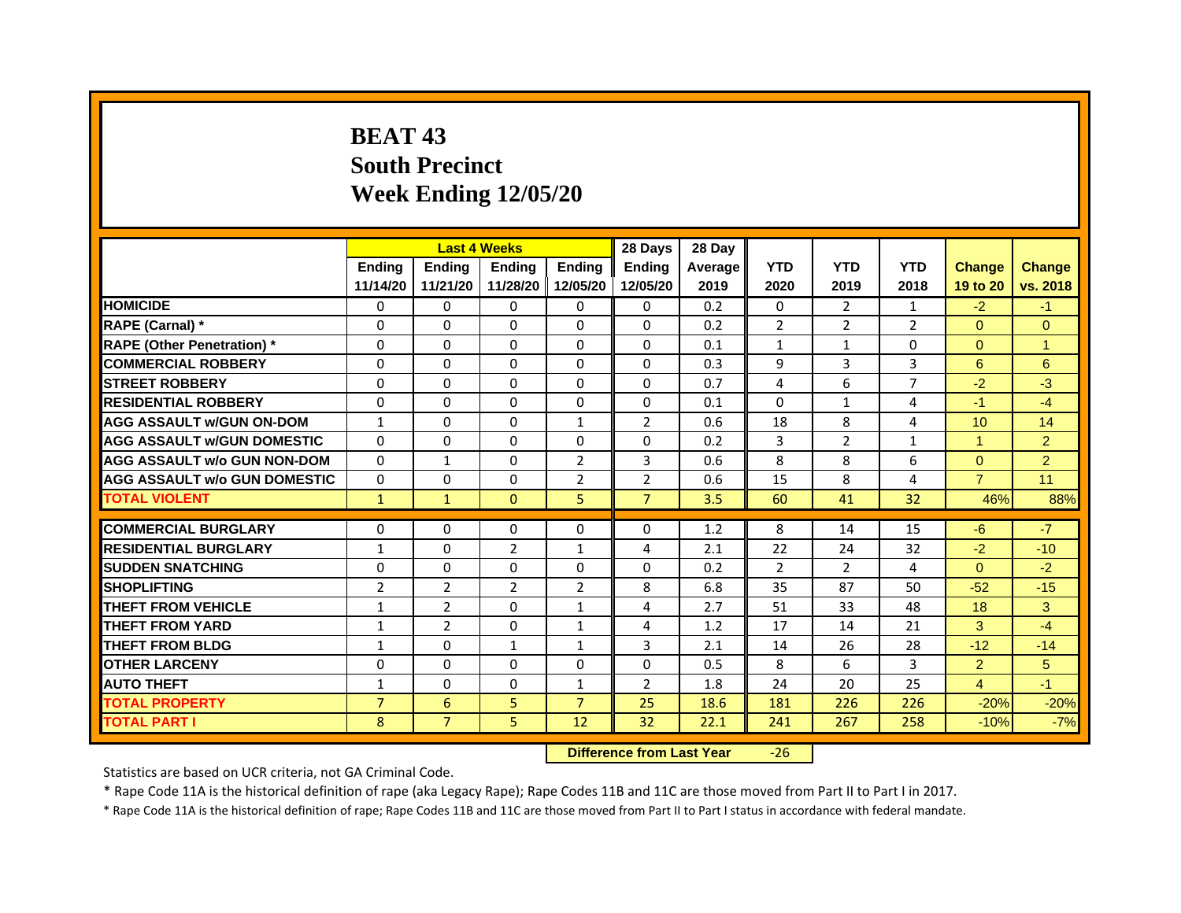# BEAT 43
## South Precinct
## Week Ending 12/05/20

| | Last 4 Weeks | | | | 28 Days | 28 Day | | | | | |
|---|---|---|---|---|---|---|---|---|---|---|---|
| | Ending 11/14/20 | Ending 11/21/20 | Ending 11/28/20 | Ending 12/05/20 | Ending 12/05/20 | Average 2019 | YTD 2020 | YTD 2019 | YTD 2018 | Change 19 to 20 | Change vs. 2018 |
| HOMICIDE | 0 | 0 | 0 | 0 | 0 | 0.2 | 0 | 2 | 1 | -2 | -1 |
| RAPE (Carnal) * | 0 | 0 | 0 | 0 | 0 | 0.2 | 2 | 2 | 2 | 0 | 0 |
| RAPE (Other Penetration) * | 0 | 0 | 0 | 0 | 0 | 0.1 | 1 | 1 | 0 | 0 | 1 |
| COMMERCIAL ROBBERY | 0 | 0 | 0 | 0 | 0 | 0.3 | 9 | 3 | 3 | 6 | 6 |
| STREET ROBBERY | 0 | 0 | 0 | 0 | 0 | 0.7 | 4 | 6 | 7 | -2 | -3 |
| RESIDENTIAL ROBBERY | 0 | 0 | 0 | 0 | 0 | 0.1 | 0 | 1 | 4 | -1 | -4 |
| AGG ASSAULT w/GUN ON-DOM | 1 | 0 | 0 | 1 | 2 | 0.6 | 18 | 8 | 4 | 10 | 14 |
| AGG ASSAULT w/GUN DOMESTIC | 0 | 0 | 0 | 0 | 0 | 0.2 | 3 | 2 | 1 | 1 | 2 |
| AGG ASSAULT w/o GUN NON-DOM | 0 | 1 | 0 | 2 | 3 | 0.6 | 8 | 8 | 6 | 0 | 2 |
| AGG ASSAULT w/o GUN DOMESTIC | 0 | 0 | 0 | 2 | 2 | 0.6 | 15 | 8 | 4 | 7 | 11 |
| TOTAL VIOLENT | 1 | 1 | 0 | 5 | 7 | 3.5 | 60 | 41 | 32 | 46% | 88% |
| COMMERCIAL BURGLARY | 0 | 0 | 0 | 0 | 0 | 1.2 | 8 | 14 | 15 | -6 | -7 |
| RESIDENTIAL BURGLARY | 1 | 0 | 2 | 1 | 4 | 2.1 | 22 | 24 | 32 | -2 | -10 |
| SUDDEN SNATCHING | 0 | 0 | 0 | 0 | 0 | 0.2 | 2 | 2 | 4 | 0 | -2 |
| SHOPLIFTING | 2 | 2 | 2 | 2 | 8 | 6.8 | 35 | 87 | 50 | -52 | -15 |
| THEFT FROM VEHICLE | 1 | 2 | 0 | 1 | 4 | 2.7 | 51 | 33 | 48 | 18 | 3 |
| THEFT FROM YARD | 1 | 2 | 0 | 1 | 4 | 1.2 | 17 | 14 | 21 | 3 | -4 |
| THEFT FROM BLDG | 1 | 0 | 1 | 1 | 3 | 2.1 | 14 | 26 | 28 | -12 | -14 |
| OTHER LARCENY | 0 | 0 | 0 | 0 | 0 | 0.5 | 8 | 6 | 3 | 2 | 5 |
| AUTO THEFT | 1 | 0 | 0 | 1 | 2 | 1.8 | 24 | 20 | 25 | 4 | -1 |
| TOTAL PROPERTY | 7 | 6 | 5 | 7 | 25 | 18.6 | 181 | 226 | 226 | -20% | -20% |
| TOTAL PART I | 8 | 7 | 5 | 12 | 32 | 22.1 | 241 | 267 | 258 | -10% | -7% |

**Difference from Last Year** -26

Statistics are based on UCR criteria, not GA Criminal Code.

* Rape Code 11A is the historical definition of rape (aka Legacy Rape); Rape Codes 11B and 11C are those moved from Part II to Part I in 2017.

* Rape Code 11A is the historical definition of rape; Rape Codes 11B and 11C are those moved from Part II to Part I status in accordance with federal mandate.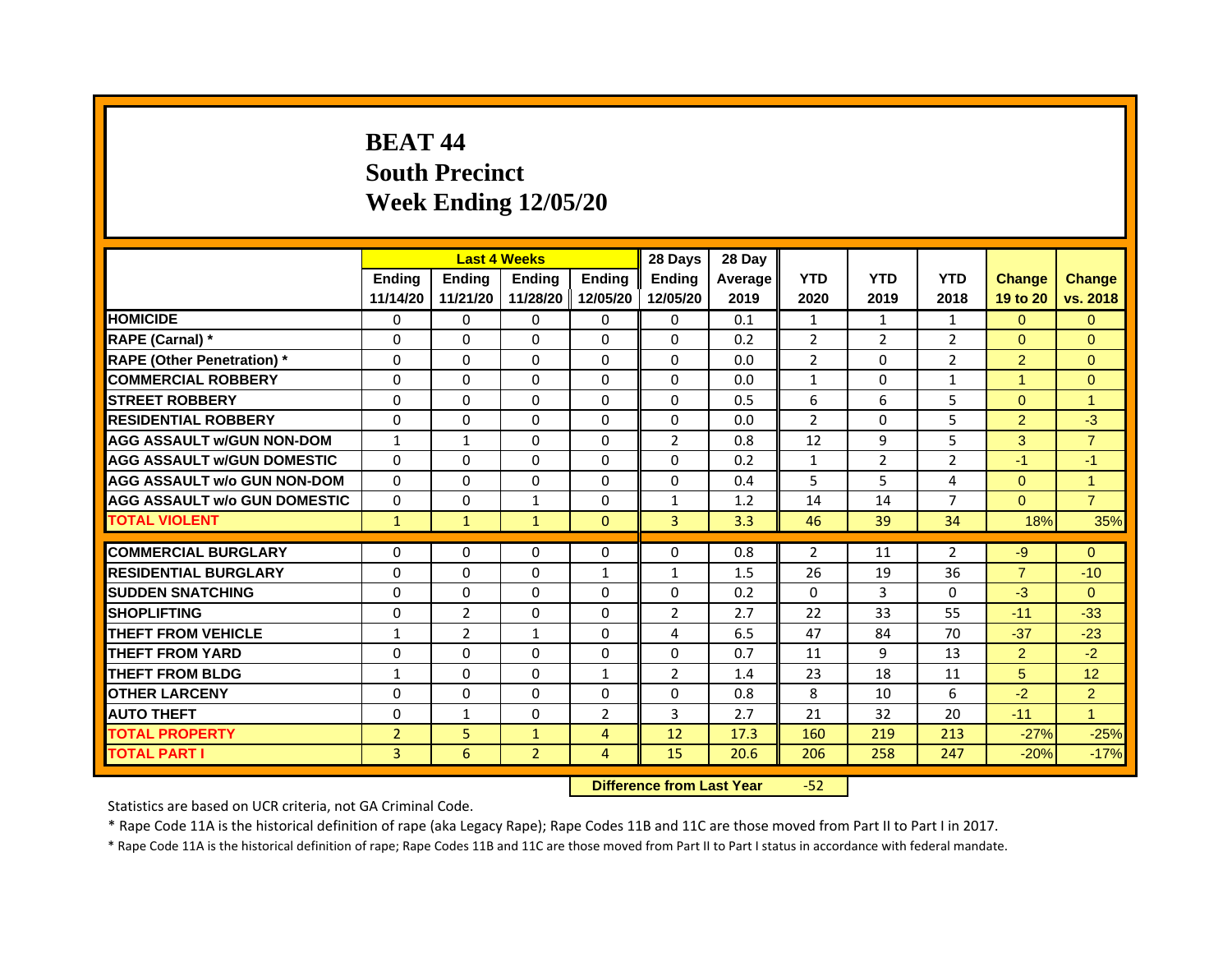# BEAT 44
## South Precinct
## Week Ending 12/05/20

| | Last 4 Weeks | | | | 28 Days | 28 Day | | | | | |
|---|---|---|---|---|---|---|---|---|---|---|---|
| | Ending 11/14/20 | Ending 11/21/20 | Ending 11/28/20 | Ending 12/05/20 | Ending 12/05/20 | Average 2019 | YTD 2020 | YTD 2019 | YTD 2018 | Change 19 to 20 | Change vs. 2018 |
| HOMICIDE | 0 | 0 | 0 | 0 | 0 | 0.1 | 1 | 1 | 1 | 0 | 0 |
| RAPE (Carnal) * | 0 | 0 | 0 | 0 | 0 | 0.2 | 2 | 2 | 2 | 0 | 0 |
| RAPE (Other Penetration) * | 0 | 0 | 0 | 0 | 0 | 0.0 | 2 | 0 | 2 | 2 | 0 |
| COMMERCIAL ROBBERY | 0 | 0 | 0 | 0 | 0 | 0.0 | 1 | 0 | 1 | 1 | 0 |
| STREET ROBBERY | 0 | 0 | 0 | 0 | 0 | 0.5 | 6 | 6 | 5 | 0 | 1 |
| RESIDENTIAL ROBBERY | 0 | 0 | 0 | 0 | 0 | 0.0 | 2 | 0 | 5 | 2 | -3 |
| AGG ASSAULT w/GUN NON-DOM | 1 | 1 | 0 | 0 | 2 | 0.8 | 12 | 9 | 5 | 3 | 7 |
| AGG ASSAULT w/GUN DOMESTIC | 0 | 0 | 0 | 0 | 0 | 0.2 | 1 | 2 | 2 | -1 | -1 |
| AGG ASSAULT w/o GUN NON-DOM | 0 | 0 | 0 | 0 | 0 | 0.4 | 5 | 5 | 4 | 0 | 1 |
| AGG ASSAULT w/o GUN DOMESTIC | 0 | 0 | 1 | 0 | 1 | 1.2 | 14 | 14 | 7 | 0 | 7 |
| TOTAL VIOLENT | 1 | 1 | 1 | 0 | 3 | 3.3 | 46 | 39 | 34 | 18% | 35% |
| COMMERCIAL BURGLARY | 0 | 0 | 0 | 0 | 0 | 0.8 | 2 | 11 | 2 | -9 | 0 |
| RESIDENTIAL BURGLARY | 0 | 0 | 0 | 1 | 1 | 1.5 | 26 | 19 | 36 | 7 | -10 |
| SUDDEN SNATCHING | 0 | 0 | 0 | 0 | 0 | 0.2 | 0 | 3 | 0 | -3 | 0 |
| SHOPLIFTING | 0 | 2 | 0 | 0 | 2 | 2.7 | 22 | 33 | 55 | -11 | -33 |
| THEFT FROM VEHICLE | 1 | 2 | 1 | 0 | 4 | 6.5 | 47 | 84 | 70 | -37 | -23 |
| THEFT FROM YARD | 0 | 0 | 0 | 0 | 0 | 0.7 | 11 | 9 | 13 | 2 | -2 |
| THEFT FROM BLDG | 1 | 0 | 0 | 1 | 2 | 1.4 | 23 | 18 | 11 | 5 | 12 |
| OTHER LARCENY | 0 | 0 | 0 | 0 | 0 | 0.8 | 8 | 10 | 6 | -2 | 2 |
| AUTO THEFT | 0 | 1 | 0 | 2 | 3 | 2.7 | 21 | 32 | 20 | -11 | 1 |
| TOTAL PROPERTY | 2 | 5 | 1 | 4 | 12 | 17.3 | 160 | 219 | 213 | -27% | -25% |
| TOTAL PART I | 3 | 6 | 2 | 4 | 15 | 20.6 | 206 | 258 | 247 | -20% | -17% |

**Difference from Last Year** -52

Statistics are based on UCR criteria, not GA Criminal Code.

* Rape Code 11A is the historical definition of rape (aka Legacy Rape); Rape Codes 11B and 11C are those moved from Part II to Part I in 2017.

* Rape Code 11A is the historical definition of rape; Rape Codes 11B and 11C are those moved from Part II to Part I status in accordance with federal mandate.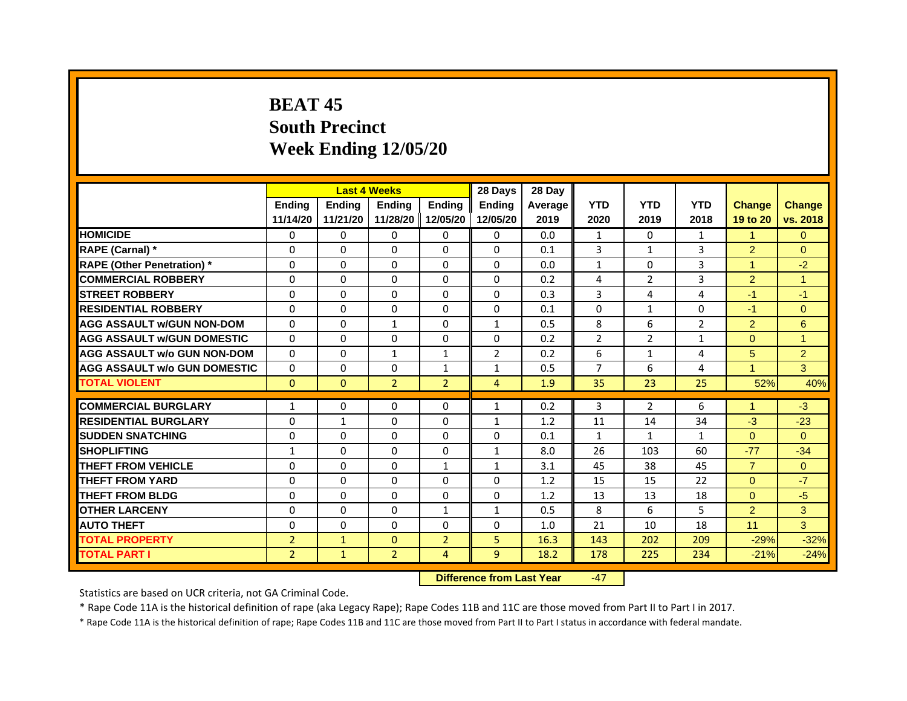# BEAT 45
# South Precinct
# Week Ending 12/05/20

| | Last 4 Weeks | | | | 28 Days | 28 Day | | | | | |
|---|---|---|---|---|---|---|---|---|---|---|---|
| | Ending 11/14/20 | Ending 11/21/20 | Ending 11/28/20 | Ending 12/05/20 | Ending 12/05/20 | Average 2019 | YTD 2020 | YTD 2019 | YTD 2018 | Change 19 to 20 | Change vs. 2018 |
| HOMICIDE | 0 | 0 | 0 | 0 | 0 | 0.0 | 1 | 0 | 1 | 1 | 0 |
| RAPE (Carnal) * | 0 | 0 | 0 | 0 | 0 | 0.1 | 3 | 1 | 3 | 2 | 0 |
| RAPE (Other Penetration) * | 0 | 0 | 0 | 0 | 0 | 0.0 | 1 | 0 | 3 | 1 | -2 |
| COMMERCIAL ROBBERY | 0 | 0 | 0 | 0 | 0 | 0.2 | 4 | 2 | 3 | 2 | 1 |
| STREET ROBBERY | 0 | 0 | 0 | 0 | 0 | 0.3 | 3 | 4 | 4 | -1 | -1 |
| RESIDENTIAL ROBBERY | 0 | 0 | 0 | 0 | 0 | 0.1 | 0 | 1 | 0 | -1 | 0 |
| AGG ASSAULT w/GUN NON-DOM | 0 | 0 | 1 | 0 | 1 | 0.5 | 8 | 6 | 2 | 2 | 6 |
| AGG ASSAULT w/GUN DOMESTIC | 0 | 0 | 0 | 0 | 0 | 0.2 | 2 | 2 | 1 | 0 | 1 |
| AGG ASSAULT w/o GUN NON-DOM | 0 | 0 | 1 | 1 | 2 | 0.2 | 6 | 1 | 4 | 5 | 2 |
| AGG ASSAULT w/o GUN DOMESTIC | 0 | 0 | 0 | 1 | 1 | 0.5 | 7 | 6 | 4 | 1 | 3 |
| TOTAL VIOLENT | 0 | 0 | 2 | 2 | 4 | 1.9 | 35 | 23 | 25 | 52% | 40% |
| COMMERCIAL BURGLARY | 1 | 0 | 0 | 0 | 1 | 0.2 | 3 | 2 | 6 | 1 | -3 |
| RESIDENTIAL BURGLARY | 0 | 1 | 0 | 0 | 1 | 1.2 | 11 | 14 | 34 | -3 | -23 |
| SUDDEN SNATCHING | 0 | 0 | 0 | 0 | 0 | 0.1 | 1 | 1 | 1 | 0 | 0 |
| SHOPLIFTING | 1 | 0 | 0 | 0 | 1 | 8.0 | 26 | 103 | 60 | -77 | -34 |
| THEFT FROM VEHICLE | 0 | 0 | 0 | 1 | 1 | 3.1 | 45 | 38 | 45 | 7 | 0 |
| THEFT FROM YARD | 0 | 0 | 0 | 0 | 0 | 1.2 | 15 | 15 | 22 | 0 | -7 |
| THEFT FROM BLDG | 0 | 0 | 0 | 0 | 0 | 1.2 | 13 | 13 | 18 | 0 | -5 |
| OTHER LARCENY | 0 | 0 | 0 | 1 | 1 | 0.5 | 8 | 6 | 5 | 2 | 3 |
| AUTO THEFT | 0 | 0 | 0 | 0 | 0 | 1.0 | 21 | 10 | 18 | 11 | 3 |
| TOTAL PROPERTY | 2 | 1 | 0 | 2 | 5 | 16.3 | 143 | 202 | 209 | -29% | -32% |
| TOTAL PART I | 2 | 1 | 2 | 4 | 9 | 18.2 | 178 | 225 | 234 | -21% | -24% |

**Difference from Last Year** -47

Statistics are based on UCR criteria, not GA Criminal Code.

* Rape Code 11A is the historical definition of rape (aka Legacy Rape); Rape Codes 11B and 11C are those moved from Part II to Part I in 2017.

* Rape Code 11A is the historical definition of rape; Rape Codes 11B and 11C are those moved from Part II to Part I status in accordance with federal mandate.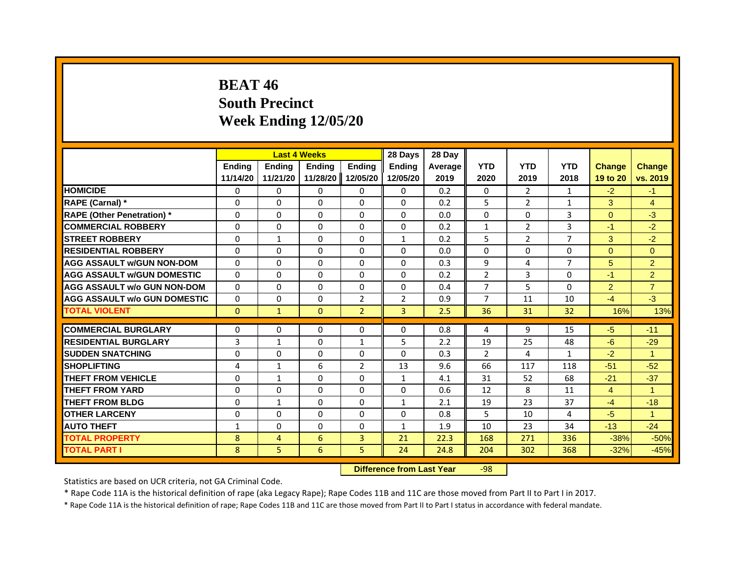# BEAT 46
## South Precinct
## Week Ending 12/05/20

| | Last 4 Weeks | | | | 28 Days | 28 Day | | | | | |
|---|---|---|---|---|---|---|---|---|---|---|---|
| | Ending 11/14/20 | Ending 11/21/20 | Ending 11/28/20 | Ending 12/05/20 | Ending 12/05/20 | Average 2019 | YTD 2020 | YTD 2019 | YTD 2018 | Change 19 to 20 | Change vs. 2019 |
| HOMICIDE | 0 | 0 | 0 | 0 | 0 | 0.2 | 0 | 2 | 1 | -2 | -1 |
| RAPE (Carnal) * | 0 | 0 | 0 | 0 | 0 | 0.2 | 5 | 2 | 1 | 3 | 4 |
| RAPE (Other Penetration) * | 0 | 0 | 0 | 0 | 0 | 0.0 | 0 | 0 | 3 | 0 | -3 |
| COMMERCIAL ROBBERY | 0 | 0 | 0 | 0 | 0 | 0.2 | 1 | 2 | 3 | -1 | -2 |
| STREET ROBBERY | 0 | 1 | 0 | 0 | 1 | 0.2 | 5 | 2 | 7 | 3 | -2 |
| RESIDENTIAL ROBBERY | 0 | 0 | 0 | 0 | 0 | 0.0 | 0 | 0 | 0 | 0 | 0 |
| AGG ASSAULT w/GUN NON-DOM | 0 | 0 | 0 | 0 | 0 | 0.3 | 9 | 4 | 7 | 5 | 2 |
| AGG ASSAULT w/GUN DOMESTIC | 0 | 0 | 0 | 0 | 0 | 0.2 | 2 | 3 | 0 | -1 | 2 |
| AGG ASSAULT w/o GUN NON-DOM | 0 | 0 | 0 | 0 | 0 | 0.4 | 7 | 5 | 0 | 2 | 7 |
| AGG ASSAULT w/o GUN DOMESTIC | 0 | 0 | 0 | 2 | 2 | 0.9 | 7 | 11 | 10 | -4 | -3 |
| TOTAL VIOLENT | 0 | 1 | 0 | 2 | 3 | 2.5 | 36 | 31 | 32 | 16% | 13% |
| COMMERCIAL BURGLARY | 0 | 0 | 0 | 0 | 0 | 0.8 | 4 | 9 | 15 | -5 | -11 |
| RESIDENTIAL BURGLARY | 3 | 1 | 0 | 1 | 5 | 2.2 | 19 | 25 | 48 | -6 | -29 |
| SUDDEN SNATCHING | 0 | 0 | 0 | 0 | 0 | 0.3 | 2 | 4 | 1 | -2 | 1 |
| SHOPLIFTING | 4 | 1 | 6 | 2 | 13 | 9.6 | 66 | 117 | 118 | -51 | -52 |
| THEFT FROM VEHICLE | 0 | 1 | 0 | 0 | 1 | 4.1 | 31 | 52 | 68 | -21 | -37 |
| THEFT FROM YARD | 0 | 0 | 0 | 0 | 0 | 0.6 | 12 | 8 | 11 | 4 | 1 |
| THEFT FROM BLDG | 0 | 1 | 0 | 0 | 1 | 2.1 | 19 | 23 | 37 | -4 | -18 |
| OTHER LARCENY | 0 | 0 | 0 | 0 | 0 | 0.8 | 5 | 10 | 4 | -5 | 1 |
| AUTO THEFT | 1 | 0 | 0 | 0 | 1 | 1.9 | 10 | 23 | 34 | -13 | -24 |
| TOTAL PROPERTY | 8 | 4 | 6 | 3 | 21 | 22.3 | 168 | 271 | 336 | -38% | -50% |
| TOTAL PART I | 8 | 5 | 6 | 5 | 24 | 24.8 | 204 | 302 | 368 | -32% | -45% |

**Difference from Last Year** -98

Statistics are based on UCR criteria, not GA Criminal Code.

* Rape Code 11A is the historical definition of rape (aka Legacy Rape); Rape Codes 11B and 11C are those moved from Part II to Part I in 2017.

* Rape Code 11A is the historical definition of rape; Rape Codes 11B and 11C are those moved from Part II to Part I status in accordance with federal mandate.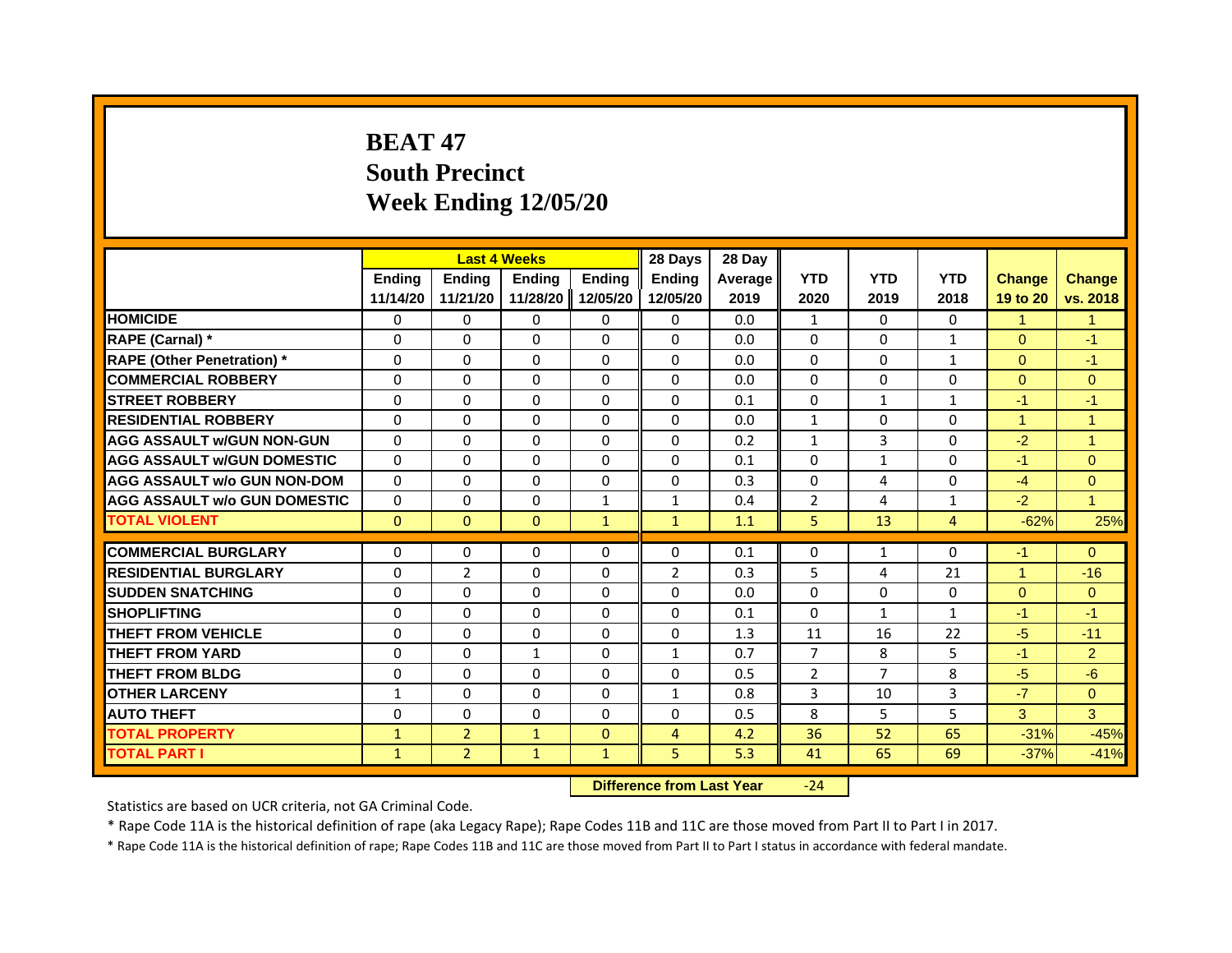# BEAT 47
## South Precinct
## Week Ending 12/05/20

| | Last 4 Weeks | | | | 28 Days | 28 Day | | | | | |
|---|---|---|---|---|---|---|---|---|---|---|---|
| | Ending 11/14/20 | Ending 11/21/20 | Ending 11/28/20 | Ending 12/05/20 | Ending 12/05/20 | Average 2019 | YTD 2020 | YTD 2019 | YTD 2018 | Change 19 to 20 | Change vs. 2018 |
| HOMICIDE | 0 | 0 | 0 | 0 | 0 | 0.0 | 1 | 0 | 0 | 1 | 1 |
| RAPE (Carnal) * | 0 | 0 | 0 | 0 | 0 | 0.0 | 0 | 0 | 1 | 0 | -1 |
| RAPE (Other Penetration) * | 0 | 0 | 0 | 0 | 0 | 0.0 | 0 | 0 | 1 | 0 | -1 |
| COMMERCIAL ROBBERY | 0 | 0 | 0 | 0 | 0 | 0.0 | 0 | 0 | 0 | 0 | 0 |
| STREET ROBBERY | 0 | 0 | 0 | 0 | 0 | 0.1 | 0 | 1 | 1 | -1 | -1 |
| RESIDENTIAL ROBBERY | 0 | 0 | 0 | 0 | 0 | 0.0 | 1 | 0 | 0 | 1 | 1 |
| AGG ASSAULT w/GUN NON-GUN | 0 | 0 | 0 | 0 | 0 | 0.2 | 1 | 3 | 0 | -2 | 1 |
| AGG ASSAULT w/GUN DOMESTIC | 0 | 0 | 0 | 0 | 0 | 0.1 | 0 | 1 | 0 | -1 | 0 |
| AGG ASSAULT w/o GUN NON-DOM | 0 | 0 | 0 | 0 | 0 | 0.3 | 0 | 4 | 0 | -4 | 0 |
| AGG ASSAULT w/o GUN DOMESTIC | 0 | 0 | 0 | 1 | 1 | 0.4 | 2 | 4 | 1 | -2 | 1 |
| TOTAL VIOLENT | 0 | 0 | 0 | 1 | 1 | 1.1 | 5 | 13 | 4 | -62% | 25% |
| COMMERCIAL BURGLARY | 0 | 0 | 0 | 0 | 0 | 0.1 | 0 | 1 | 0 | -1 | 0 |
| RESIDENTIAL BURGLARY | 0 | 2 | 0 | 0 | 2 | 0.3 | 5 | 4 | 21 | 1 | -16 |
| SUDDEN SNATCHING | 0 | 0 | 0 | 0 | 0 | 0.0 | 0 | 0 | 0 | 0 | 0 |
| SHOPLIFTING | 0 | 0 | 0 | 0 | 0 | 0.1 | 0 | 1 | 1 | -1 | -1 |
| THEFT FROM VEHICLE | 0 | 0 | 0 | 0 | 0 | 1.3 | 11 | 16 | 22 | -5 | -11 |
| THEFT FROM YARD | 0 | 0 | 1 | 0 | 1 | 0.7 | 7 | 8 | 5 | -1 | 2 |
| THEFT FROM BLDG | 0 | 0 | 0 | 0 | 0 | 0.5 | 2 | 7 | 8 | -5 | -6 |
| OTHER LARCENY | 1 | 0 | 0 | 0 | 1 | 0.8 | 3 | 10 | 3 | -7 | 0 |
| AUTO THEFT | 0 | 0 | 0 | 0 | 0 | 0.5 | 8 | 5 | 5 | 3 | 3 |
| TOTAL PROPERTY | 1 | 2 | 1 | 0 | 4 | 4.2 | 36 | 52 | 65 | -31% | -45% |
| TOTAL PART I | 1 | 2 | 1 | 1 | 5 | 5.3 | 41 | 65 | 69 | -37% | -41% |

**Difference from Last Year** -24

Statistics are based on UCR criteria, not GA Criminal Code.

* Rape Code 11A is the historical definition of rape (aka Legacy Rape); Rape Codes 11B and 11C are those moved from Part II to Part I in 2017.

* Rape Code 11A is the historical definition of rape; Rape Codes 11B and 11C are those moved from Part II to Part I status in accordance with federal mandate.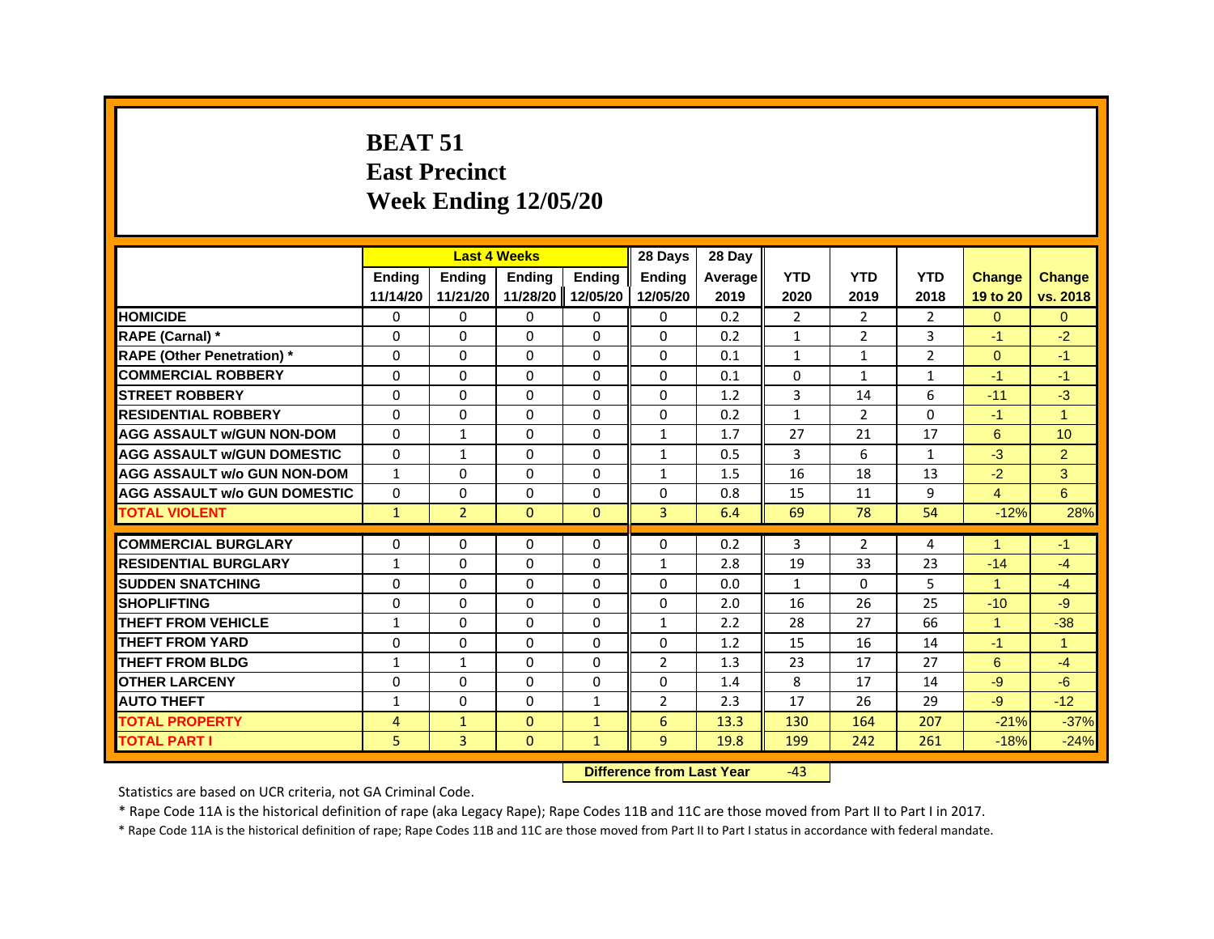# BEAT 51
# East Precinct
# Week Ending 12/05/20

| | Last 4 Weeks | | | | 28 Days | 28 Day | | | | | |
|---|---|---|---|---|---|---|---|---|---|---|---|
| | Ending 11/14/20 | Ending 11/21/20 | Ending 11/28/20 | Ending 12/05/20 | Ending 12/05/20 | Average 2019 | YTD 2020 | YTD 2019 | YTD 2018 | Change 19 to 20 | Change vs. 2018 |
| HOMICIDE | 0 | 0 | 0 | 0 | 0 | 0.2 | 2 | 2 | 2 | 0 | 0 |
| RAPE (Carnal) * | 0 | 0 | 0 | 0 | 0 | 0.2 | 1 | 2 | 3 | -1 | -2 |
| RAPE (Other Penetration) * | 0 | 0 | 0 | 0 | 0 | 0.1 | 1 | 1 | 2 | 0 | -1 |
| COMMERCIAL ROBBERY | 0 | 0 | 0 | 0 | 0 | 0.1 | 0 | 1 | 1 | -1 | -1 |
| STREET ROBBERY | 0 | 0 | 0 | 0 | 0 | 1.2 | 3 | 14 | 6 | -11 | -3 |
| RESIDENTIAL ROBBERY | 0 | 0 | 0 | 0 | 0 | 0.2 | 1 | 2 | 0 | -1 | 1 |
| AGG ASSAULT w/GUN NON-DOM | 0 | 1 | 0 | 0 | 1 | 1.7 | 27 | 21 | 17 | 6 | 10 |
| AGG ASSAULT w/GUN DOMESTIC | 0 | 1 | 0 | 0 | 1 | 0.5 | 3 | 6 | 1 | -3 | 2 |
| AGG ASSAULT w/o GUN NON-DOM | 1 | 0 | 0 | 0 | 1 | 1.5 | 16 | 18 | 13 | -2 | 3 |
| AGG ASSAULT w/o GUN DOMESTIC | 0 | 0 | 0 | 0 | 0 | 0.8 | 15 | 11 | 9 | 4 | 6 |
| TOTAL VIOLENT | 1 | 2 | 0 | 0 | 3 | 6.4 | 69 | 78 | 54 | -12% | 28% |
| COMMERCIAL BURGLARY | 0 | 0 | 0 | 0 | 0 | 0.2 | 3 | 2 | 4 | 1 | -1 |
| RESIDENTIAL BURGLARY | 1 | 0 | 0 | 0 | 1 | 2.8 | 19 | 33 | 23 | -14 | -4 |
| SUDDEN SNATCHING | 0 | 0 | 0 | 0 | 0 | 0.0 | 1 | 0 | 5 | 1 | -4 |
| SHOPLIFTING | 0 | 0 | 0 | 0 | 0 | 2.0 | 16 | 26 | 25 | -10 | -9 |
| THEFT FROM VEHICLE | 1 | 0 | 0 | 0 | 1 | 2.2 | 28 | 27 | 66 | 1 | -38 |
| THEFT FROM YARD | 0 | 0 | 0 | 0 | 0 | 1.2 | 15 | 16 | 14 | -1 | 1 |
| THEFT FROM BLDG | 1 | 1 | 0 | 0 | 2 | 1.3 | 23 | 17 | 27 | 6 | -4 |
| OTHER LARCENY | 0 | 0 | 0 | 0 | 0 | 1.4 | 8 | 17 | 14 | -9 | -6 |
| AUTO THEFT | 1 | 0 | 0 | 1 | 2 | 2.3 | 17 | 26 | 29 | -9 | -12 |
| TOTAL PROPERTY | 4 | 1 | 0 | 1 | 6 | 13.3 | 130 | 164 | 207 | -21% | -37% |
| TOTAL PART I | 5 | 3 | 0 | 1 | 9 | 19.8 | 199 | 242 | 261 | -18% | -24% |

**Difference from Last Year** -43

Statistics are based on UCR criteria, not GA Criminal Code.

* Rape Code 11A is the historical definition of rape (aka Legacy Rape); Rape Codes 11B and 11C are those moved from Part II to Part I in 2017.

* Rape Code 11A is the historical definition of rape; Rape Codes 11B and 11C are those moved from Part II to Part I status in accordance with federal mandate.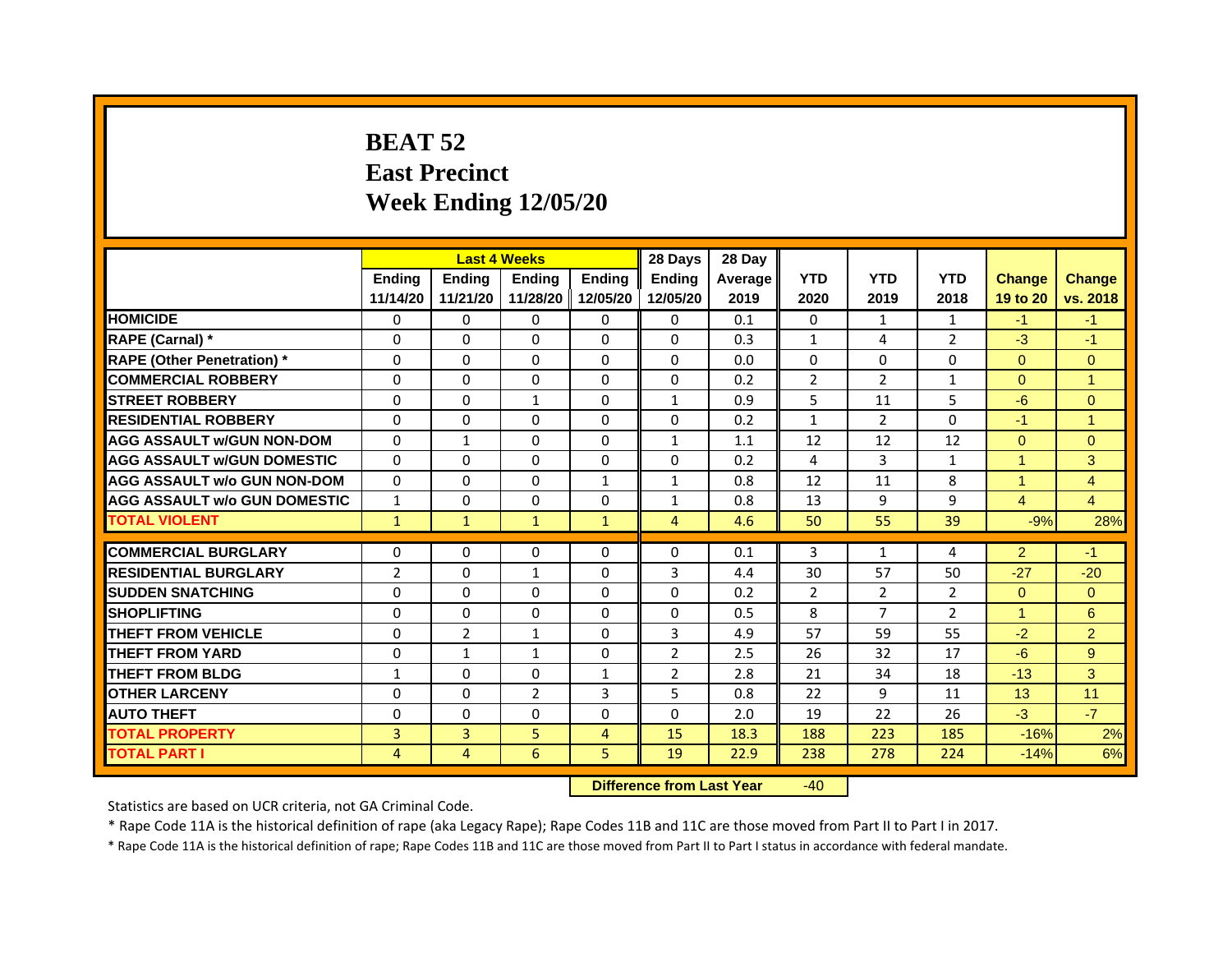# BEAT 52
# East Precinct
# Week Ending 12/05/20

| | Last 4 Weeks | | | | 28 Days | 28 Day | | | | | |
|---|---|---|---|---|---|---|---|---|---|---|---|
| | Ending 11/14/20 | Ending 11/21/20 | Ending 11/28/20 | Ending 12/05/20 | Ending 12/05/20 | Average 2019 | YTD 2020 | YTD 2019 | YTD 2018 | Change 19 to 20 | Change vs. 2018 |
| HOMICIDE | 0 | 0 | 0 | 0 | 0 | 0.1 | 0 | 1 | 1 | -1 | -1 |
| RAPE (Carnal) * | 0 | 0 | 0 | 0 | 0 | 0.3 | 1 | 4 | 2 | -3 | -1 |
| RAPE (Other Penetration) * | 0 | 0 | 0 | 0 | 0 | 0.0 | 0 | 0 | 0 | 0 | 0 |
| COMMERCIAL ROBBERY | 0 | 0 | 0 | 0 | 0 | 0.2 | 2 | 2 | 1 | 0 | 1 |
| STREET ROBBERY | 0 | 0 | 1 | 0 | 1 | 0.9 | 5 | 11 | 5 | -6 | 0 |
| RESIDENTIAL ROBBERY | 0 | 0 | 0 | 0 | 0 | 0.2 | 1 | 2 | 0 | -1 | 1 |
| AGG ASSAULT w/GUN NON-DOM | 0 | 1 | 0 | 0 | 1 | 1.1 | 12 | 12 | 12 | 0 | 0 |
| AGG ASSAULT w/GUN DOMESTIC | 0 | 0 | 0 | 0 | 0 | 0.2 | 4 | 3 | 1 | 1 | 3 |
| AGG ASSAULT w/o GUN NON-DOM | 0 | 0 | 0 | 1 | 1 | 0.8 | 12 | 11 | 8 | 1 | 4 |
| AGG ASSAULT w/o GUN DOMESTIC | 1 | 0 | 0 | 0 | 1 | 0.8 | 13 | 9 | 9 | 4 | 4 |
| TOTAL VIOLENT | 1 | 1 | 1 | 1 | 4 | 4.6 | 50 | 55 | 39 | -9% | 28% |
| COMMERCIAL BURGLARY | 0 | 0 | 0 | 0 | 0 | 0.1 | 3 | 1 | 4 | 2 | -1 |
| RESIDENTIAL BURGLARY | 2 | 0 | 1 | 0 | 3 | 4.4 | 30 | 57 | 50 | -27 | -20 |
| SUDDEN SNATCHING | 0 | 0 | 0 | 0 | 0 | 0.2 | 2 | 2 | 2 | 0 | 0 |
| SHOPLIFTING | 0 | 0 | 0 | 0 | 0 | 0.5 | 8 | 7 | 2 | 1 | 6 |
| THEFT FROM VEHICLE | 0 | 2 | 1 | 0 | 3 | 4.9 | 57 | 59 | 55 | -2 | 2 |
| THEFT FROM YARD | 0 | 1 | 1 | 0 | 2 | 2.5 | 26 | 32 | 17 | -6 | 9 |
| THEFT FROM BLDG | 1 | 0 | 0 | 1 | 2 | 2.8 | 21 | 34 | 18 | -13 | 3 |
| OTHER LARCENY | 0 | 0 | 2 | 3 | 5 | 0.8 | 22 | 9 | 11 | 13 | 11 |
| AUTO THEFT | 0 | 0 | 0 | 0 | 0 | 2.0 | 19 | 22 | 26 | -3 | -7 |
| TOTAL PROPERTY | 3 | 3 | 5 | 4 | 15 | 18.3 | 188 | 223 | 185 | -16% | 2% |
| TOTAL PART I | 4 | 4 | 6 | 5 | 19 | 22.9 | 238 | 278 | 224 | -14% | 6% |

**Difference from Last Year** -40

Statistics are based on UCR criteria, not GA Criminal Code.

* Rape Code 11A is the historical definition of rape (aka Legacy Rape); Rape Codes 11B and 11C are those moved from Part II to Part I in 2017.

* Rape Code 11A is the historical definition of rape; Rape Codes 11B and 11C are those moved from Part II to Part I status in accordance with federal mandate.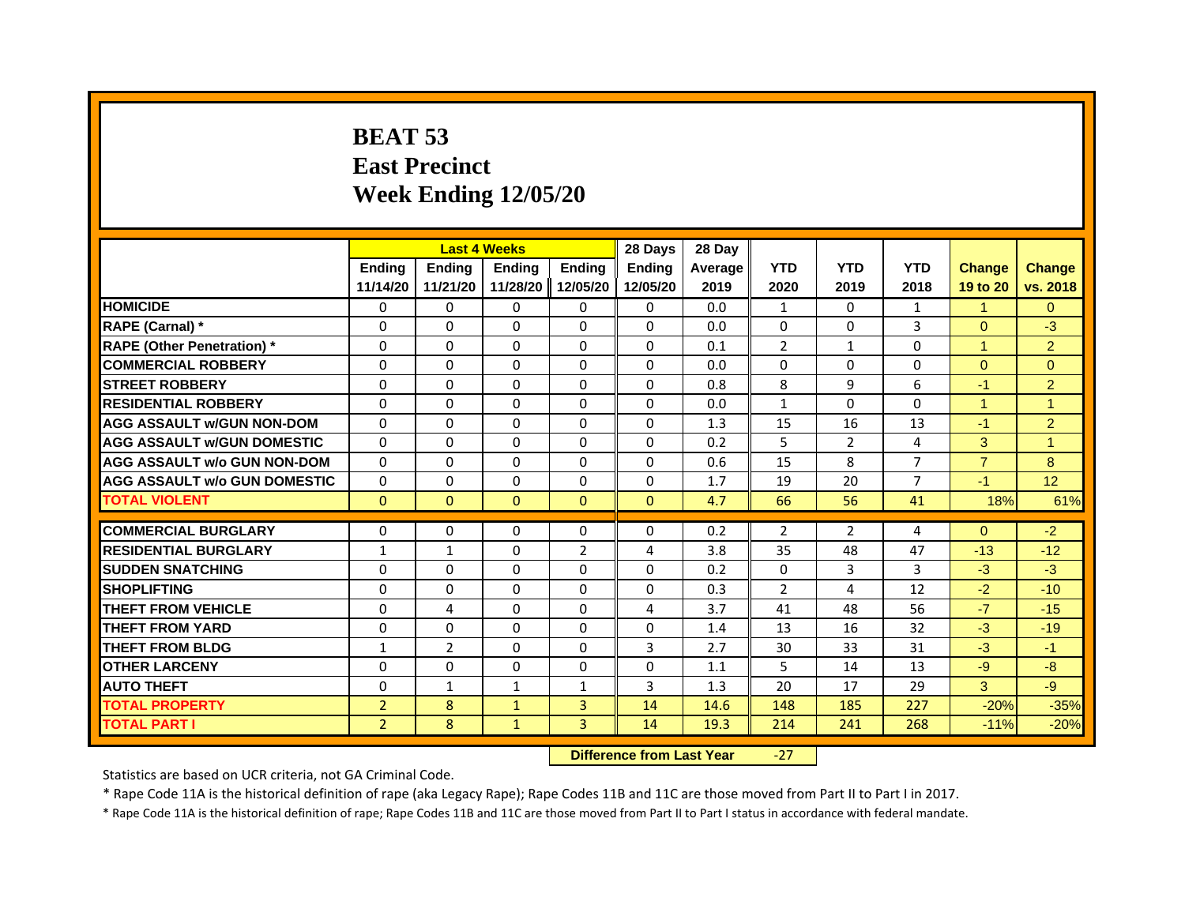# BEAT 53
# East Precinct
# Week Ending 12/05/20

| | Last 4 Weeks | | | | 28 Days | 28 Day | | | | | |
|---|---|---|---|---|---|---|---|---|---|---|---|
| | Ending 11/14/20 | Ending 11/21/20 | Ending 11/28/20 | Ending 12/05/20 | Ending 12/05/20 | Average 2019 | YTD 2020 | YTD 2019 | YTD 2018 | Change 19 to 20 | Change vs. 2018 |
| HOMICIDE | 0 | 0 | 0 | 0 | 0 | 0.0 | 1 | 0 | 1 | 1 | 0 |
| RAPE (Carnal) * | 0 | 0 | 0 | 0 | 0 | 0.0 | 0 | 0 | 3 | 0 | -3 |
| RAPE (Other Penetration) * | 0 | 0 | 0 | 0 | 0 | 0.1 | 2 | 1 | 0 | 1 | 2 |
| COMMERCIAL ROBBERY | 0 | 0 | 0 | 0 | 0 | 0.0 | 0 | 0 | 0 | 0 | 0 |
| STREET ROBBERY | 0 | 0 | 0 | 0 | 0 | 0.8 | 8 | 9 | 6 | -1 | 2 |
| RESIDENTIAL ROBBERY | 0 | 0 | 0 | 0 | 0 | 0.0 | 1 | 0 | 0 | 1 | 1 |
| AGG ASSAULT w/GUN NON-DOM | 0 | 0 | 0 | 0 | 0 | 1.3 | 15 | 16 | 13 | -1 | 2 |
| AGG ASSAULT w/GUN DOMESTIC | 0 | 0 | 0 | 0 | 0 | 0.2 | 5 | 2 | 4 | 3 | 1 |
| AGG ASSAULT w/o GUN NON-DOM | 0 | 0 | 0 | 0 | 0 | 0.6 | 15 | 8 | 7 | 7 | 8 |
| AGG ASSAULT w/o GUN DOMESTIC | 0 | 0 | 0 | 0 | 0 | 1.7 | 19 | 20 | 7 | -1 | 12 |
| TOTAL VIOLENT | 0 | 0 | 0 | 0 | 0 | 4.7 | 66 | 56 | 41 | 18% | 61% |
| COMMERCIAL BURGLARY | 0 | 0 | 0 | 0 | 0 | 0.2 | 2 | 2 | 4 | 0 | -2 |
| RESIDENTIAL BURGLARY | 1 | 1 | 0 | 2 | 4 | 3.8 | 35 | 48 | 47 | -13 | -12 |
| SUDDEN SNATCHING | 0 | 0 | 0 | 0 | 0 | 0.2 | 0 | 3 | 3 | -3 | -3 |
| SHOPLIFTING | 0 | 0 | 0 | 0 | 0 | 0.3 | 2 | 4 | 12 | -2 | -10 |
| THEFT FROM VEHICLE | 0 | 4 | 0 | 0 | 4 | 3.7 | 41 | 48 | 56 | -7 | -15 |
| THEFT FROM YARD | 0 | 0 | 0 | 0 | 0 | 1.4 | 13 | 16 | 32 | -3 | -19 |
| THEFT FROM BLDG | 1 | 2 | 0 | 0 | 3 | 2.7 | 30 | 33 | 31 | -3 | -1 |
| OTHER LARCENY | 0 | 0 | 0 | 0 | 0 | 1.1 | 5 | 14 | 13 | -9 | -8 |
| AUTO THEFT | 0 | 1 | 1 | 1 | 3 | 1.3 | 20 | 17 | 29 | 3 | -9 |
| TOTAL PROPERTY | 2 | 8 | 1 | 3 | 14 | 14.6 | 148 | 185 | 227 | -20% | -35% |
| TOTAL PART I | 2 | 8 | 1 | 3 | 14 | 19.3 | 214 | 241 | 268 | -11% | -20% |

**Difference from Last Year** -27

Statistics are based on UCR criteria, not GA Criminal Code.

* Rape Code 11A is the historical definition of rape (aka Legacy Rape); Rape Codes 11B and 11C are those moved from Part II to Part I in 2017.

* Rape Code 11A is the historical definition of rape; Rape Codes 11B and 11C are those moved from Part II to Part I status in accordance with federal mandate.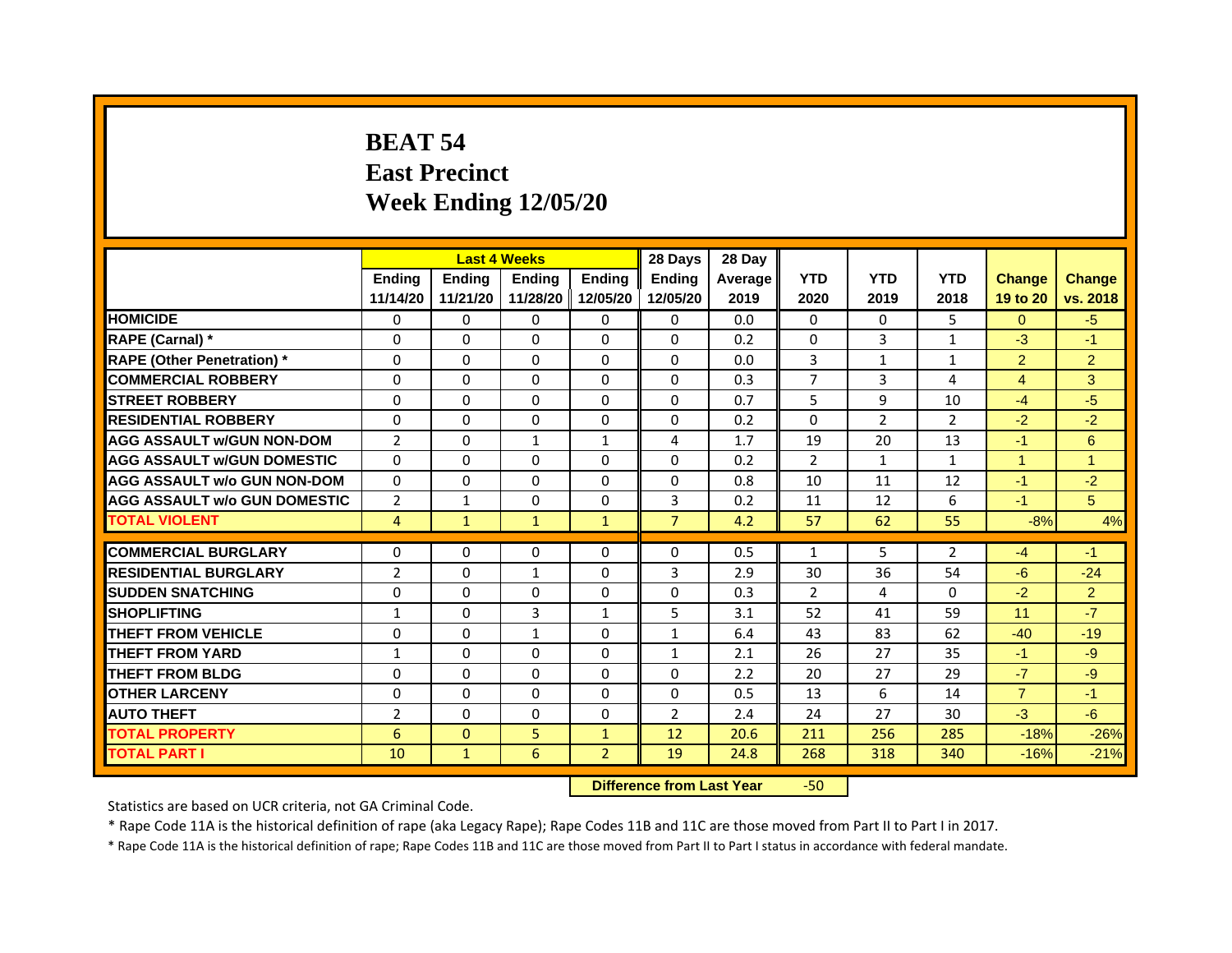# BEAT 54
# East Precinct
# Week Ending 12/05/20

| | Last 4 Weeks | | | | 28 Days | 28 Day | | | | | |
|---|---|---|---|---|---|---|---|---|---|---|---|
| | Ending 11/14/20 | Ending 11/21/20 | Ending 11/28/20 | Ending 12/05/20 | Ending 12/05/20 | Average 2019 | YTD 2020 | YTD 2019 | YTD 2018 | Change 19 to 20 | Change vs. 2018 |
| HOMICIDE | 0 | 0 | 0 | 0 | 0 | 0.0 | 0 | 0 | 5 | 0 | -5 |
| RAPE (Carnal) * | 0 | 0 | 0 | 0 | 0 | 0.2 | 0 | 3 | 1 | -3 | -1 |
| RAPE (Other Penetration) * | 0 | 0 | 0 | 0 | 0 | 0.0 | 3 | 1 | 1 | 2 | 2 |
| COMMERCIAL ROBBERY | 0 | 0 | 0 | 0 | 0 | 0.3 | 7 | 3 | 4 | 4 | 3 |
| STREET ROBBERY | 0 | 0 | 0 | 0 | 0 | 0.7 | 5 | 9 | 10 | -4 | -5 |
| RESIDENTIAL ROBBERY | 0 | 0 | 0 | 0 | 0 | 0.2 | 0 | 2 | 2 | -2 | -2 |
| AGG ASSAULT w/GUN NON-DOM | 2 | 0 | 1 | 1 | 4 | 1.7 | 19 | 20 | 13 | -1 | 6 |
| AGG ASSAULT w/GUN DOMESTIC | 0 | 0 | 0 | 0 | 0 | 0.2 | 2 | 1 | 1 | 1 | 1 |
| AGG ASSAULT w/o GUN NON-DOM | 0 | 0 | 0 | 0 | 0 | 0.8 | 10 | 11 | 12 | -1 | -2 |
| AGG ASSAULT w/o GUN DOMESTIC | 2 | 1 | 0 | 0 | 3 | 0.2 | 11 | 12 | 6 | -1 | 5 |
| TOTAL VIOLENT | 4 | 1 | 1 | 1 | 7 | 4.2 | 57 | 62 | 55 | -8% | 4% |
| COMMERCIAL BURGLARY | 0 | 0 | 0 | 0 | 0 | 0.5 | 1 | 5 | 2 | -4 | -1 |
| RESIDENTIAL BURGLARY | 2 | 0 | 1 | 0 | 3 | 2.9 | 30 | 36 | 54 | -6 | -24 |
| SUDDEN SNATCHING | 0 | 0 | 0 | 0 | 0 | 0.3 | 2 | 4 | 0 | -2 | 2 |
| SHOPLIFTING | 1 | 0 | 3 | 1 | 5 | 3.1 | 52 | 41 | 59 | 11 | -7 |
| THEFT FROM VEHICLE | 0 | 0 | 1 | 0 | 1 | 6.4 | 43 | 83 | 62 | -40 | -19 |
| THEFT FROM YARD | 1 | 0 | 0 | 0 | 1 | 2.1 | 26 | 27 | 35 | -1 | -9 |
| THEFT FROM BLDG | 0 | 0 | 0 | 0 | 0 | 2.2 | 20 | 27 | 29 | -7 | -9 |
| OTHER LARCENY | 0 | 0 | 0 | 0 | 0 | 0.5 | 13 | 6 | 14 | 7 | -1 |
| AUTO THEFT | 2 | 0 | 0 | 0 | 2 | 2.4 | 24 | 27 | 30 | -3 | -6 |
| TOTAL PROPERTY | 6 | 0 | 5 | 1 | 12 | 20.6 | 211 | 256 | 285 | -18% | -26% |
| TOTAL PART I | 10 | 1 | 6 | 2 | 19 | 24.8 | 268 | 318 | 340 | -16% | -21% |

**Difference from Last Year** -50

Statistics are based on UCR criteria, not GA Criminal Code.

* Rape Code 11A is the historical definition of rape (aka Legacy Rape); Rape Codes 11B and 11C are those moved from Part II to Part I in 2017.

* Rape Code 11A is the historical definition of rape; Rape Codes 11B and 11C are those moved from Part II to Part I status in accordance with federal mandate.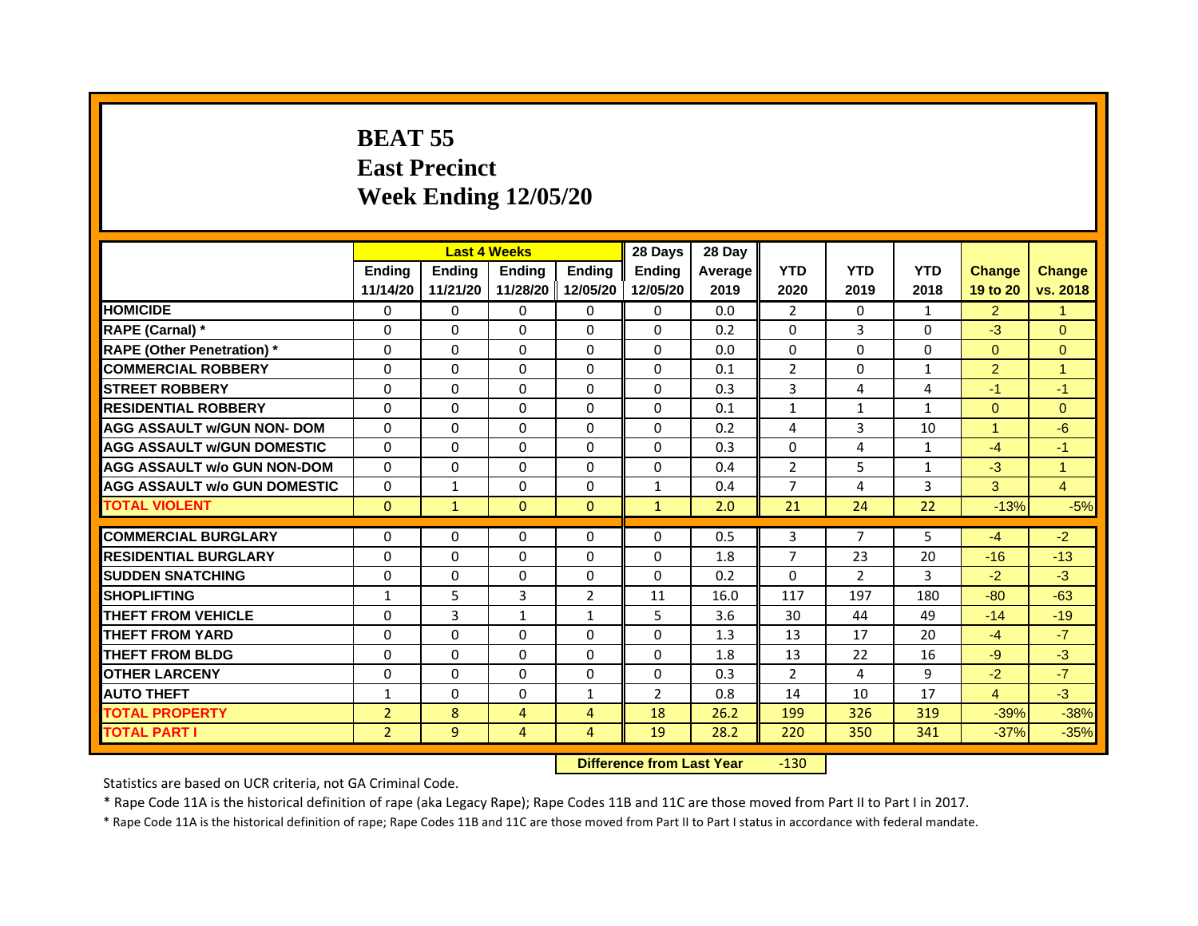# BEAT 55
## East Precinct
## Week Ending 12/05/20

| | Last 4 Weeks | | | | 28 Days | 28 Day | | | | | |
|---|---|---|---|---|---|---|---|---|---|---|---|
| | Ending 11/14/20 | Ending 11/21/20 | Ending 11/28/20 | Ending 12/05/20 | Ending 12/05/20 | Average 2019 | YTD 2020 | YTD 2019 | YTD 2018 | Change 19 to 20 | Change vs. 2018 |
| HOMICIDE | 0 | 0 | 0 | 0 | 0 | 0.0 | 2 | 0 | 1 | 2 | 1 |
| RAPE (Carnal) * | 0 | 0 | 0 | 0 | 0 | 0.2 | 0 | 3 | 0 | -3 | 0 |
| RAPE (Other Penetration) * | 0 | 0 | 0 | 0 | 0 | 0.0 | 0 | 0 | 0 | 0 | 0 |
| COMMERCIAL ROBBERY | 0 | 0 | 0 | 0 | 0 | 0.1 | 2 | 0 | 1 | 2 | 1 |
| STREET ROBBERY | 0 | 0 | 0 | 0 | 0 | 0.3 | 3 | 4 | 4 | -1 | -1 |
| RESIDENTIAL ROBBERY | 0 | 0 | 0 | 0 | 0 | 0.1 | 1 | 1 | 1 | 0 | 0 |
| AGG ASSAULT w/GUN NON- DOM | 0 | 0 | 0 | 0 | 0 | 0.2 | 4 | 3 | 10 | 1 | -6 |
| AGG ASSAULT w/GUN DOMESTIC | 0 | 0 | 0 | 0 | 0 | 0.3 | 0 | 4 | 1 | -4 | -1 |
| AGG ASSAULT w/o GUN NON-DOM | 0 | 0 | 0 | 0 | 0 | 0.4 | 2 | 5 | 1 | -3 | 1 |
| AGG ASSAULT w/o GUN DOMESTIC | 0 | 1 | 0 | 0 | 1 | 0.4 | 7 | 4 | 3 | 3 | 4 |
| TOTAL VIOLENT | 0 | 1 | 0 | 0 | 1 | 2.0 | 21 | 24 | 22 | -13% | -5% |
| COMMERCIAL BURGLARY | 0 | 0 | 0 | 0 | 0 | 0.5 | 3 | 7 | 5 | -4 | -2 |
| RESIDENTIAL BURGLARY | 0 | 0 | 0 | 0 | 0 | 1.8 | 7 | 23 | 20 | -16 | -13 |
| SUDDEN SNATCHING | 0 | 0 | 0 | 0 | 0 | 0.2 | 0 | 2 | 3 | -2 | -3 |
| SHOPLIFTING | 1 | 5 | 3 | 2 | 11 | 16.0 | 117 | 197 | 180 | -80 | -63 |
| THEFT FROM VEHICLE | 0 | 3 | 1 | 1 | 5 | 3.6 | 30 | 44 | 49 | -14 | -19 |
| THEFT FROM YARD | 0 | 0 | 0 | 0 | 0 | 1.3 | 13 | 17 | 20 | -4 | -7 |
| THEFT FROM BLDG | 0 | 0 | 0 | 0 | 0 | 1.8 | 13 | 22 | 16 | -9 | -3 |
| OTHER LARCENY | 0 | 0 | 0 | 0 | 0 | 0.3 | 2 | 4 | 9 | -2 | -7 |
| AUTO THEFT | 1 | 0 | 0 | 1 | 2 | 0.8 | 14 | 10 | 17 | 4 | -3 |
| TOTAL PROPERTY | 2 | 8 | 4 | 4 | 18 | 26.2 | 199 | 326 | 319 | -39% | -38% |
| TOTAL PART I | 2 | 9 | 4 | 4 | 19 | 28.2 | 220 | 350 | 341 | -37% | -35% |

**Difference from Last Year** -130

Statistics are based on UCR criteria, not GA Criminal Code.

* Rape Code 11A is the historical definition of rape (aka Legacy Rape); Rape Codes 11B and 11C are those moved from Part II to Part I in 2017.

* Rape Code 11A is the historical definition of rape; Rape Codes 11B and 11C are those moved from Part II to Part I status in accordance with federal mandate.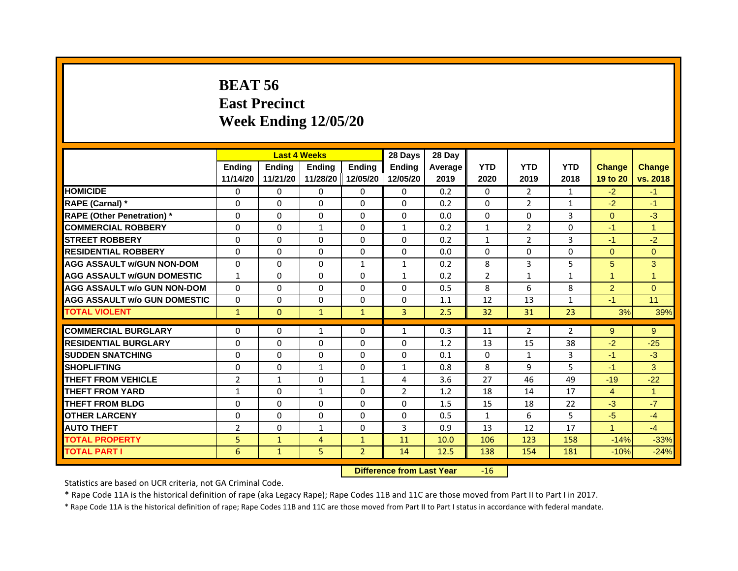# BEAT 56
## East Precinct
## Week Ending 12/05/20

| | Last 4 Weeks | | | | 28 Days | 28 Day | | | | | |
|---|---|---|---|---|---|---|---|---|---|---|---|
| | Ending 11/14/20 | Ending 11/21/20 | Ending 11/28/20 | Ending 12/05/20 | Ending 12/05/20 | Average 2019 | YTD 2020 | YTD 2019 | YTD 2018 | Change 19 to 20 | Change vs. 2018 |
| HOMICIDE | 0 | 0 | 0 | 0 | 0 | 0.2 | 0 | 2 | 1 | -2 | -1 |
| RAPE (Carnal) * | 0 | 0 | 0 | 0 | 0 | 0.2 | 0 | 2 | 1 | -2 | -1 |
| RAPE (Other Penetration) * | 0 | 0 | 0 | 0 | 0 | 0.0 | 0 | 0 | 3 | 0 | -3 |
| COMMERCIAL ROBBERY | 0 | 0 | 1 | 0 | 1 | 0.2 | 1 | 2 | 0 | -1 | 1 |
| STREET ROBBERY | 0 | 0 | 0 | 0 | 0 | 0.2 | 1 | 2 | 3 | -1 | -2 |
| RESIDENTIAL ROBBERY | 0 | 0 | 0 | 0 | 0 | 0.0 | 0 | 0 | 0 | 0 | 0 |
| AGG ASSAULT w/GUN NON-DOM | 0 | 0 | 0 | 1 | 1 | 0.2 | 8 | 3 | 5 | 5 | 3 |
| AGG ASSAULT w/GUN DOMESTIC | 1 | 0 | 0 | 0 | 1 | 0.2 | 2 | 1 | 1 | 1 | 1 |
| AGG ASSAULT w/o GUN NON-DOM | 0 | 0 | 0 | 0 | 0 | 0.5 | 8 | 6 | 8 | 2 | 0 |
| AGG ASSAULT w/o GUN DOMESTIC | 0 | 0 | 0 | 0 | 0 | 1.1 | 12 | 13 | 1 | -1 | 11 |
| TOTAL VIOLENT | 1 | 0 | 1 | 1 | 3 | 2.5 | 32 | 31 | 23 | 3% | 39% |
| COMMERCIAL BURGLARY | 0 | 0 | 1 | 0 | 1 | 0.3 | 11 | 2 | 2 | 9 | 9 |
| RESIDENTIAL BURGLARY | 0 | 0 | 0 | 0 | 0 | 1.2 | 13 | 15 | 38 | -2 | -25 |
| SUDDEN SNATCHING | 0 | 0 | 0 | 0 | 0 | 0.1 | 0 | 1 | 3 | -1 | -3 |
| SHOPLIFTING | 0 | 0 | 1 | 0 | 1 | 0.8 | 8 | 9 | 5 | -1 | 3 |
| THEFT FROM VEHICLE | 2 | 1 | 0 | 1 | 4 | 3.6 | 27 | 46 | 49 | -19 | -22 |
| THEFT FROM YARD | 1 | 0 | 1 | 0 | 2 | 1.2 | 18 | 14 | 17 | 4 | 1 |
| THEFT FROM BLDG | 0 | 0 | 0 | 0 | 0 | 1.5 | 15 | 18 | 22 | -3 | -7 |
| OTHER LARCENY | 0 | 0 | 0 | 0 | 0 | 0.5 | 1 | 6 | 5 | -5 | -4 |
| AUTO THEFT | 2 | 0 | 1 | 0 | 3 | 0.9 | 13 | 12 | 17 | 1 | -4 |
| TOTAL PROPERTY | 5 | 1 | 4 | 1 | 11 | 10.0 | 106 | 123 | 158 | -14% | -33% |
| TOTAL PART I | 6 | 1 | 5 | 2 | 14 | 12.5 | 138 | 154 | 181 | -10% | -24% |

**Difference from Last Year** -16

Statistics are based on UCR criteria, not GA Criminal Code.

* Rape Code 11A is the historical definition of rape (aka Legacy Rape); Rape Codes 11B and 11C are those moved from Part II to Part I in 2017.

* Rape Code 11A is the historical definition of rape; Rape Codes 11B and 11C are those moved from Part II to Part I status in accordance with federal mandate.